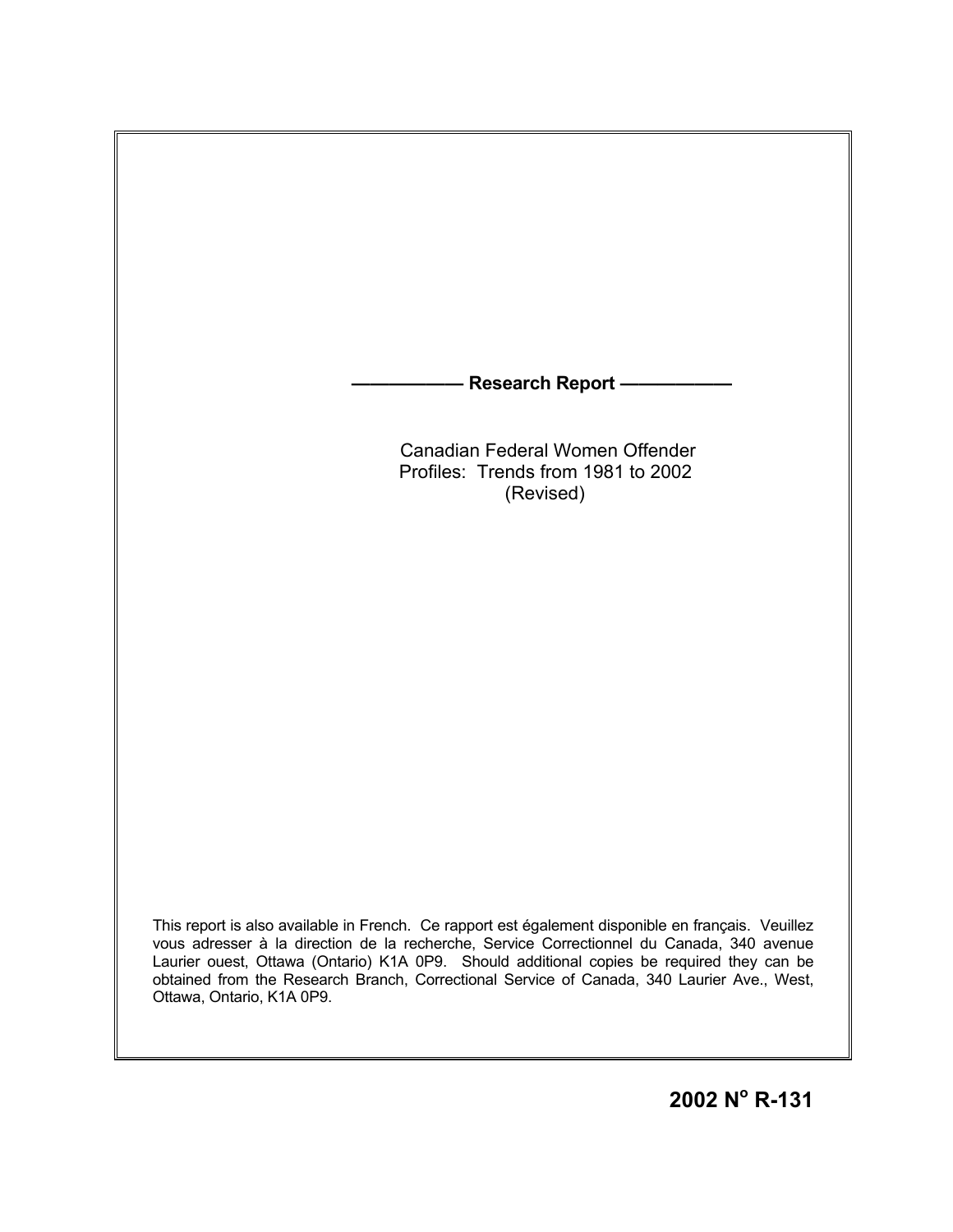**——————— Research Report ———————**

# Canadian Federal Women Offender Profiles: Trends from 1981 to 2002 (Revised)

This report is also available in French. Ce rapport est également disponible en français. Veuillez vous adresser à la direction de la recherche, Service Correctionnel du Canada, 340 avenue Laurier ouest, Ottawa (Ontario) K1A 0P9. Should additional copies be required they can be obtained from the Research Branch, Correctional Service of Canada, 340 Laurier Ave., West, Ottawa, Ontario, K1A 0P9.

**2002 N° R-131**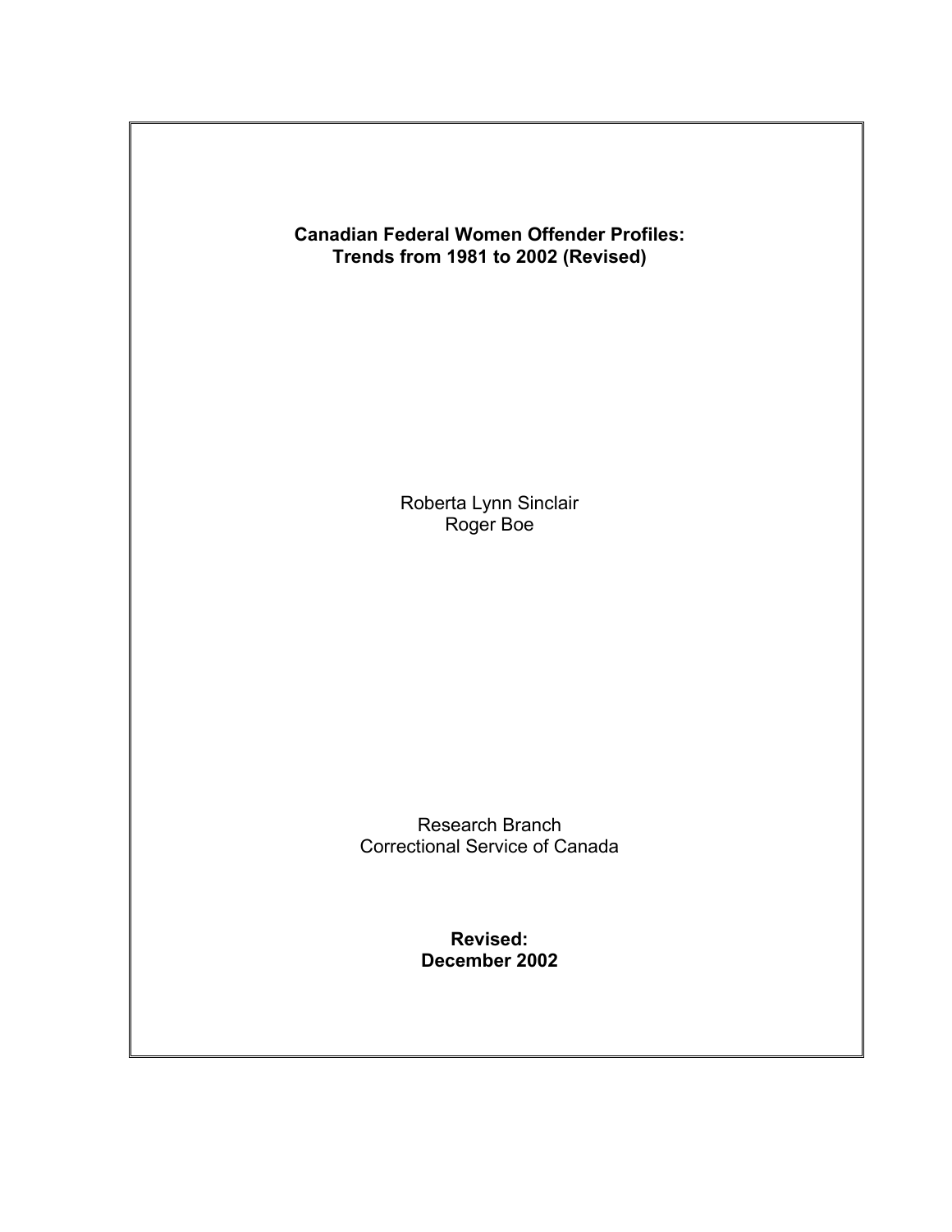**Canadian Federal Women Offender Profiles:**
**Trends from 1981 to 2002 (Revised)**

Roberta Lynn Sinclair
Roger Boe

Research Branch
Correctional Service of Canada

**Revised:**
**December 2002**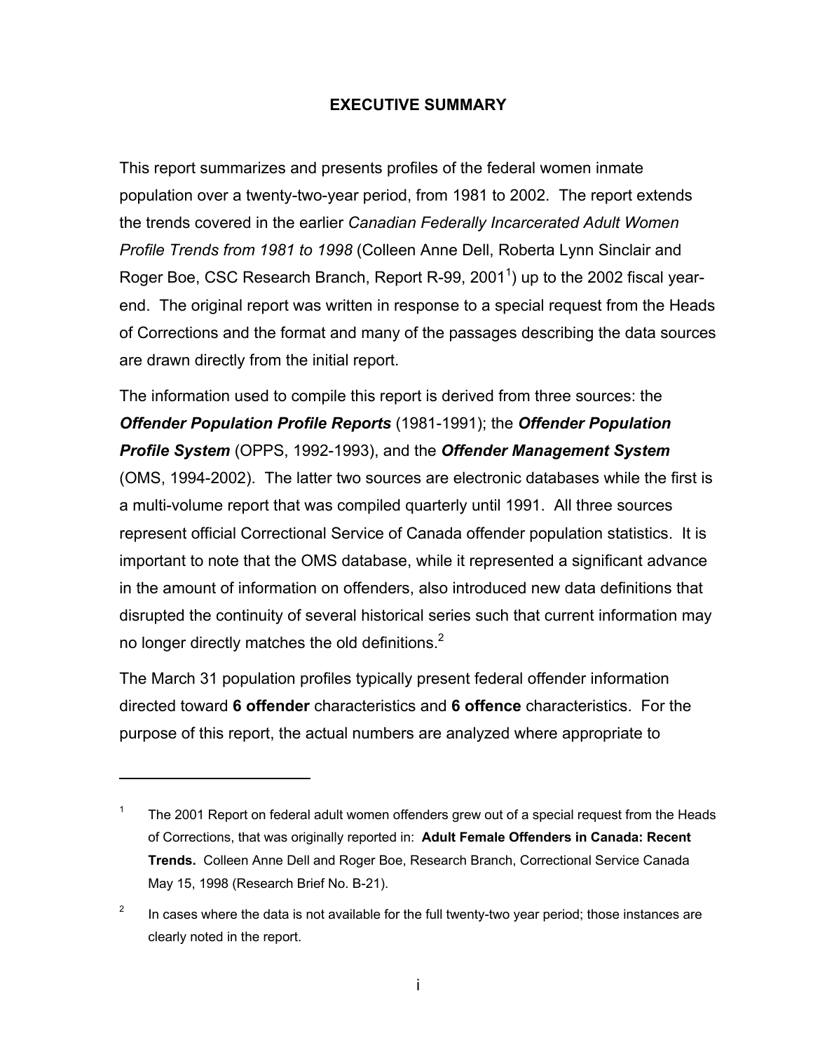## EXECUTIVE SUMMARY

This report summarizes and presents profiles of the federal women inmate population over a twenty-two-year period, from 1981 to 2002. The report extends the trends covered in the earlier *Canadian Federally Incarcerated Adult Women Profile Trends from 1981 to 1998* (Colleen Anne Dell, Roberta Lynn Sinclair and Roger Boe, CSC Research Branch, Report R-99, 2001[1]) up to the 2002 fiscal year-end. The original report was written in response to a special request from the Heads of Corrections and the format and many of the passages describing the data sources are drawn directly from the initial report.

The information used to compile this report is derived from three sources: the ***Offender Population Profile Reports*** (1981-1991); the ***Offender Population Profile System*** (OPPS, 1992-1993), and the ***Offender Management System*** (OMS, 1994-2002). The latter two sources are electronic databases while the first is a multi-volume report that was compiled quarterly until 1991. All three sources represent official Correctional Service of Canada offender population statistics. It is important to note that the OMS database, while it represented a significant advance in the amount of information on offenders, also introduced new data definitions that disrupted the continuity of several historical series such that current information may no longer directly matches the old definitions.[2]

The March 31 population profiles typically present federal offender information directed toward **6 offender** characteristics and **6 offence** characteristics. For the purpose of this report, the actual numbers are analyzed where appropriate to

---

[1] The 2001 Report on federal adult women offenders grew out of a special request from the Heads of Corrections, that was originally reported in: **Adult Female Offenders in Canada: Recent Trends.** Colleen Anne Dell and Roger Boe, Research Branch, Correctional Service Canada May 15, 1998 (Research Brief No. B-21).

[2] In cases where the data is not available for the full twenty-two year period; those instances are clearly noted in the report.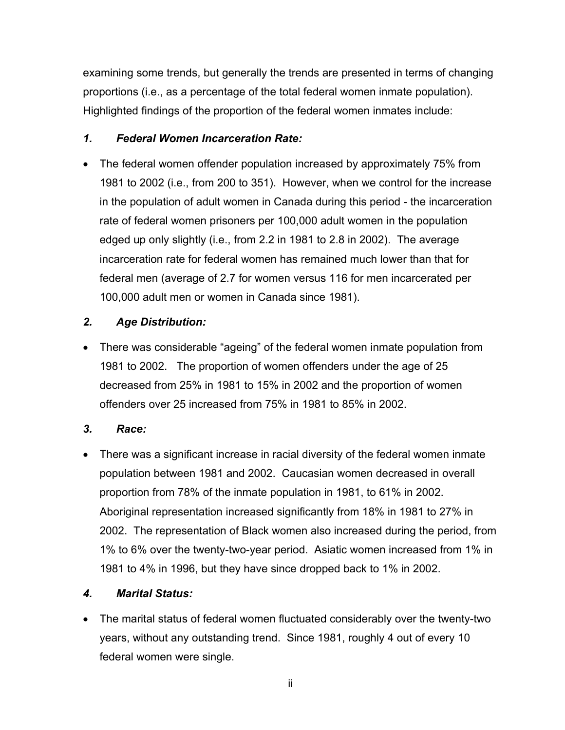examining some trends, but generally the trends are presented in terms of changing proportions (i.e., as a percentage of the total federal women inmate population). Highlighted findings of the proportion of the federal women inmates include:

### *1. Federal Women Incarceration Rate:*

- The federal women offender population increased by approximately 75% from 1981 to 2002 (i.e., from 200 to 351). However, when we control for the increase in the population of adult women in Canada during this period - the incarceration rate of federal women prisoners per 100,000 adult women in the population edged up only slightly (i.e., from 2.2 in 1981 to 2.8 in 2002). The average incarceration rate for federal women has remained much lower than that for federal men (average of 2.7 for women versus 116 for men incarcerated per 100,000 adult men or women in Canada since 1981).

### *2. Age Distribution:*

- There was considerable "ageing" of the federal women inmate population from 1981 to 2002. The proportion of women offenders under the age of 25 decreased from 25% in 1981 to 15% in 2002 and the proportion of women offenders over 25 increased from 75% in 1981 to 85% in 2002.

### *3. Race:*

- There was a significant increase in racial diversity of the federal women inmate population between 1981 and 2002. Caucasian women decreased in overall proportion from 78% of the inmate population in 1981, to 61% in 2002. Aboriginal representation increased significantly from 18% in 1981 to 27% in 2002. The representation of Black women also increased during the period, from 1% to 6% over the twenty-two-year period. Asiatic women increased from 1% in 1981 to 4% in 1996, but they have since dropped back to 1% in 2002.

### *4. Marital Status:*

- The marital status of federal women fluctuated considerably over the twenty-two years, without any outstanding trend. Since 1981, roughly 4 out of every 10 federal women were single.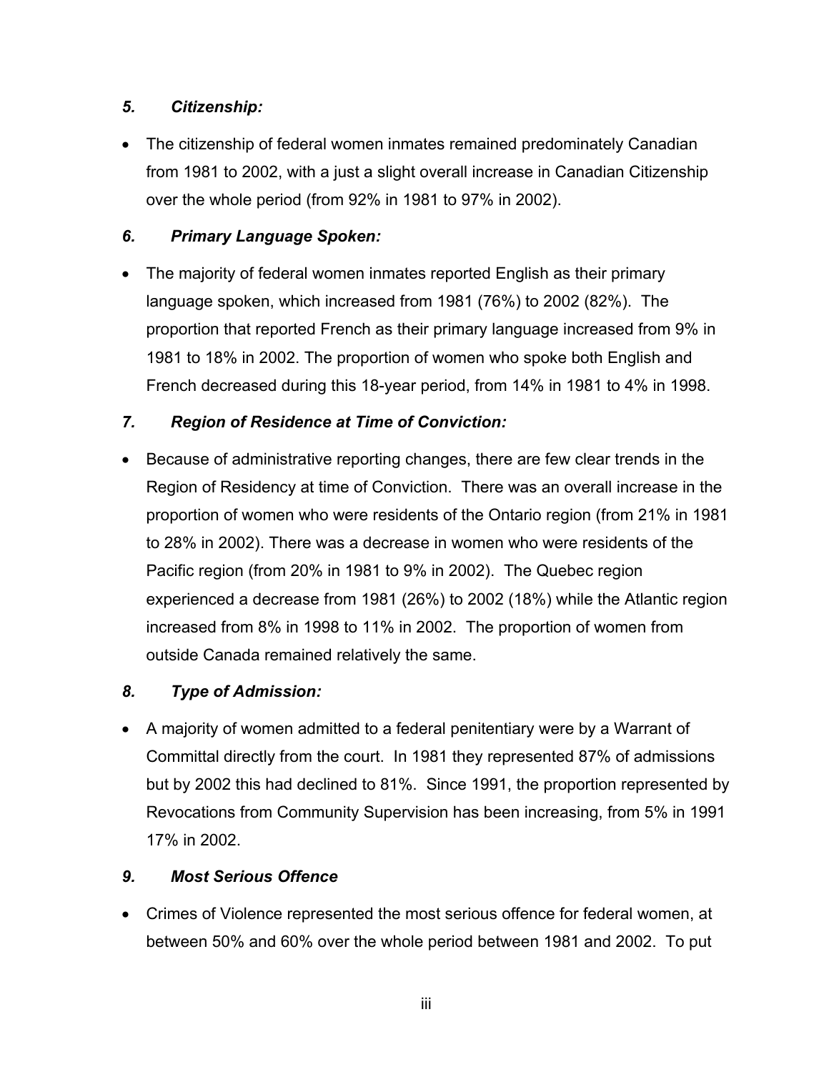### *5. Citizenship:*

- The citizenship of federal women inmates remained predominately Canadian from 1981 to 2002, with a just a slight overall increase in Canadian Citizenship over the whole period (from 92% in 1981 to 97% in 2002).

### *6. Primary Language Spoken:*

- The majority of federal women inmates reported English as their primary language spoken, which increased from 1981 (76%) to 2002 (82%). The proportion that reported French as their primary language increased from 9% in 1981 to 18% in 2002. The proportion of women who spoke both English and French decreased during this 18-year period, from 14% in 1981 to 4% in 1998.

### *7. Region of Residence at Time of Conviction:*

- Because of administrative reporting changes, there are few clear trends in the Region of Residency at time of Conviction. There was an overall increase in the proportion of women who were residents of the Ontario region (from 21% in 1981 to 28% in 2002). There was a decrease in women who were residents of the Pacific region (from 20% in 1981 to 9% in 2002). The Quebec region experienced a decrease from 1981 (26%) to 2002 (18%) while the Atlantic region increased from 8% in 1998 to 11% in 2002. The proportion of women from outside Canada remained relatively the same.

### *8. Type of Admission:*

- A majority of women admitted to a federal penitentiary were by a Warrant of Committal directly from the court. In 1981 they represented 87% of admissions but by 2002 this had declined to 81%. Since 1991, the proportion represented by Revocations from Community Supervision has been increasing, from 5% in 1991 17% in 2002.

### *9. Most Serious Offence*

- Crimes of Violence represented the most serious offence for federal women, at between 50% and 60% over the whole period between 1981 and 2002. To put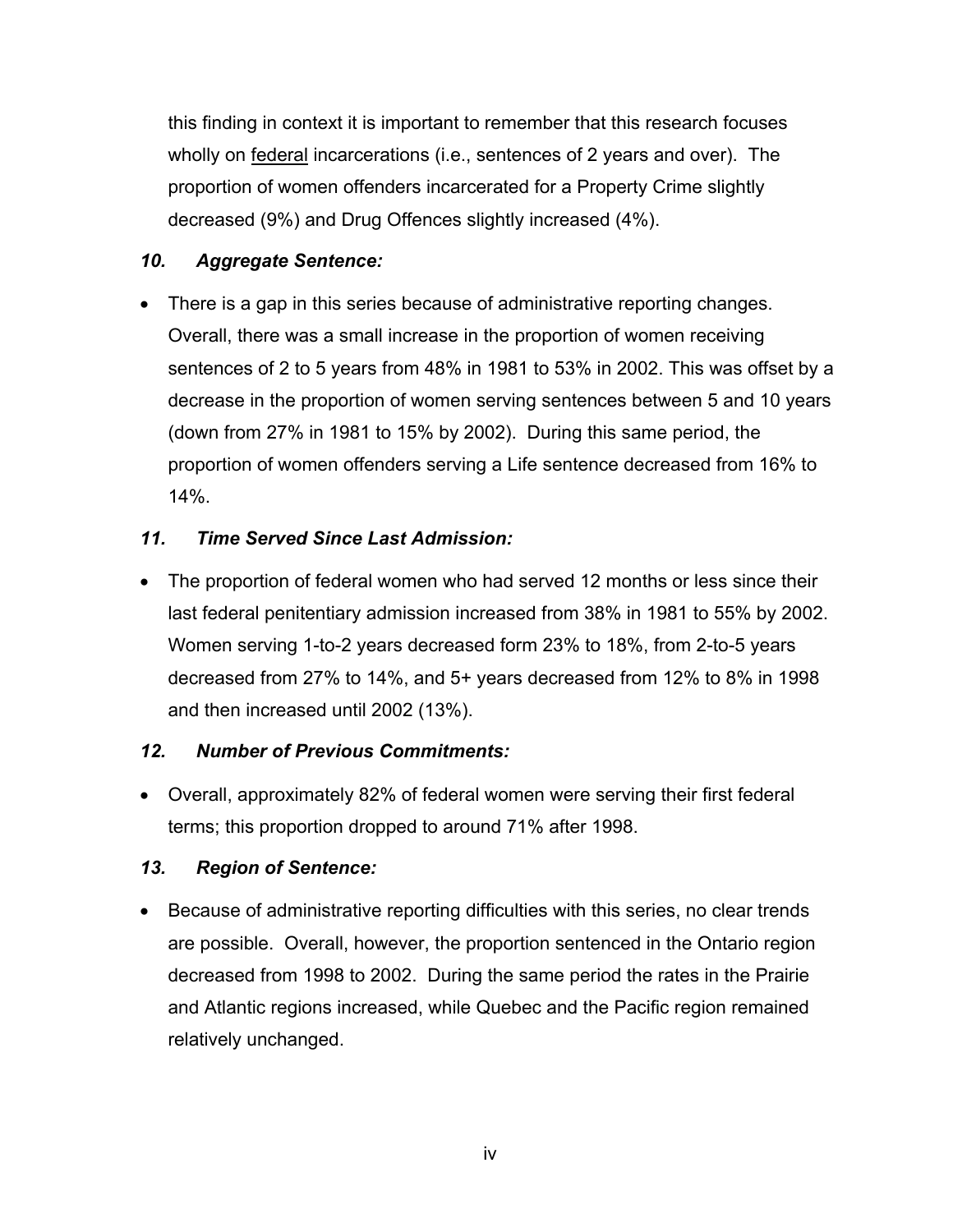this finding in context it is important to remember that this research focuses wholly on federal incarcerations (i.e., sentences of 2 years and over). The proportion of women offenders incarcerated for a Property Crime slightly decreased (9%) and Drug Offences slightly increased (4%).

### *10. Aggregate Sentence:*

- There is a gap in this series because of administrative reporting changes. Overall, there was a small increase in the proportion of women receiving sentences of 2 to 5 years from 48% in 1981 to 53% in 2002. This was offset by a decrease in the proportion of women serving sentences between 5 and 10 years (down from 27% in 1981 to 15% by 2002). During this same period, the proportion of women offenders serving a Life sentence decreased from 16% to 14%.

### *11. Time Served Since Last Admission:*

- The proportion of federal women who had served 12 months or less since their last federal penitentiary admission increased from 38% in 1981 to 55% by 2002. Women serving 1-to-2 years decreased form 23% to 18%, from 2-to-5 years decreased from 27% to 14%, and 5+ years decreased from 12% to 8% in 1998 and then increased until 2002 (13%).

### *12. Number of Previous Commitments:*

- Overall, approximately 82% of federal women were serving their first federal terms; this proportion dropped to around 71% after 1998.

### *13. Region of Sentence:*

- Because of administrative reporting difficulties with this series, no clear trends are possible. Overall, however, the proportion sentenced in the Ontario region decreased from 1998 to 2002. During the same period the rates in the Prairie and Atlantic regions increased, while Quebec and the Pacific region remained relatively unchanged.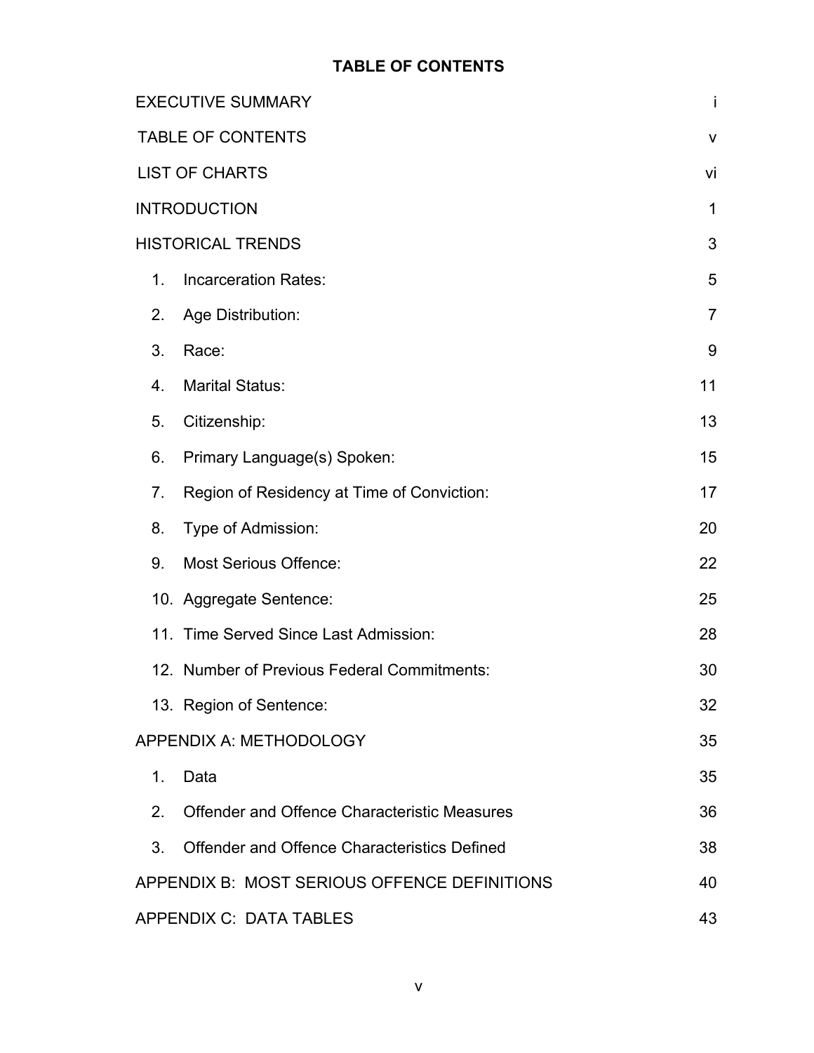# TABLE OF CONTENTS

| | |
|---|---|
| EXECUTIVE SUMMARY | i |
| TABLE OF CONTENTS | v |
| LIST OF CHARTS | vi |
| INTRODUCTION | 1 |
| HISTORICAL TRENDS | 3 |
| 1. Incarceration Rates: | 5 |
| 2. Age Distribution: | 7 |
| 3. Race: | 9 |
| 4. Marital Status: | 11 |
| 5. Citizenship: | 13 |
| 6. Primary Language(s) Spoken: | 15 |
| 7. Region of Residency at Time of Conviction: | 17 |
| 8. Type of Admission: | 20 |
| 9. Most Serious Offence: | 22 |
| 10. Aggregate Sentence: | 25 |
| 11. Time Served Since Last Admission: | 28 |
| 12. Number of Previous Federal Commitments: | 30 |
| 13. Region of Sentence: | 32 |
| APPENDIX A: METHODOLOGY | 35 |
| 1. Data | 35 |
| 2. Offender and Offence Characteristic Measures | 36 |
| 3. Offender and Offence Characteristics Defined | 38 |
| APPENDIX B: MOST SERIOUS OFFENCE DEFINITIONS | 40 |
| APPENDIX C: DATA TABLES | 43 |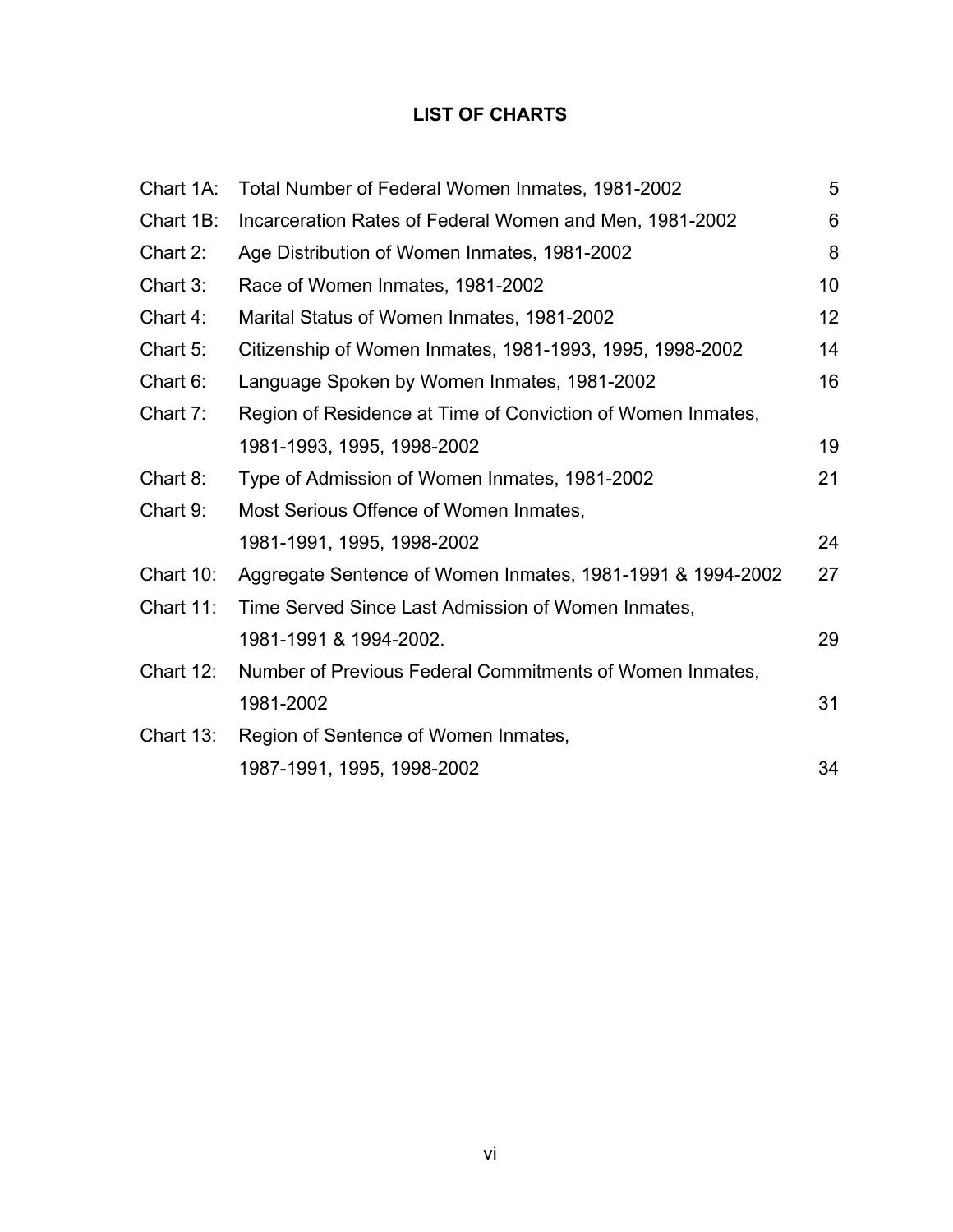## LIST OF CHARTS

| | | |
|---|---|---|
| Chart 1A: | Total Number of Federal Women Inmates, 1981-2002 | 5 |
| Chart 1B: | Incarceration Rates of Federal Women and Men, 1981-2002 | 6 |
| Chart 2: | Age Distribution of Women Inmates, 1981-2002 | 8 |
| Chart 3: | Race of Women Inmates, 1981-2002 | 10 |
| Chart 4: | Marital Status of Women Inmates, 1981-2002 | 12 |
| Chart 5: | Citizenship of Women Inmates, 1981-1993, 1995, 1998-2002 | 14 |
| Chart 6: | Language Spoken by Women Inmates, 1981-2002 | 16 |
| Chart 7: | Region of Residence at Time of Conviction of Women Inmates, 1981-1993, 1995, 1998-2002 | 19 |
| Chart 8: | Type of Admission of Women Inmates, 1981-2002 | 21 |
| Chart 9: | Most Serious Offence of Women Inmates, 1981-1991, 1995, 1998-2002 | 24 |
| Chart 10: | Aggregate Sentence of Women Inmates, 1981-1991 & 1994-2002 | 27 |
| Chart 11: | Time Served Since Last Admission of Women Inmates, 1981-1991 & 1994-2002. | 29 |
| Chart 12: | Number of Previous Federal Commitments of Women Inmates, 1981-2002 | 31 |
| Chart 13: | Region of Sentence of Women Inmates, 1987-1991, 1995, 1998-2002 | 34 |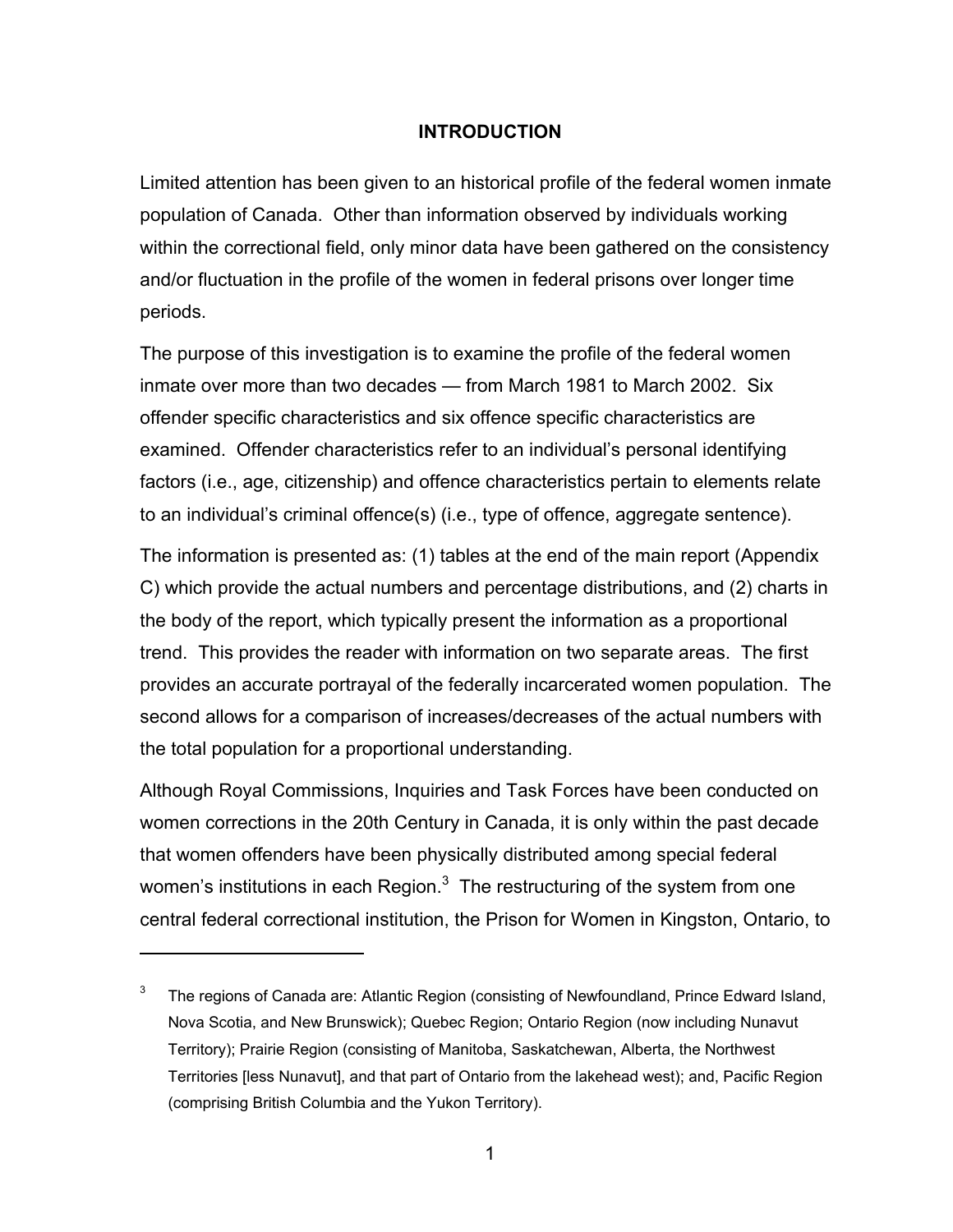## INTRODUCTION

Limited attention has been given to an historical profile of the federal women inmate population of Canada. Other than information observed by individuals working within the correctional field, only minor data have been gathered on the consistency and/or fluctuation in the profile of the women in federal prisons over longer time periods.

The purpose of this investigation is to examine the profile of the federal women inmate over more than two decades — from March 1981 to March 2002. Six offender specific characteristics and six offence specific characteristics are examined. Offender characteristics refer to an individual's personal identifying factors (i.e., age, citizenship) and offence characteristics pertain to elements relate to an individual's criminal offence(s) (i.e., type of offence, aggregate sentence).

The information is presented as: (1) tables at the end of the main report (Appendix C) which provide the actual numbers and percentage distributions, and (2) charts in the body of the report, which typically present the information as a proportional trend. This provides the reader with information on two separate areas. The first provides an accurate portrayal of the federally incarcerated women population. The second allows for a comparison of increases/decreases of the actual numbers with the total population for a proportional understanding.

Although Royal Commissions, Inquiries and Task Forces have been conducted on women corrections in the 20th Century in Canada, it is only within the past decade that women offenders have been physically distributed among special federal women's institutions in each Region.[3] The restructuring of the system from one central federal correctional institution, the Prison for Women in Kingston, Ontario, to

---

[3] The regions of Canada are: Atlantic Region (consisting of Newfoundland, Prince Edward Island, Nova Scotia, and New Brunswick); Quebec Region; Ontario Region (now including Nunavut Territory); Prairie Region (consisting of Manitoba, Saskatchewan, Alberta, the Northwest Territories [less Nunavut], and that part of Ontario from the lakehead west); and, Pacific Region (comprising British Columbia and the Yukon Territory).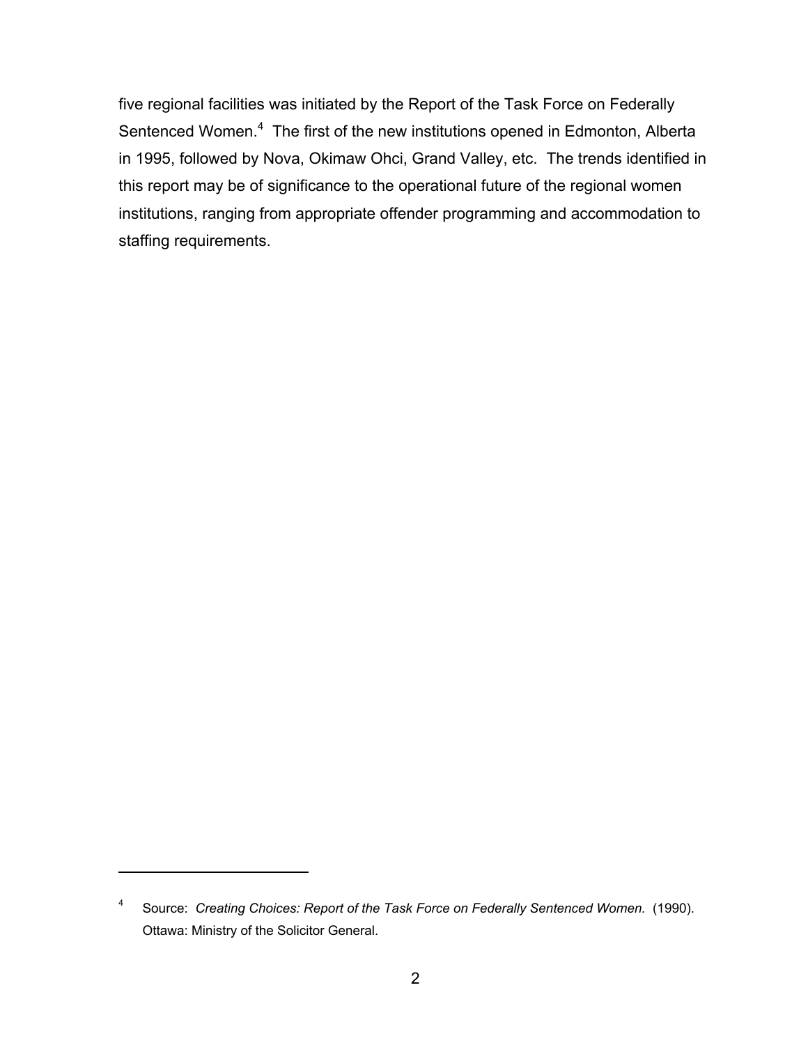five regional facilities was initiated by the Report of the Task Force on Federally Sentenced Women.[4] The first of the new institutions opened in Edmonton, Alberta in 1995, followed by Nova, Okimaw Ohci, Grand Valley, etc. The trends identified in this report may be of significance to the operational future of the regional women institutions, ranging from appropriate offender programming and accommodation to staffing requirements.

---

[4] Source: *Creating Choices: Report of the Task Force on Federally Sentenced Women.* (1990). Ottawa: Ministry of the Solicitor General.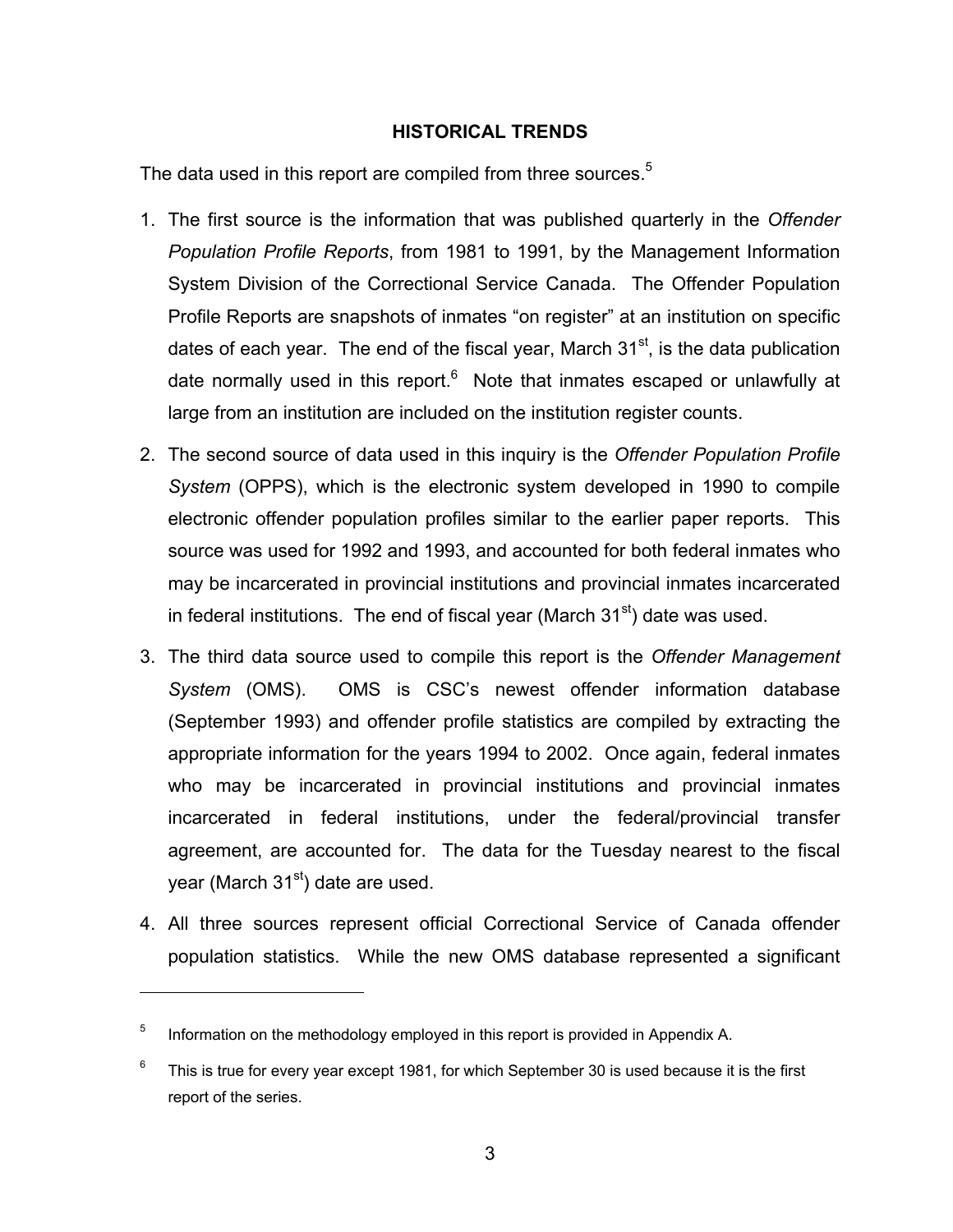## HISTORICAL TRENDS

The data used in this report are compiled from three sources.[5]

1. The first source is the information that was published quarterly in the *Offender Population Profile Reports*, from 1981 to 1991, by the Management Information System Division of the Correctional Service Canada. The Offender Population Profile Reports are snapshots of inmates "on register" at an institution on specific dates of each year. The end of the fiscal year, March 31st, is the data publication date normally used in this report.[6] Note that inmates escaped or unlawfully at large from an institution are included on the institution register counts.

2. The second source of data used in this inquiry is the *Offender Population Profile System* (OPPS), which is the electronic system developed in 1990 to compile electronic offender population profiles similar to the earlier paper reports. This source was used for 1992 and 1993, and accounted for both federal inmates who may be incarcerated in provincial institutions and provincial inmates incarcerated in federal institutions. The end of fiscal year (March 31st) date was used.

3. The third data source used to compile this report is the *Offender Management System* (OMS). OMS is CSC's newest offender information database (September 1993) and offender profile statistics are compiled by extracting the appropriate information for the years 1994 to 2002. Once again, federal inmates who may be incarcerated in provincial institutions and provincial inmates incarcerated in federal institutions, under the federal/provincial transfer agreement, are accounted for. The data for the Tuesday nearest to the fiscal year (March 31st) date are used.

4. All three sources represent official Correctional Service of Canada offender population statistics. While the new OMS database represented a significant

---

[5] Information on the methodology employed in this report is provided in Appendix A.

[6] This is true for every year except 1981, for which September 30 is used because it is the first report of the series.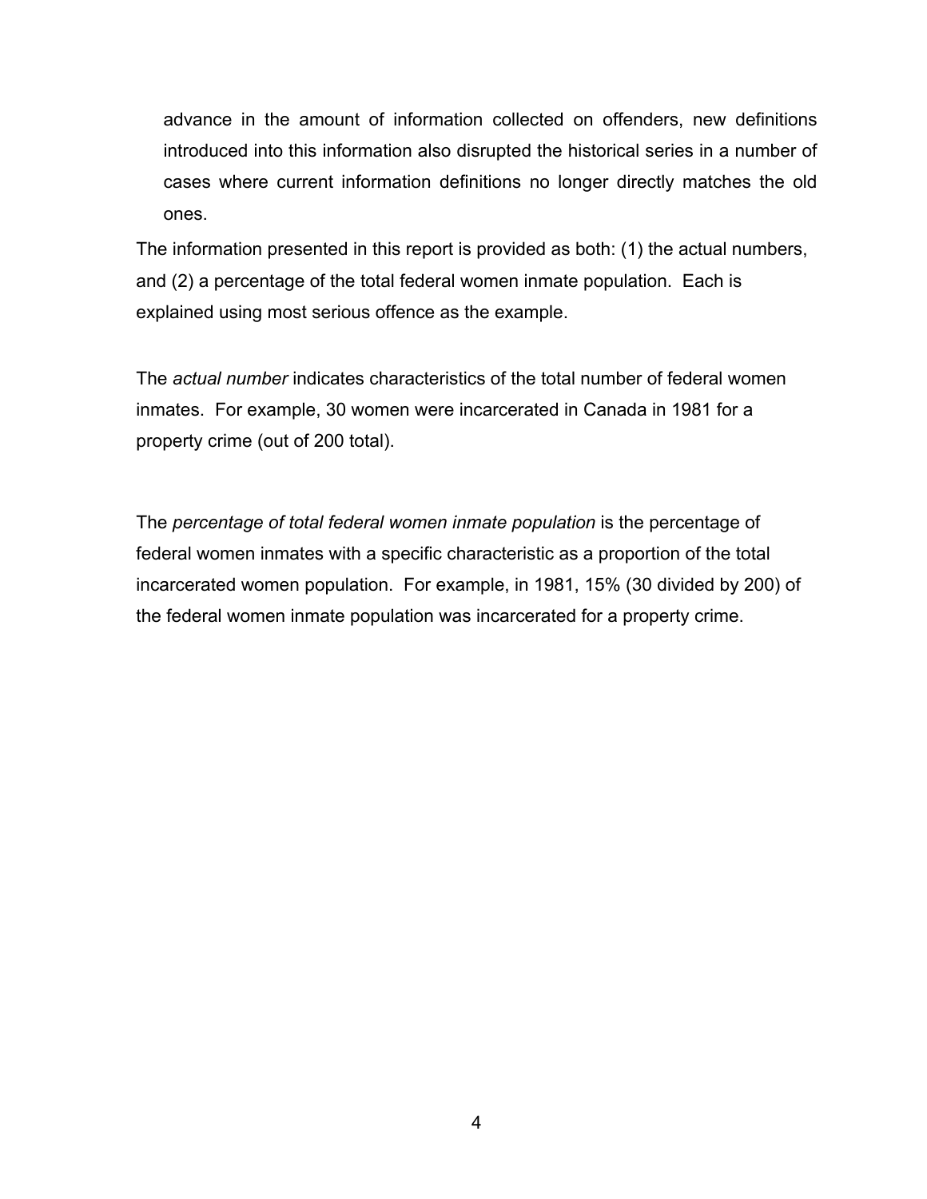advance in the amount of information collected on offenders, new definitions introduced into this information also disrupted the historical series in a number of cases where current information definitions no longer directly matches the old ones.

The information presented in this report is provided as both: (1) the actual numbers, and (2) a percentage of the total federal women inmate population. Each is explained using most serious offence as the example.

The *actual number* indicates characteristics of the total number of federal women inmates. For example, 30 women were incarcerated in Canada in 1981 for a property crime (out of 200 total).

The *percentage of total federal women inmate population* is the percentage of federal women inmates with a specific characteristic as a proportion of the total incarcerated women population. For example, in 1981, 15% (30 divided by 200) of the federal women inmate population was incarcerated for a property crime.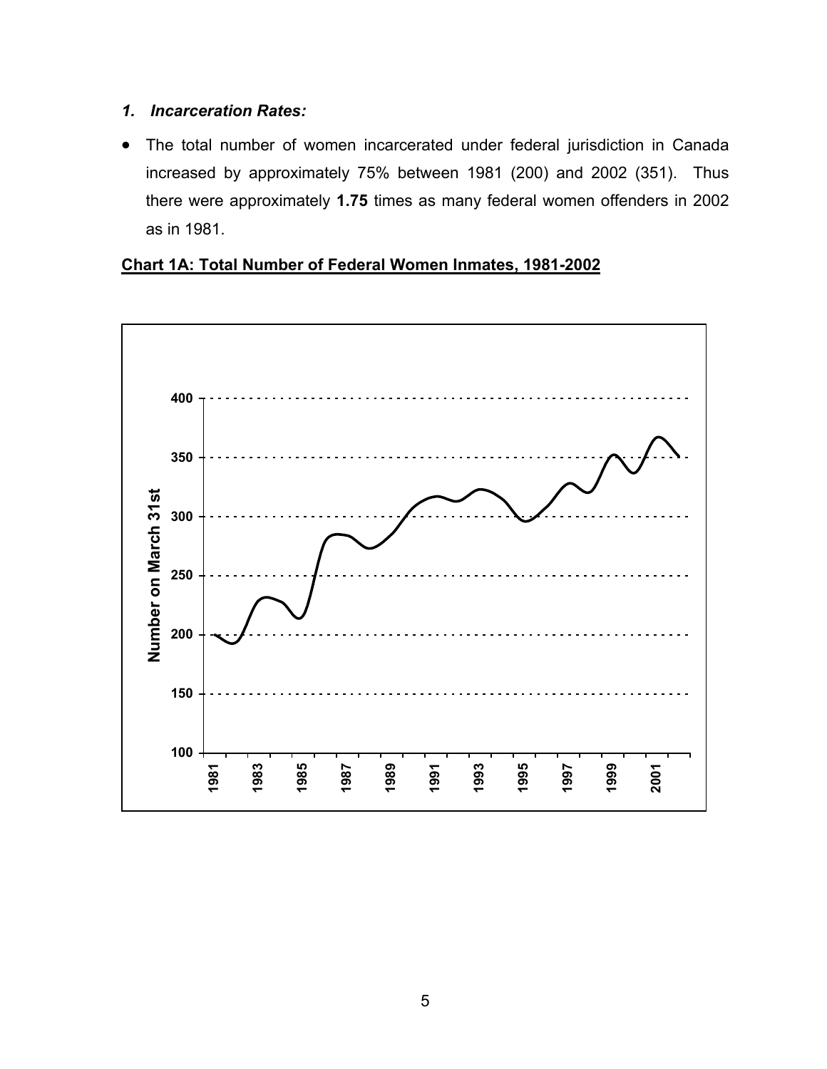### *1. Incarceration Rates:*

- The total number of women incarcerated under federal jurisdiction in Canada increased by approximately 75% between 1981 (200) and 2002 (351). Thus there were approximately **1.75** times as many federal women offenders in 2002 as in 1981.

**Chart 1A: Total Number of Federal Women Inmates, 1981-2002**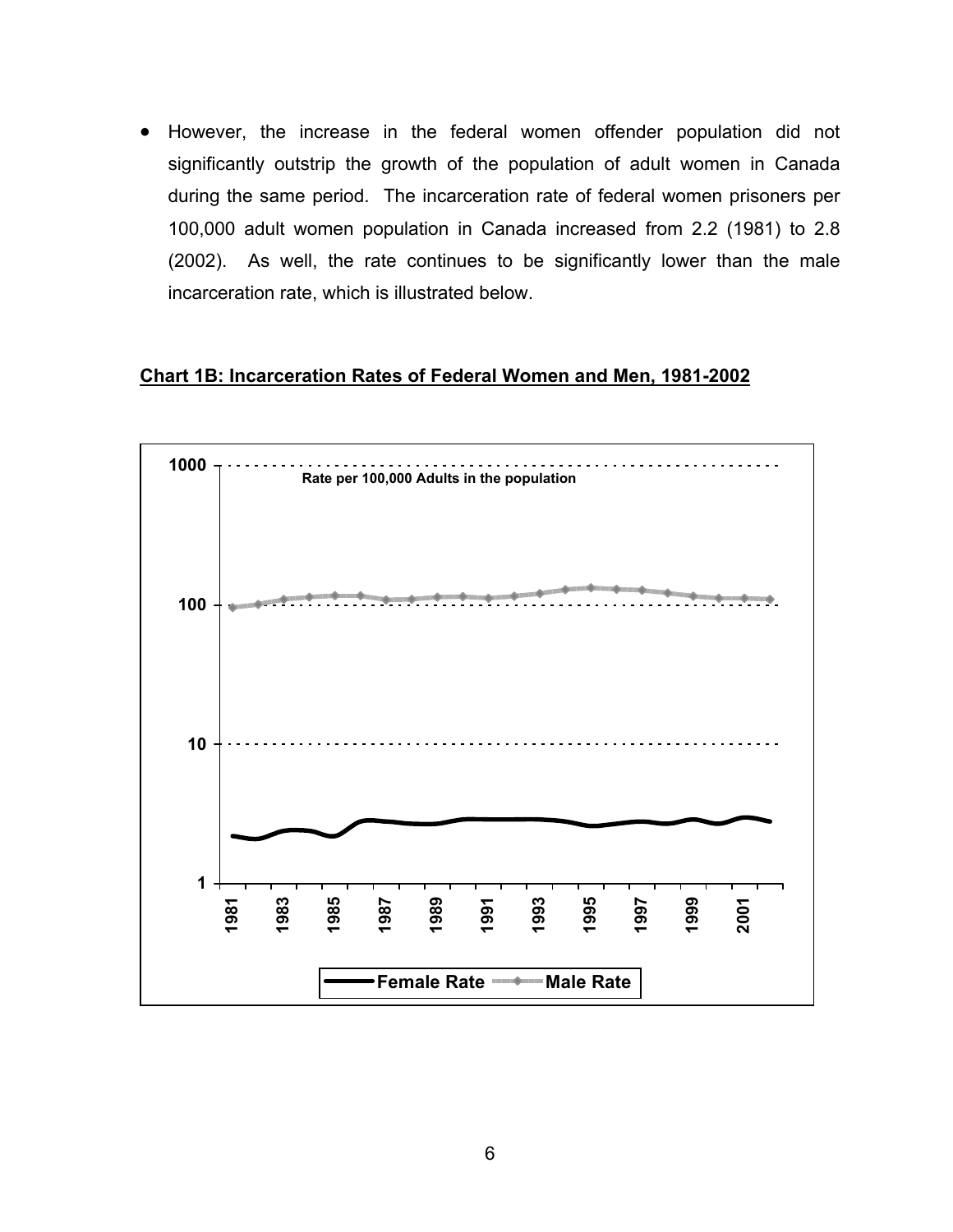- However, the increase in the federal women offender population did not significantly outstrip the growth of the population of adult women in Canada during the same period. The incarceration rate of federal women prisoners per 100,000 adult women population in Canada increased from 2.2 (1981) to 2.8 (2002). As well, the rate continues to be significantly lower than the male incarceration rate, which is illustrated below.

**Chart 1B: Incarceration Rates of Federal Women and Men, 1981-2002**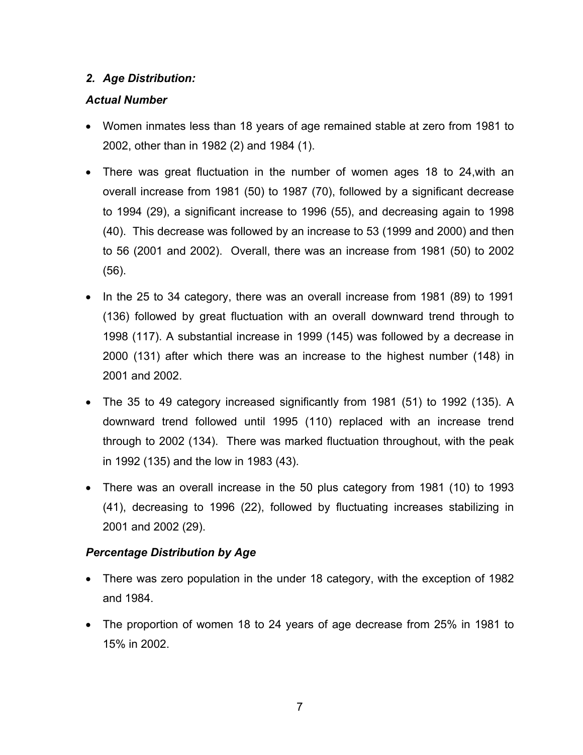## *2. Age Distribution:*

### *Actual Number*

- Women inmates less than 18 years of age remained stable at zero from 1981 to 2002, other than in 1982 (2) and 1984 (1).
- There was great fluctuation in the number of women ages 18 to 24,with an overall increase from 1981 (50) to 1987 (70), followed by a significant decrease to 1994 (29), a significant increase to 1996 (55), and decreasing again to 1998 (40). This decrease was followed by an increase to 53 (1999 and 2000) and then to 56 (2001 and 2002). Overall, there was an increase from 1981 (50) to 2002 (56).
- In the 25 to 34 category, there was an overall increase from 1981 (89) to 1991 (136) followed by great fluctuation with an overall downward trend through to 1998 (117). A substantial increase in 1999 (145) was followed by a decrease in 2000 (131) after which there was an increase to the highest number (148) in 2001 and 2002.
- The 35 to 49 category increased significantly from 1981 (51) to 1992 (135). A downward trend followed until 1995 (110) replaced with an increase trend through to 2002 (134). There was marked fluctuation throughout, with the peak in 1992 (135) and the low in 1983 (43).
- There was an overall increase in the 50 plus category from 1981 (10) to 1993 (41), decreasing to 1996 (22), followed by fluctuating increases stabilizing in 2001 and 2002 (29).

### *Percentage Distribution by Age*

- There was zero population in the under 18 category, with the exception of 1982 and 1984.
- The proportion of women 18 to 24 years of age decrease from 25% in 1981 to 15% in 2002.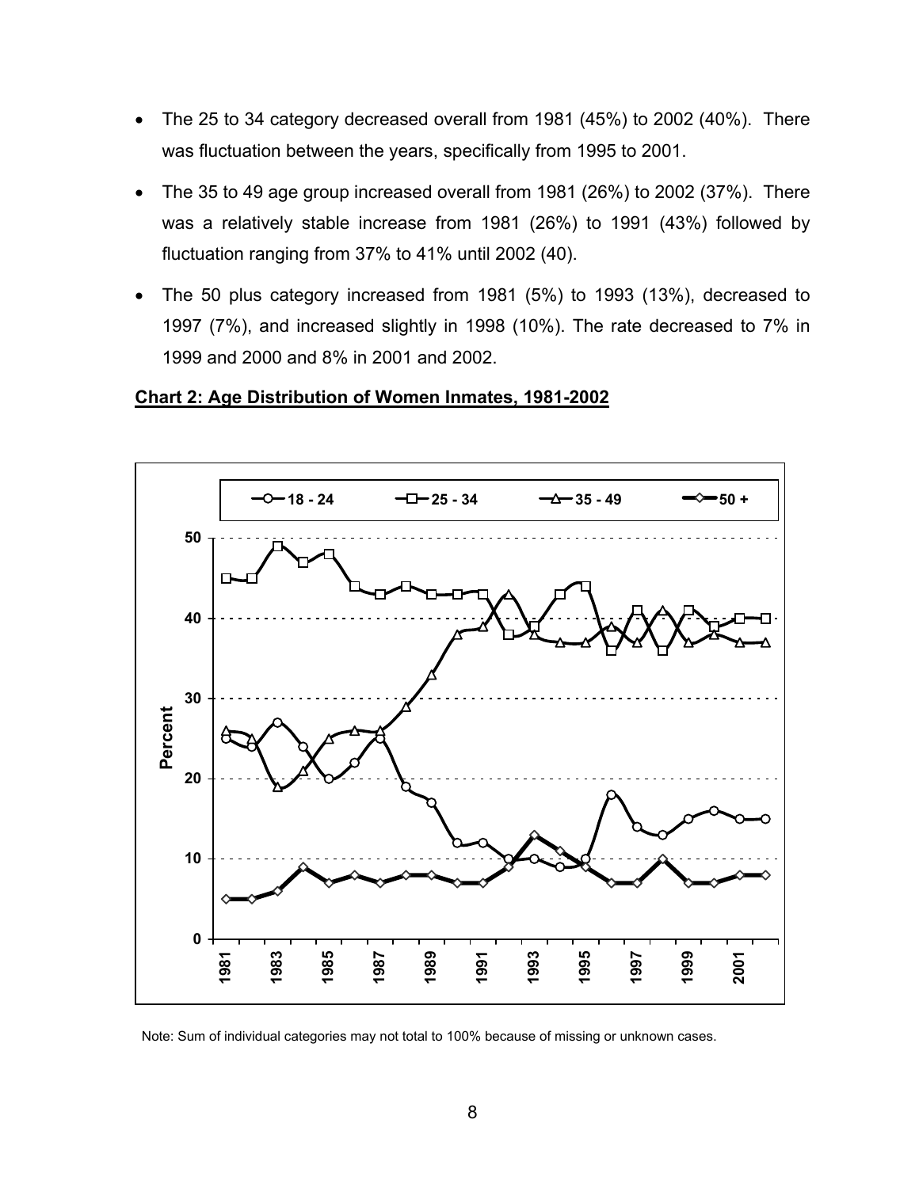- The 25 to 34 category decreased overall from 1981 (45%) to 2002 (40%). There was fluctuation between the years, specifically from 1995 to 2001.
- The 35 to 49 age group increased overall from 1981 (26%) to 2002 (37%). There was a relatively stable increase from 1981 (26%) to 1991 (43%) followed by fluctuation ranging from 37% to 41% until 2002 (40).
- The 50 plus category increased from 1981 (5%) to 1993 (13%), decreased to 1997 (7%), and increased slightly in 1998 (10%). The rate decreased to 7% in 1999 and 2000 and 8% in 2001 and 2002.

**Chart 2: Age Distribution of Women Inmates, 1981-2002**

Note: Sum of individual categories may not total to 100% because of missing or unknown cases.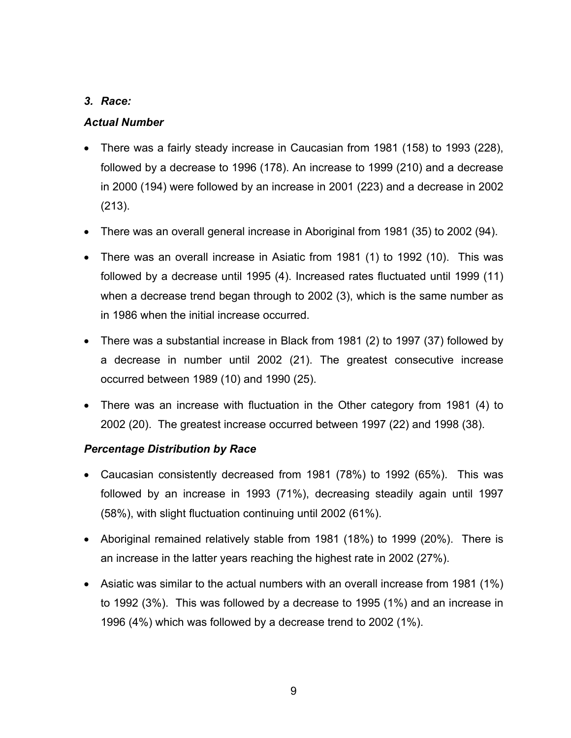### *3. Race:*

***Actual Number***

- There was a fairly steady increase in Caucasian from 1981 (158) to 1993 (228), followed by a decrease to 1996 (178). An increase to 1999 (210) and a decrease in 2000 (194) were followed by an increase in 2001 (223) and a decrease in 2002 (213).
- There was an overall general increase in Aboriginal from 1981 (35) to 2002 (94).
- There was an overall increase in Asiatic from 1981 (1) to 1992 (10). This was followed by a decrease until 1995 (4). Increased rates fluctuated until 1999 (11) when a decrease trend began through to 2002 (3), which is the same number as in 1986 when the initial increase occurred.
- There was a substantial increase in Black from 1981 (2) to 1997 (37) followed by a decrease in number until 2002 (21). The greatest consecutive increase occurred between 1989 (10) and 1990 (25).
- There was an increase with fluctuation in the Other category from 1981 (4) to 2002 (20). The greatest increase occurred between 1997 (22) and 1998 (38).

***Percentage Distribution by Race***

- Caucasian consistently decreased from 1981 (78%) to 1992 (65%). This was followed by an increase in 1993 (71%), decreasing steadily again until 1997 (58%), with slight fluctuation continuing until 2002 (61%).
- Aboriginal remained relatively stable from 1981 (18%) to 1999 (20%). There is an increase in the latter years reaching the highest rate in 2002 (27%).
- Asiatic was similar to the actual numbers with an overall increase from 1981 (1%) to 1992 (3%). This was followed by a decrease to 1995 (1%) and an increase in 1996 (4%) which was followed by a decrease trend to 2002 (1%).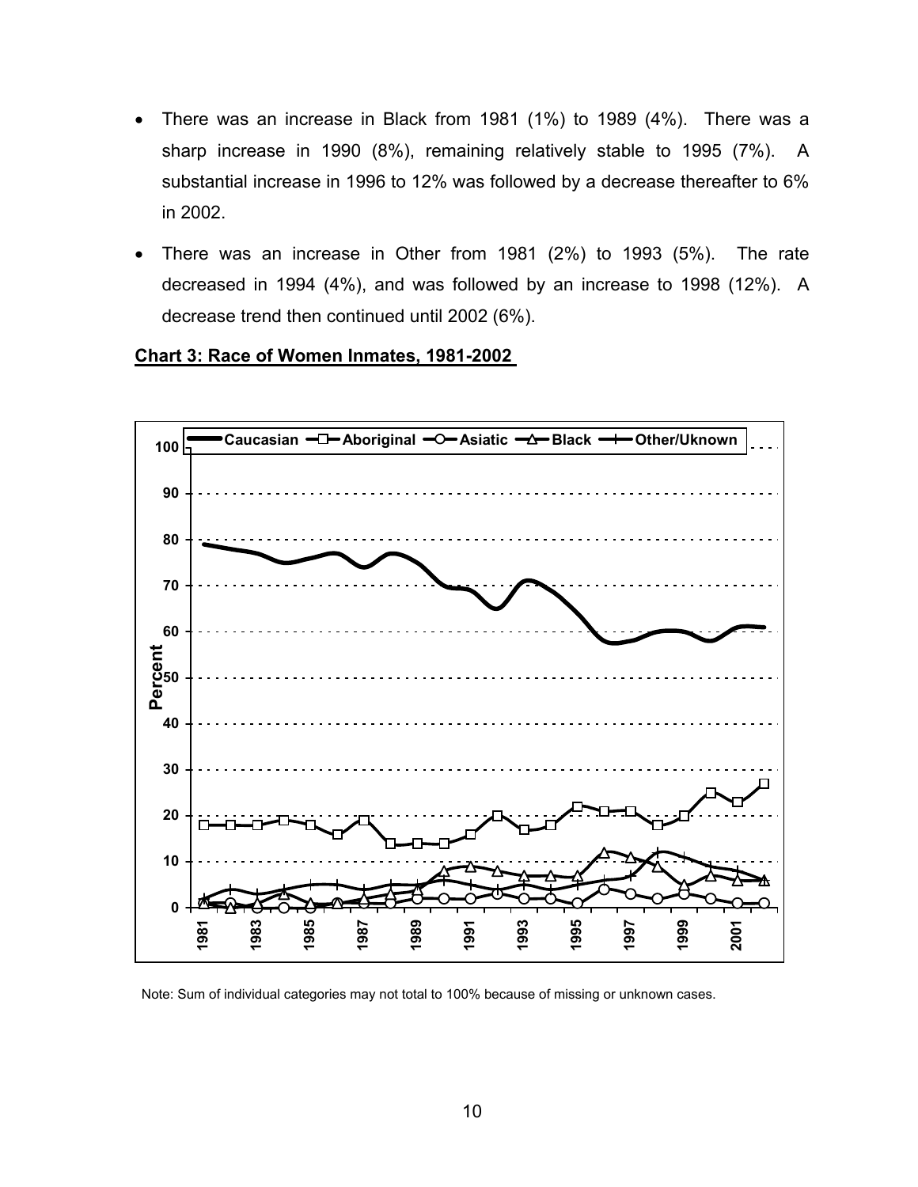- There was an increase in Black from 1981 (1%) to 1989 (4%). There was a sharp increase in 1990 (8%), remaining relatively stable to 1995 (7%). A substantial increase in 1996 to 12% was followed by a decrease thereafter to 6% in 2002.
- There was an increase in Other from 1981 (2%) to 1993 (5%). The rate decreased in 1994 (4%), and was followed by an increase to 1998 (12%). A decrease trend then continued until 2002 (6%).

**Chart 3: Race of Women Inmates, 1981-2002**

Note: Sum of individual categories may not total to 100% because of missing or unknown cases.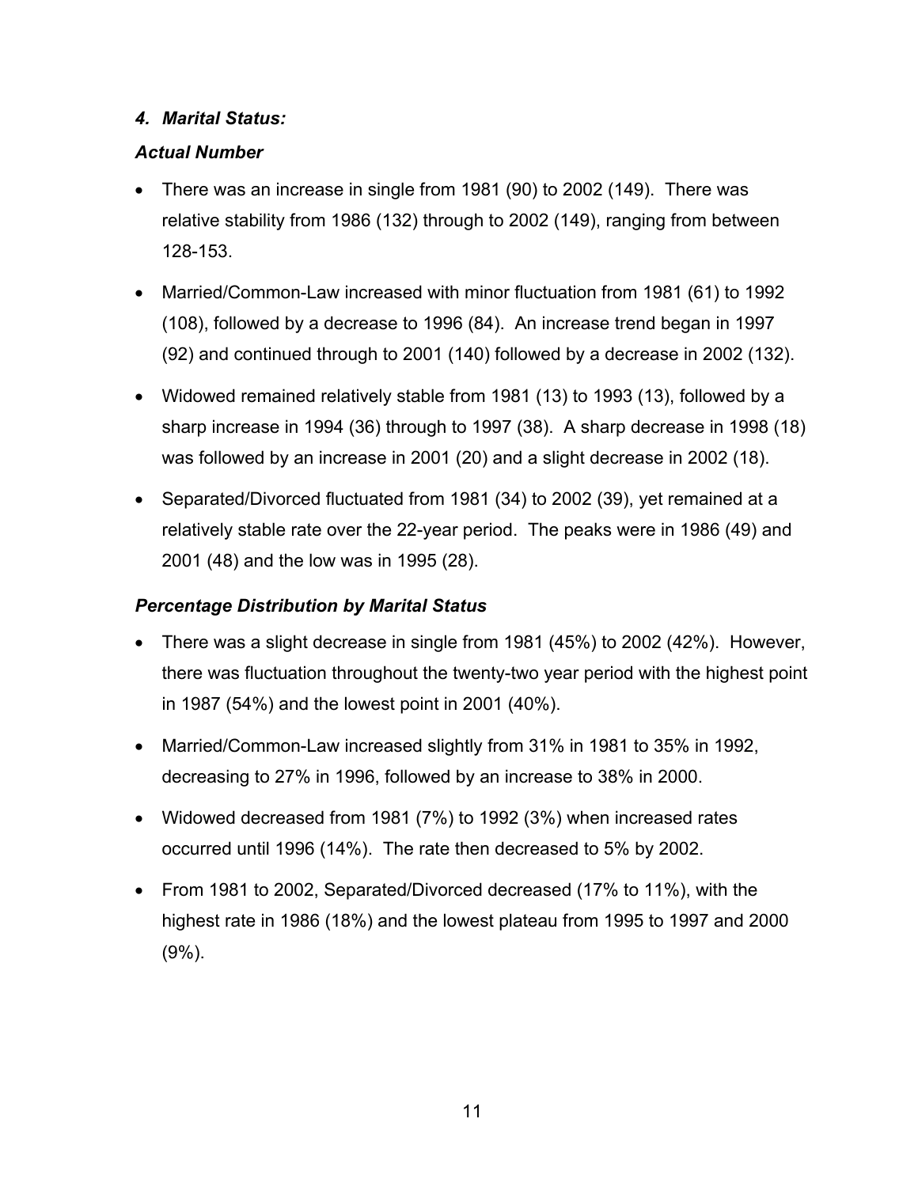### *4. Marital Status:*

***Actual Number***

- There was an increase in single from 1981 (90) to 2002 (149). There was relative stability from 1986 (132) through to 2002 (149), ranging from between 128-153.
- Married/Common-Law increased with minor fluctuation from 1981 (61) to 1992 (108), followed by a decrease to 1996 (84). An increase trend began in 1997 (92) and continued through to 2001 (140) followed by a decrease in 2002 (132).
- Widowed remained relatively stable from 1981 (13) to 1993 (13), followed by a sharp increase in 1994 (36) through to 1997 (38). A sharp decrease in 1998 (18) was followed by an increase in 2001 (20) and a slight decrease in 2002 (18).
- Separated/Divorced fluctuated from 1981 (34) to 2002 (39), yet remained at a relatively stable rate over the 22-year period. The peaks were in 1986 (49) and 2001 (48) and the low was in 1995 (28).

***Percentage Distribution by Marital Status***

- There was a slight decrease in single from 1981 (45%) to 2002 (42%). However, there was fluctuation throughout the twenty-two year period with the highest point in 1987 (54%) and the lowest point in 2001 (40%).
- Married/Common-Law increased slightly from 31% in 1981 to 35% in 1992, decreasing to 27% in 1996, followed by an increase to 38% in 2000.
- Widowed decreased from 1981 (7%) to 1992 (3%) when increased rates occurred until 1996 (14%). The rate then decreased to 5% by 2002.
- From 1981 to 2002, Separated/Divorced decreased (17% to 11%), with the highest rate in 1986 (18%) and the lowest plateau from 1995 to 1997 and 2000 (9%).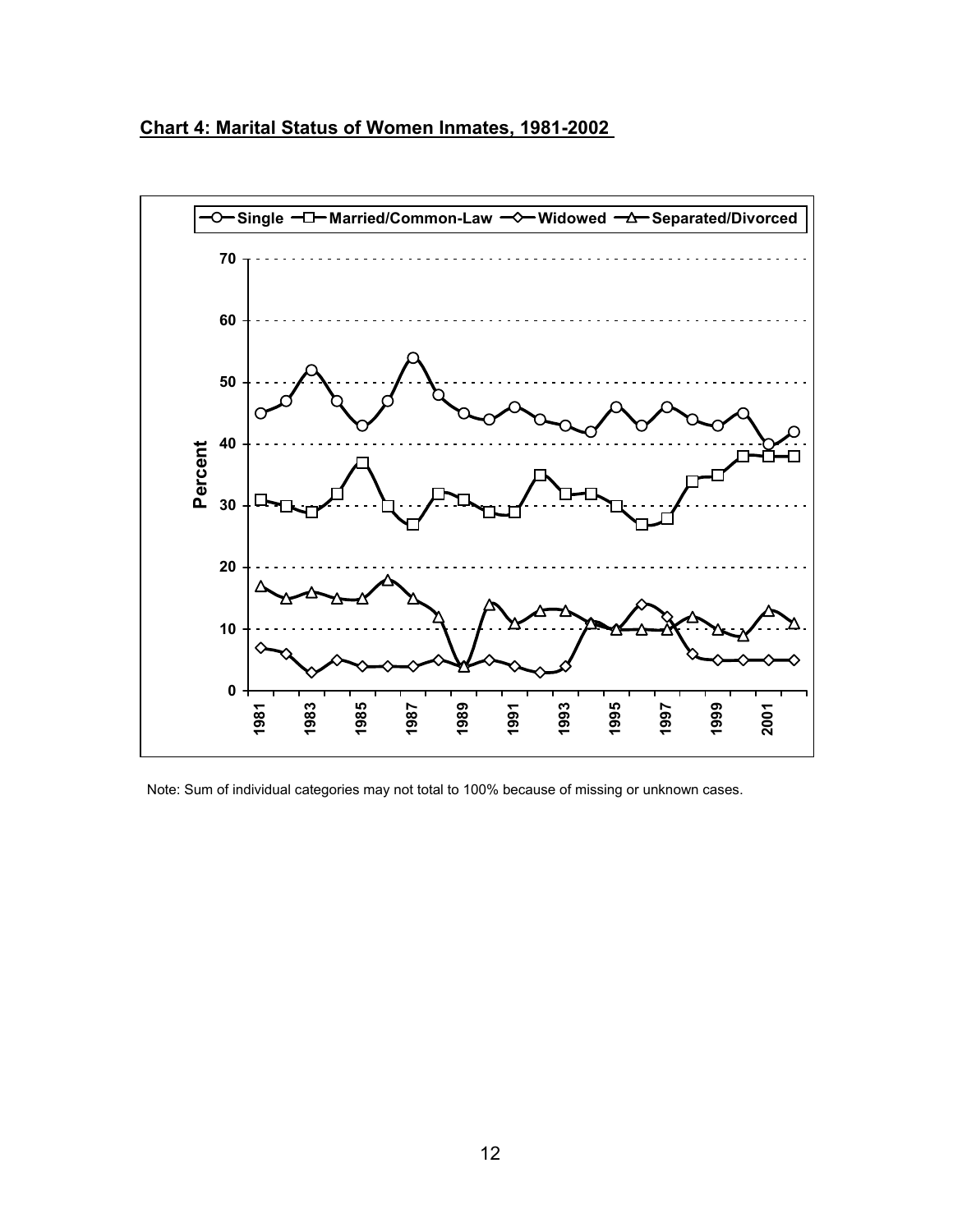## Chart 4: Marital Status of Women Inmates, 1981-2002

Note: Sum of individual categories may not total to 100% because of missing or unknown cases.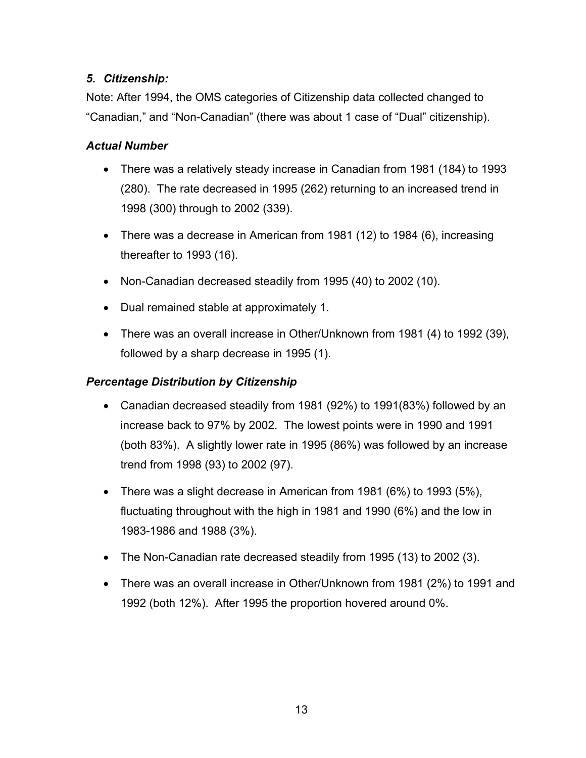### *5. Citizenship:*

Note: After 1994, the OMS categories of Citizenship data collected changed to "Canadian," and "Non-Canadian" (there was about 1 case of "Dual" citizenship).

#### *Actual Number*

- There was a relatively steady increase in Canadian from 1981 (184) to 1993 (280). The rate decreased in 1995 (262) returning to an increased trend in 1998 (300) through to 2002 (339).
- There was a decrease in American from 1981 (12) to 1984 (6), increasing thereafter to 1993 (16).
- Non-Canadian decreased steadily from 1995 (40) to 2002 (10).
- Dual remained stable at approximately 1.
- There was an overall increase in Other/Unknown from 1981 (4) to 1992 (39), followed by a sharp decrease in 1995 (1).

#### *Percentage Distribution by Citizenship*

- Canadian decreased steadily from 1981 (92%) to 1991(83%) followed by an increase back to 97% by 2002. The lowest points were in 1990 and 1991 (both 83%). A slightly lower rate in 1995 (86%) was followed by an increase trend from 1998 (93) to 2002 (97).
- There was a slight decrease in American from 1981 (6%) to 1993 (5%), fluctuating throughout with the high in 1981 and 1990 (6%) and the low in 1983-1986 and 1988 (3%).
- The Non-Canadian rate decreased steadily from 1995 (13) to 2002 (3).
- There was an overall increase in Other/Unknown from 1981 (2%) to 1991 and 1992 (both 12%). After 1995 the proportion hovered around 0%.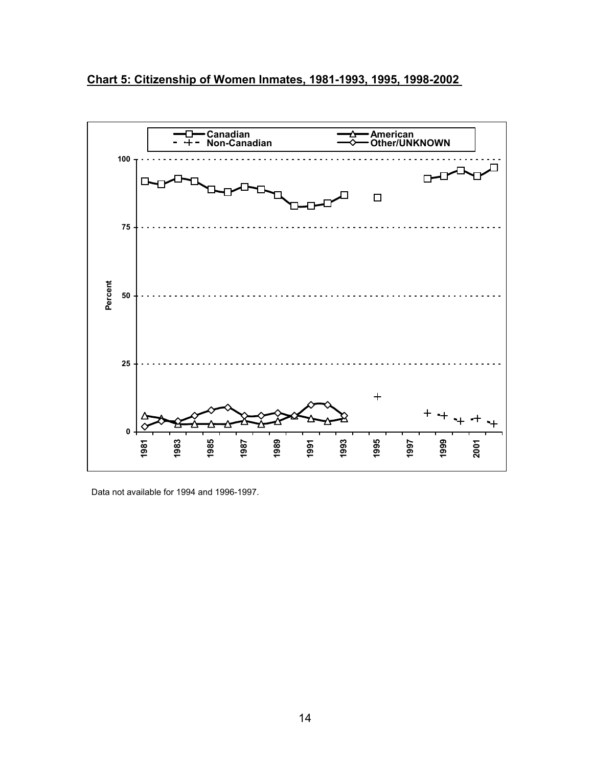**Chart 5: Citizenship of Women Inmates, 1981-1993, 1995, 1998-2002**

Data not available for 1994 and 1996-1997.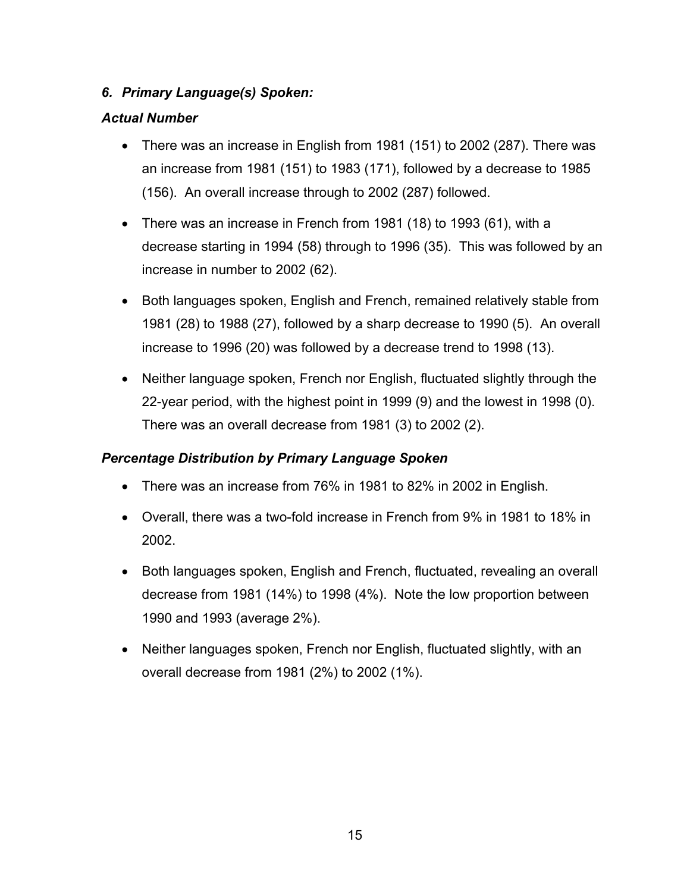### *6. Primary Language(s) Spoken:*

#### *Actual Number*

- There was an increase in English from 1981 (151) to 2002 (287). There was an increase from 1981 (151) to 1983 (171), followed by a decrease to 1985 (156). An overall increase through to 2002 (287) followed.
- There was an increase in French from 1981 (18) to 1993 (61), with a decrease starting in 1994 (58) through to 1996 (35). This was followed by an increase in number to 2002 (62).
- Both languages spoken, English and French, remained relatively stable from 1981 (28) to 1988 (27), followed by a sharp decrease to 1990 (5). An overall increase to 1996 (20) was followed by a decrease trend to 1998 (13).
- Neither language spoken, French nor English, fluctuated slightly through the 22-year period, with the highest point in 1999 (9) and the lowest in 1998 (0). There was an overall decrease from 1981 (3) to 2002 (2).

#### *Percentage Distribution by Primary Language Spoken*

- There was an increase from 76% in 1981 to 82% in 2002 in English.
- Overall, there was a two-fold increase in French from 9% in 1981 to 18% in 2002.
- Both languages spoken, English and French, fluctuated, revealing an overall decrease from 1981 (14%) to 1998 (4%). Note the low proportion between 1990 and 1993 (average 2%).
- Neither languages spoken, French nor English, fluctuated slightly, with an overall decrease from 1981 (2%) to 2002 (1%).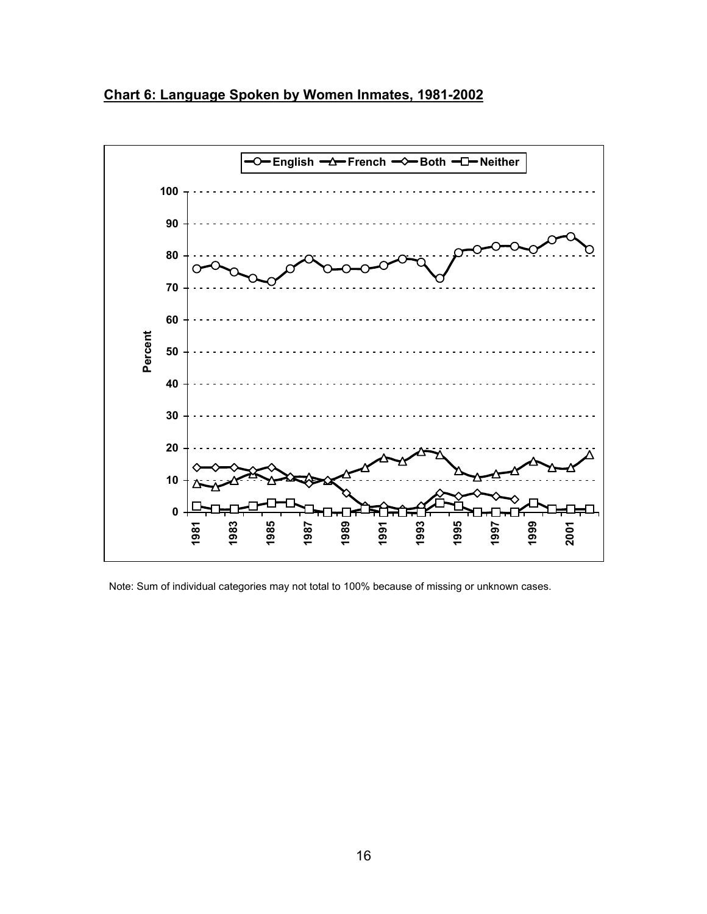**Chart 6: Language Spoken by Women Inmates, 1981-2002**

Note: Sum of individual categories may not total to 100% because of missing or unknown cases.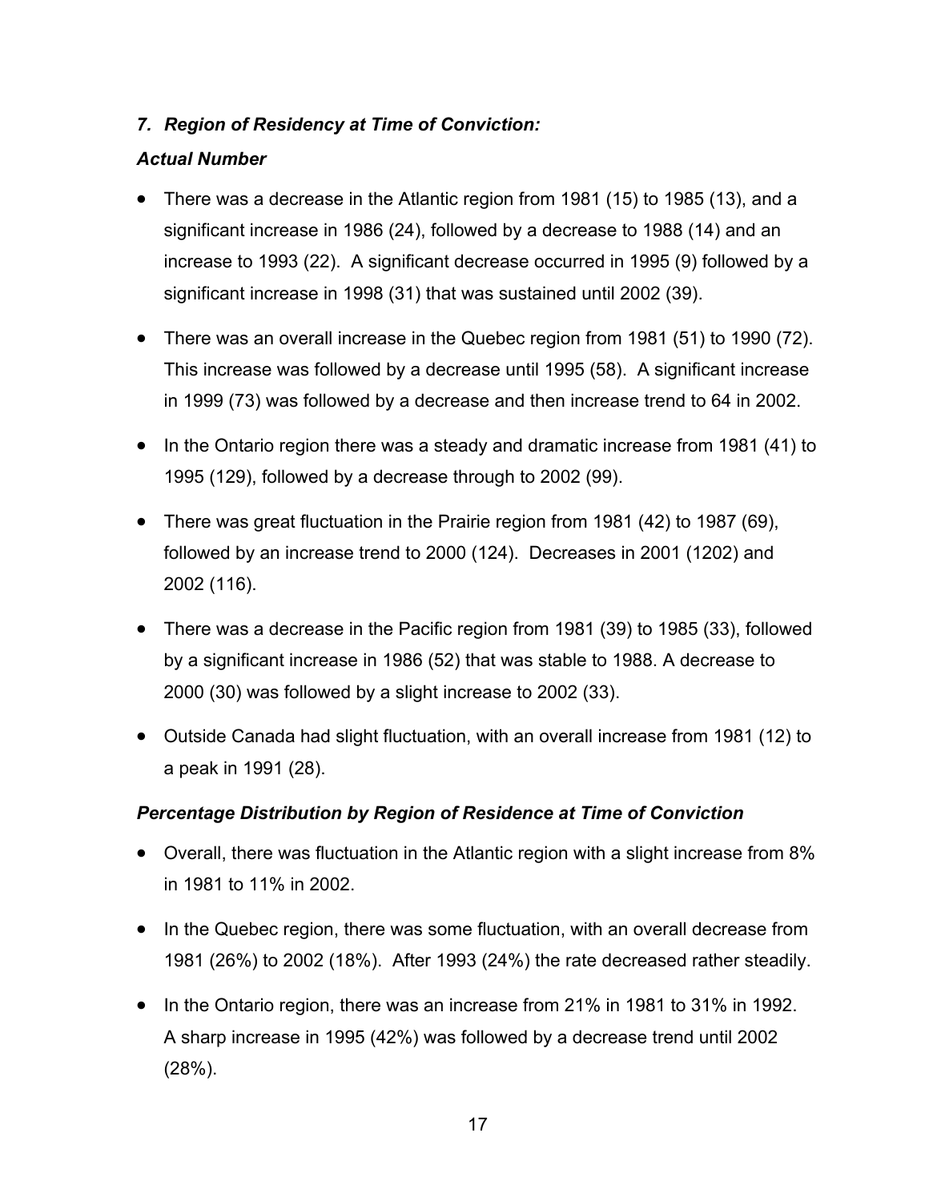### *7. Region of Residency at Time of Conviction:*

***Actual Number***

- There was a decrease in the Atlantic region from 1981 (15) to 1985 (13), and a significant increase in 1986 (24), followed by a decrease to 1988 (14) and an increase to 1993 (22). A significant decrease occurred in 1995 (9) followed by a significant increase in 1998 (31) that was sustained until 2002 (39).
- There was an overall increase in the Quebec region from 1981 (51) to 1990 (72). This increase was followed by a decrease until 1995 (58). A significant increase in 1999 (73) was followed by a decrease and then increase trend to 64 in 2002.
- In the Ontario region there was a steady and dramatic increase from 1981 (41) to 1995 (129), followed by a decrease through to 2002 (99).
- There was great fluctuation in the Prairie region from 1981 (42) to 1987 (69), followed by an increase trend to 2000 (124). Decreases in 2001 (1202) and 2002 (116).
- There was a decrease in the Pacific region from 1981 (39) to 1985 (33), followed by a significant increase in 1986 (52) that was stable to 1988. A decrease to 2000 (30) was followed by a slight increase to 2002 (33).
- Outside Canada had slight fluctuation, with an overall increase from 1981 (12) to a peak in 1991 (28).

***Percentage Distribution by Region of Residence at Time of Conviction***

- Overall, there was fluctuation in the Atlantic region with a slight increase from 8% in 1981 to 11% in 2002.
- In the Quebec region, there was some fluctuation, with an overall decrease from 1981 (26%) to 2002 (18%). After 1993 (24%) the rate decreased rather steadily.
- In the Ontario region, there was an increase from 21% in 1981 to 31% in 1992. A sharp increase in 1995 (42%) was followed by a decrease trend until 2002 (28%).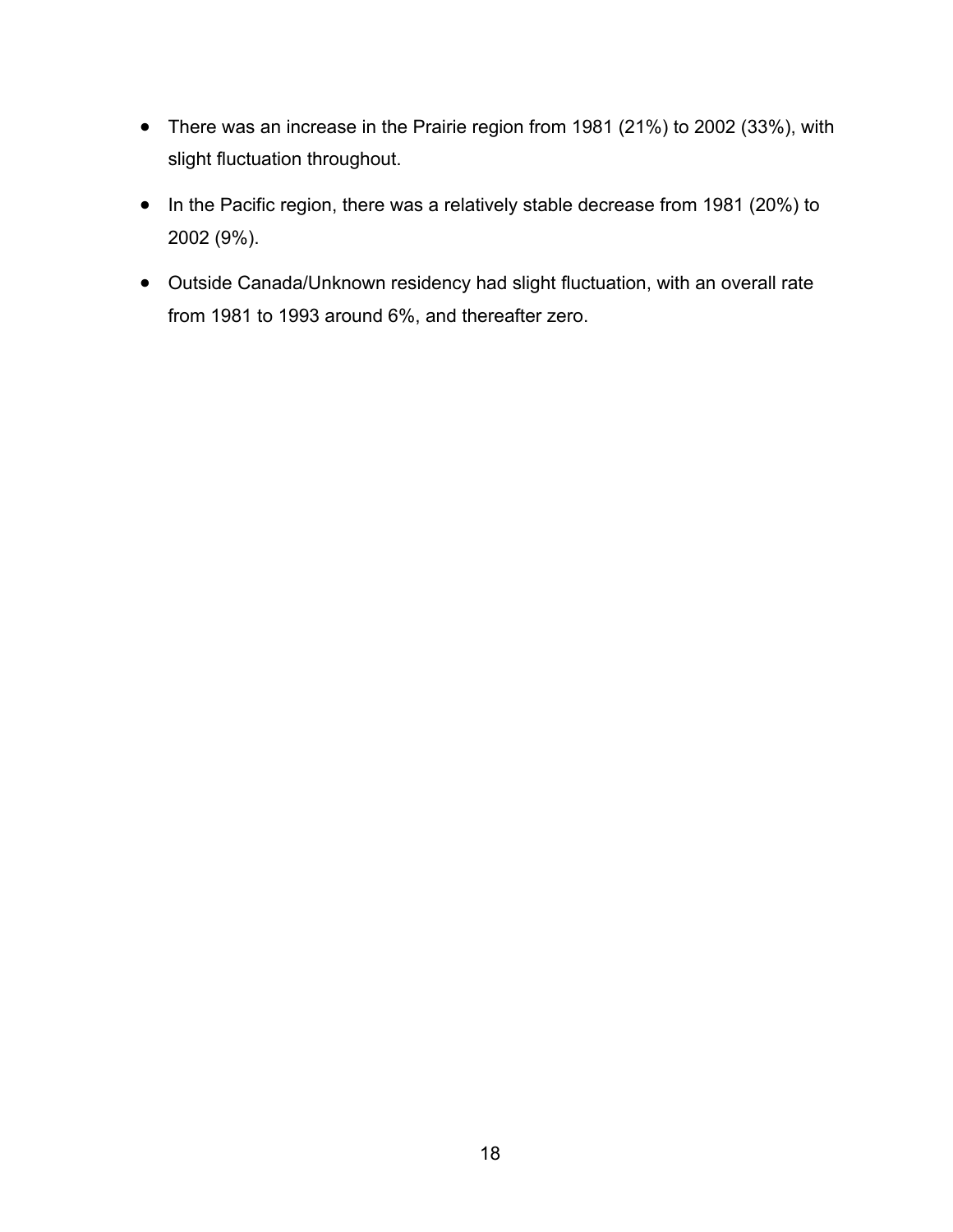- There was an increase in the Prairie region from 1981 (21%) to 2002 (33%), with slight fluctuation throughout.
- In the Pacific region, there was a relatively stable decrease from 1981 (20%) to 2002 (9%).
- Outside Canada/Unknown residency had slight fluctuation, with an overall rate from 1981 to 1993 around 6%, and thereafter zero.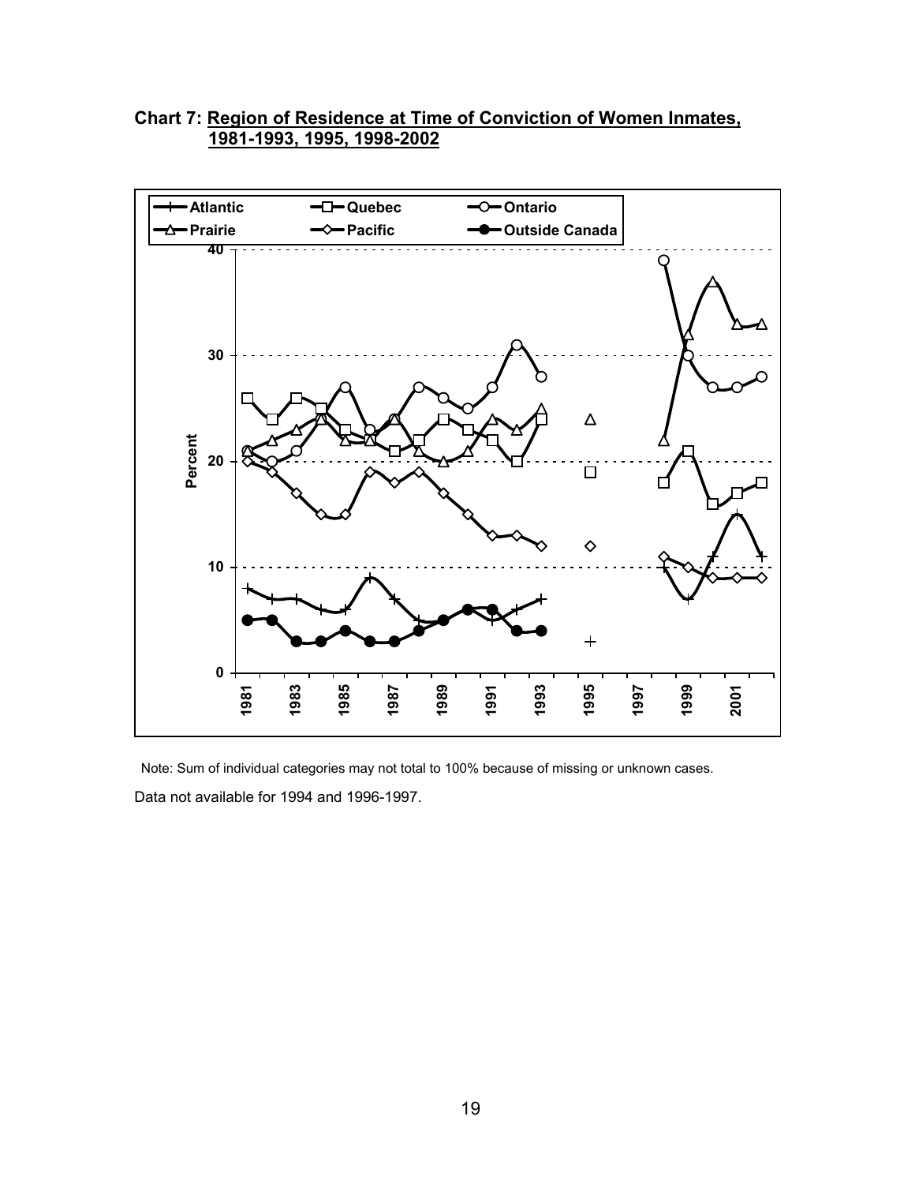**Chart 7: Region of Residence at Time of Conviction of Women Inmates, 1981-1993, 1995, 1998-2002**

Note: Sum of individual categories may not total to 100% because of missing or unknown cases.

Data not available for 1994 and 1996-1997.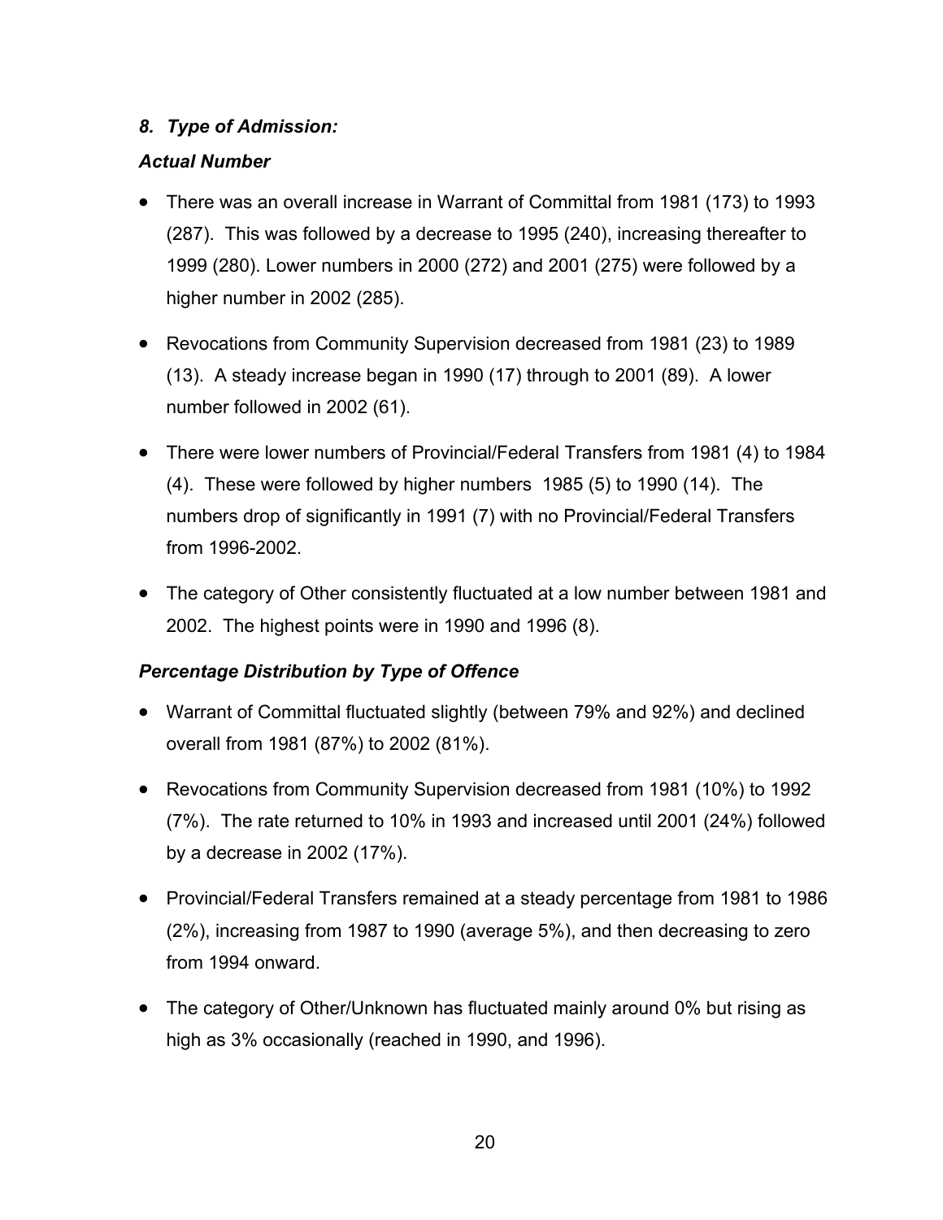### *8. Type of Admission:*

***Actual Number***

- There was an overall increase in Warrant of Committal from 1981 (173) to 1993 (287). This was followed by a decrease to 1995 (240), increasing thereafter to 1999 (280). Lower numbers in 2000 (272) and 2001 (275) were followed by a higher number in 2002 (285).
- Revocations from Community Supervision decreased from 1981 (23) to 1989 (13). A steady increase began in 1990 (17) through to 2001 (89). A lower number followed in 2002 (61).
- There were lower numbers of Provincial/Federal Transfers from 1981 (4) to 1984 (4). These were followed by higher numbers 1985 (5) to 1990 (14). The numbers drop of significantly in 1991 (7) with no Provincial/Federal Transfers from 1996-2002.
- The category of Other consistently fluctuated at a low number between 1981 and 2002. The highest points were in 1990 and 1996 (8).

***Percentage Distribution by Type of Offence***

- Warrant of Committal fluctuated slightly (between 79% and 92%) and declined overall from 1981 (87%) to 2002 (81%).
- Revocations from Community Supervision decreased from 1981 (10%) to 1992 (7%). The rate returned to 10% in 1993 and increased until 2001 (24%) followed by a decrease in 2002 (17%).
- Provincial/Federal Transfers remained at a steady percentage from 1981 to 1986 (2%), increasing from 1987 to 1990 (average 5%), and then decreasing to zero from 1994 onward.
- The category of Other/Unknown has fluctuated mainly around 0% but rising as high as 3% occasionally (reached in 1990, and 1996).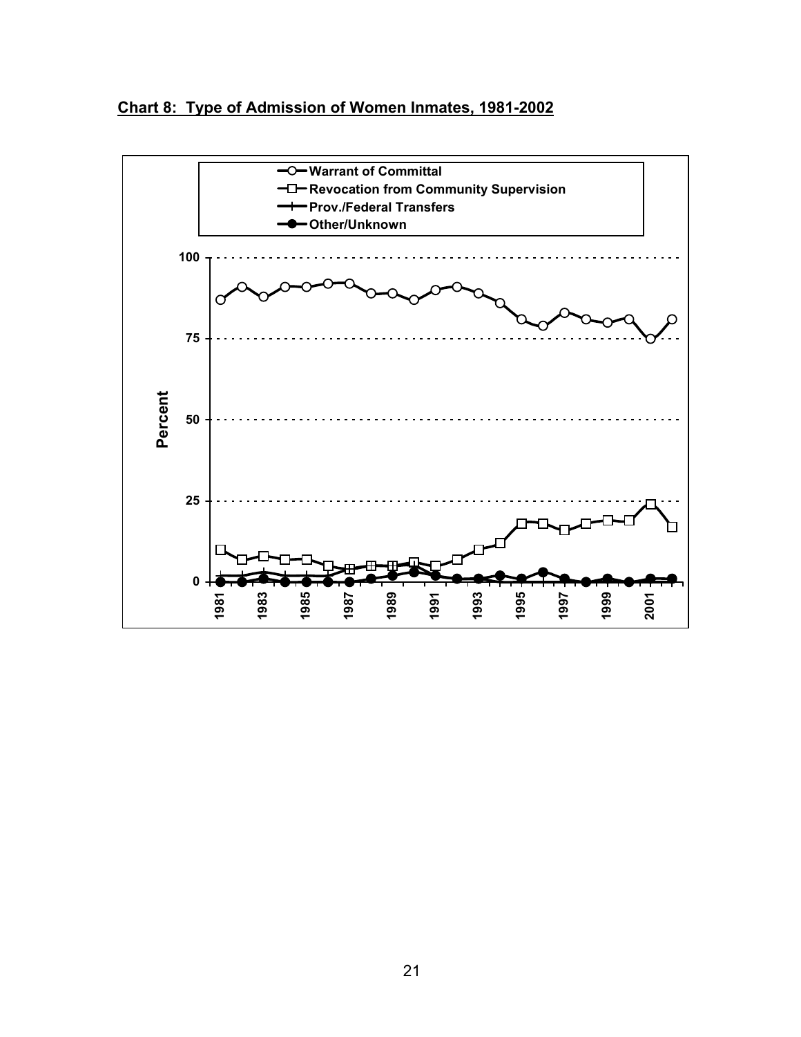**Chart 8: Type of Admission of Women Inmates, 1981-2002**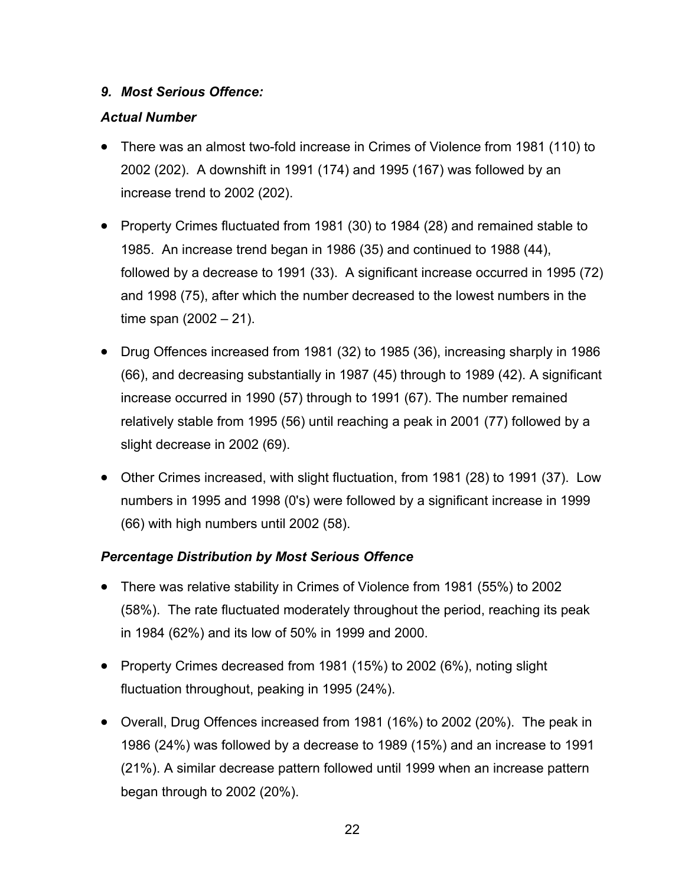### *9. Most Serious Offence:*

***Actual Number***

- There was an almost two-fold increase in Crimes of Violence from 1981 (110) to 2002 (202). A downshift in 1991 (174) and 1995 (167) was followed by an increase trend to 2002 (202).

- Property Crimes fluctuated from 1981 (30) to 1984 (28) and remained stable to 1985. An increase trend began in 1986 (35) and continued to 1988 (44), followed by a decrease to 1991 (33). A significant increase occurred in 1995 (72) and 1998 (75), after which the number decreased to the lowest numbers in the time span (2002 – 21).

- Drug Offences increased from 1981 (32) to 1985 (36), increasing sharply in 1986 (66), and decreasing substantially in 1987 (45) through to 1989 (42). A significant increase occurred in 1990 (57) through to 1991 (67). The number remained relatively stable from 1995 (56) until reaching a peak in 2001 (77) followed by a slight decrease in 2002 (69).

- Other Crimes increased, with slight fluctuation, from 1981 (28) to 1991 (37). Low numbers in 1995 and 1998 (0's) were followed by a significant increase in 1999 (66) with high numbers until 2002 (58).

***Percentage Distribution by Most Serious Offence***

- There was relative stability in Crimes of Violence from 1981 (55%) to 2002 (58%). The rate fluctuated moderately throughout the period, reaching its peak in 1984 (62%) and its low of 50% in 1999 and 2000.

- Property Crimes decreased from 1981 (15%) to 2002 (6%), noting slight fluctuation throughout, peaking in 1995 (24%).

- Overall, Drug Offences increased from 1981 (16%) to 2002 (20%). The peak in 1986 (24%) was followed by a decrease to 1989 (15%) and an increase to 1991 (21%). A similar decrease pattern followed until 1999 when an increase pattern began through to 2002 (20%).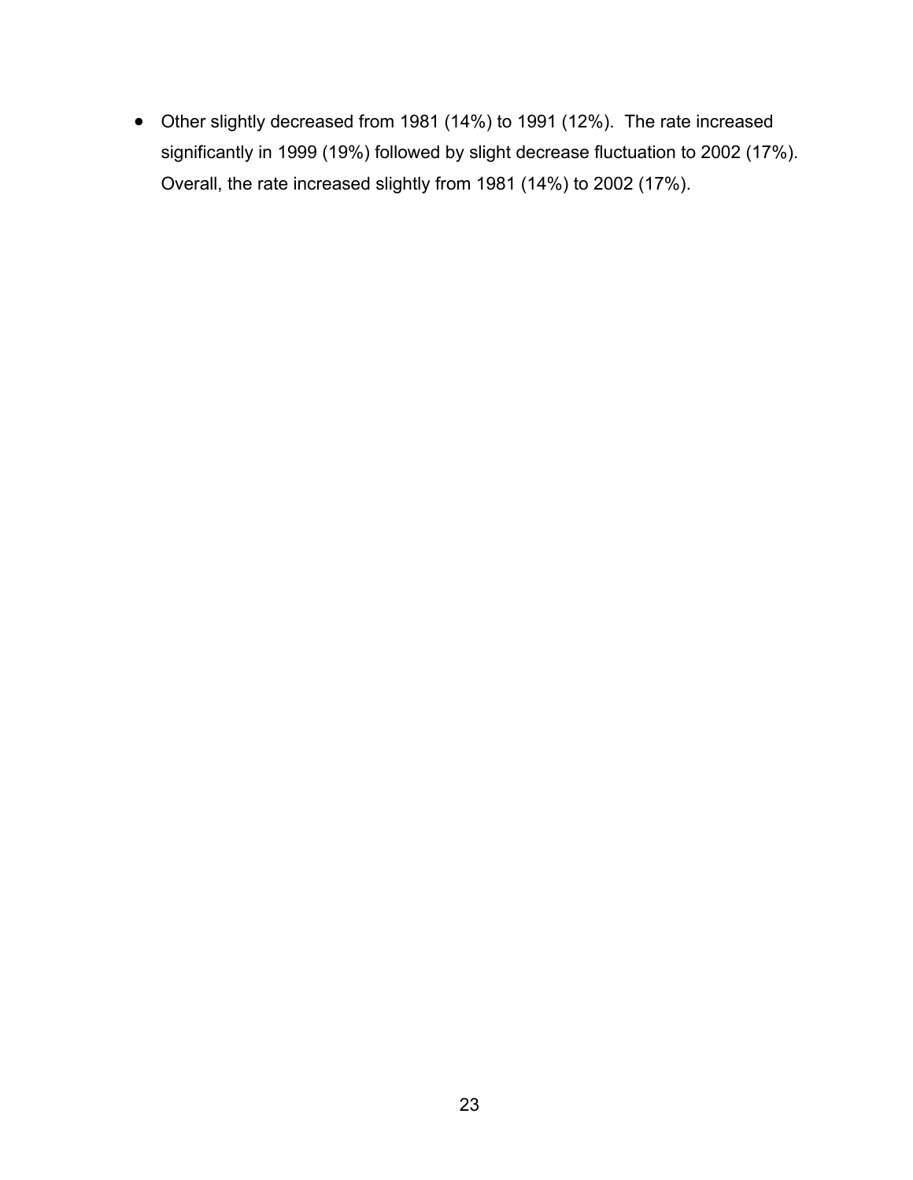- Other slightly decreased from 1981 (14%) to 1991 (12%). The rate increased significantly in 1999 (19%) followed by slight decrease fluctuation to 2002 (17%). Overall, the rate increased slightly from 1981 (14%) to 2002 (17%).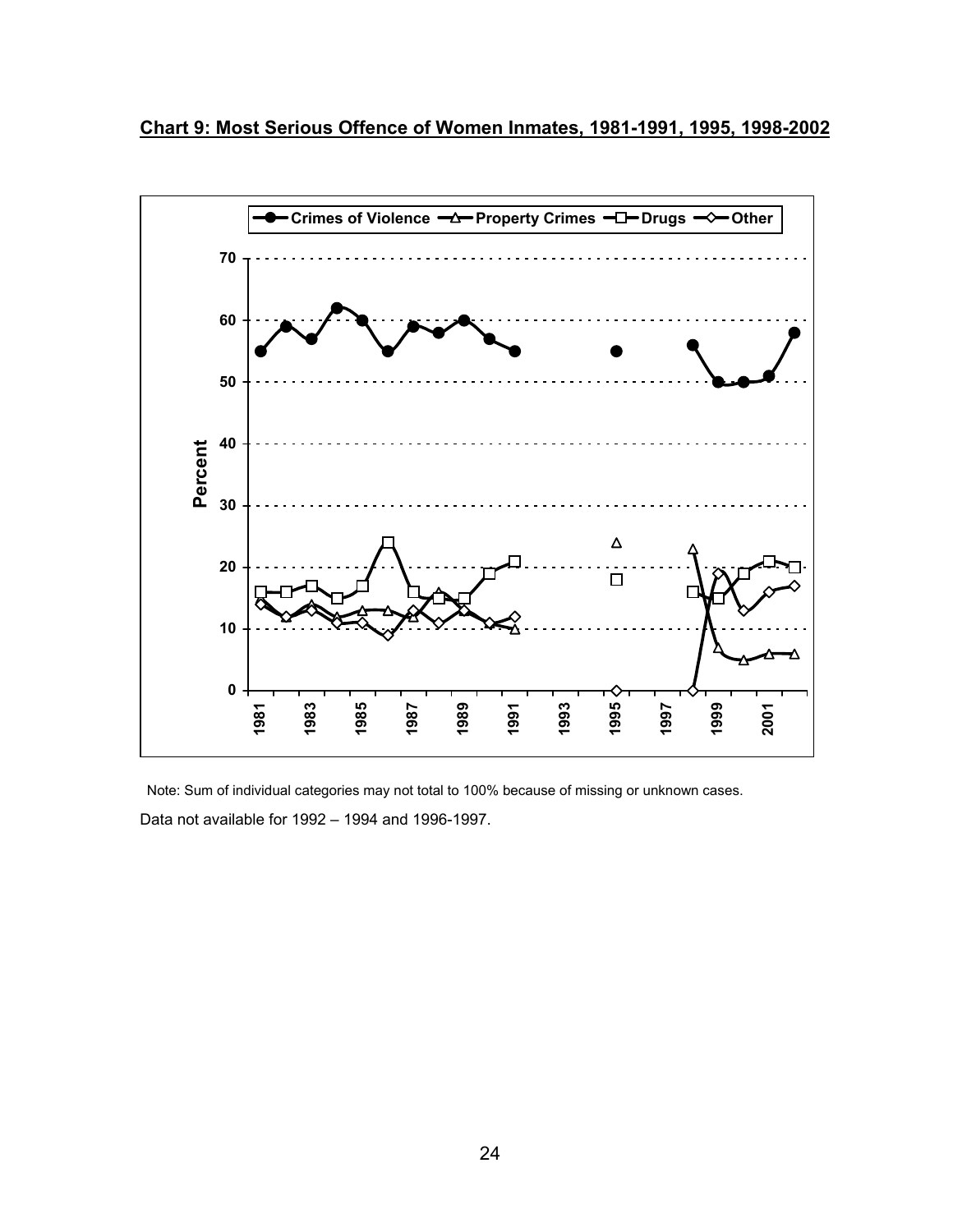**Chart 9: Most Serious Offence of Women Inmates, 1981-1991, 1995, 1998-2002**

Note: Sum of individual categories may not total to 100% because of missing or unknown cases.

Data not available for 1992 – 1994 and 1996-1997.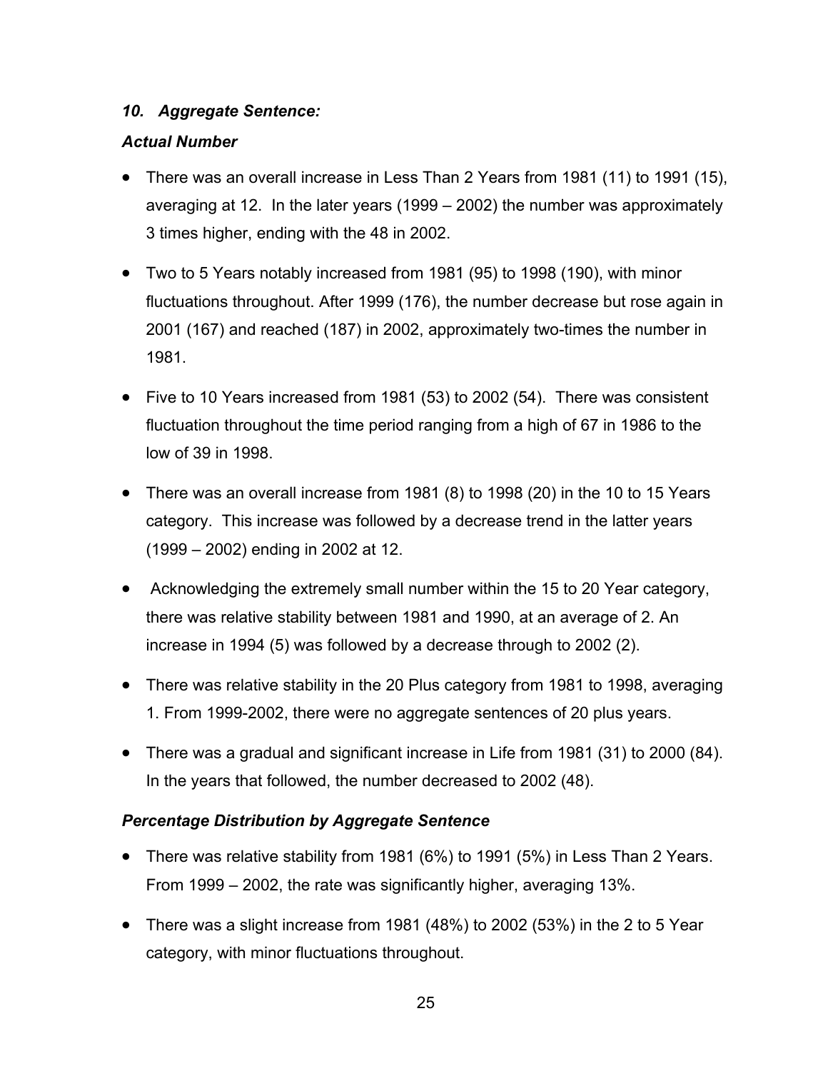### *10. Aggregate Sentence:*

#### *Actual Number*

- There was an overall increase in Less Than 2 Years from 1981 (11) to 1991 (15), averaging at 12. In the later years (1999 – 2002) the number was approximately 3 times higher, ending with the 48 in 2002.
- Two to 5 Years notably increased from 1981 (95) to 1998 (190), with minor fluctuations throughout. After 1999 (176), the number decrease but rose again in 2001 (167) and reached (187) in 2002, approximately two-times the number in 1981.
- Five to 10 Years increased from 1981 (53) to 2002 (54). There was consistent fluctuation throughout the time period ranging from a high of 67 in 1986 to the low of 39 in 1998.
- There was an overall increase from 1981 (8) to 1998 (20) in the 10 to 15 Years category. This increase was followed by a decrease trend in the latter years (1999 – 2002) ending in 2002 at 12.
- Acknowledging the extremely small number within the 15 to 20 Year category, there was relative stability between 1981 and 1990, at an average of 2. An increase in 1994 (5) was followed by a decrease through to 2002 (2).
- There was relative stability in the 20 Plus category from 1981 to 1998, averaging 1. From 1999-2002, there were no aggregate sentences of 20 plus years.
- There was a gradual and significant increase in Life from 1981 (31) to 2000 (84). In the years that followed, the number decreased to 2002 (48).

#### *Percentage Distribution by Aggregate Sentence*

- There was relative stability from 1981 (6%) to 1991 (5%) in Less Than 2 Years. From 1999 – 2002, the rate was significantly higher, averaging 13%.
- There was a slight increase from 1981 (48%) to 2002 (53%) in the 2 to 5 Year category, with minor fluctuations throughout.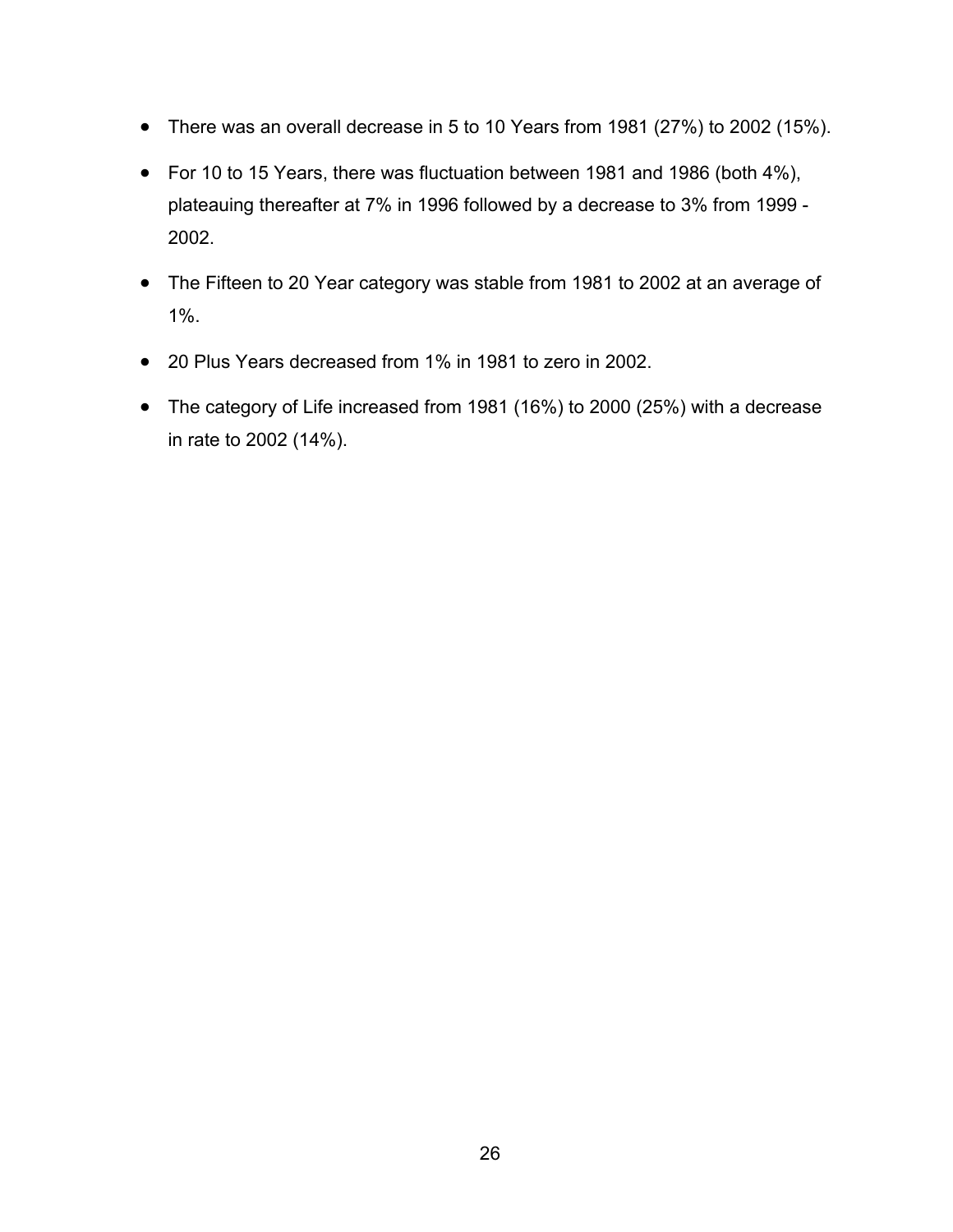- There was an overall decrease in 5 to 10 Years from 1981 (27%) to 2002 (15%).
- For 10 to 15 Years, there was fluctuation between 1981 and 1986 (both 4%), plateauing thereafter at 7% in 1996 followed by a decrease to 3% from 1999 - 2002.
- The Fifteen to 20 Year category was stable from 1981 to 2002 at an average of 1%.
- 20 Plus Years decreased from 1% in 1981 to zero in 2002.
- The category of Life increased from 1981 (16%) to 2000 (25%) with a decrease in rate to 2002 (14%).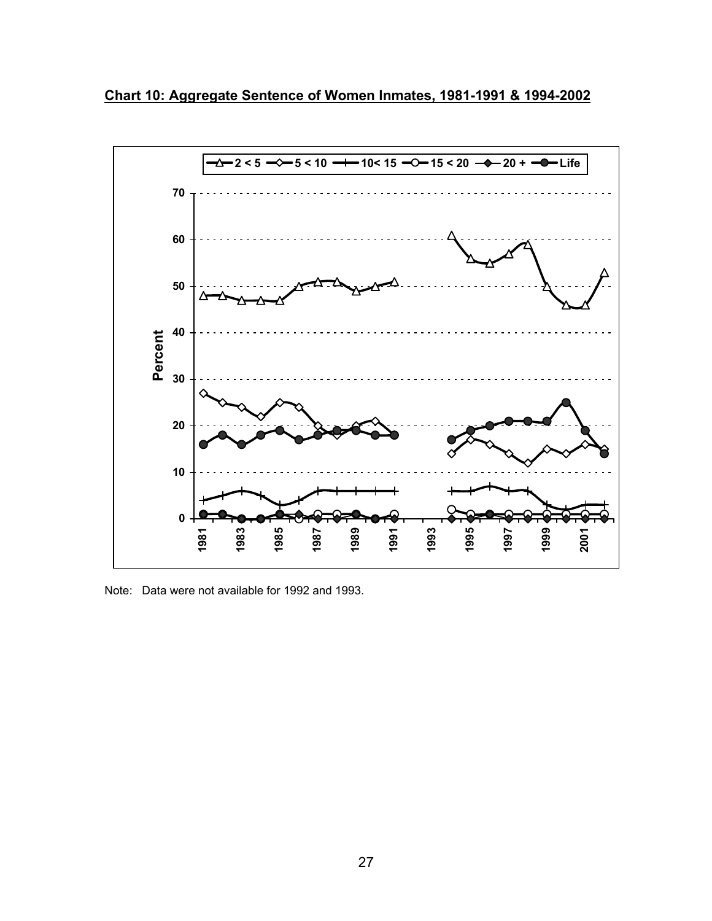**Chart 10: Aggregate Sentence of Women Inmates, 1981-1991 & 1994-2002**

Note: Data were not available for 1992 and 1993.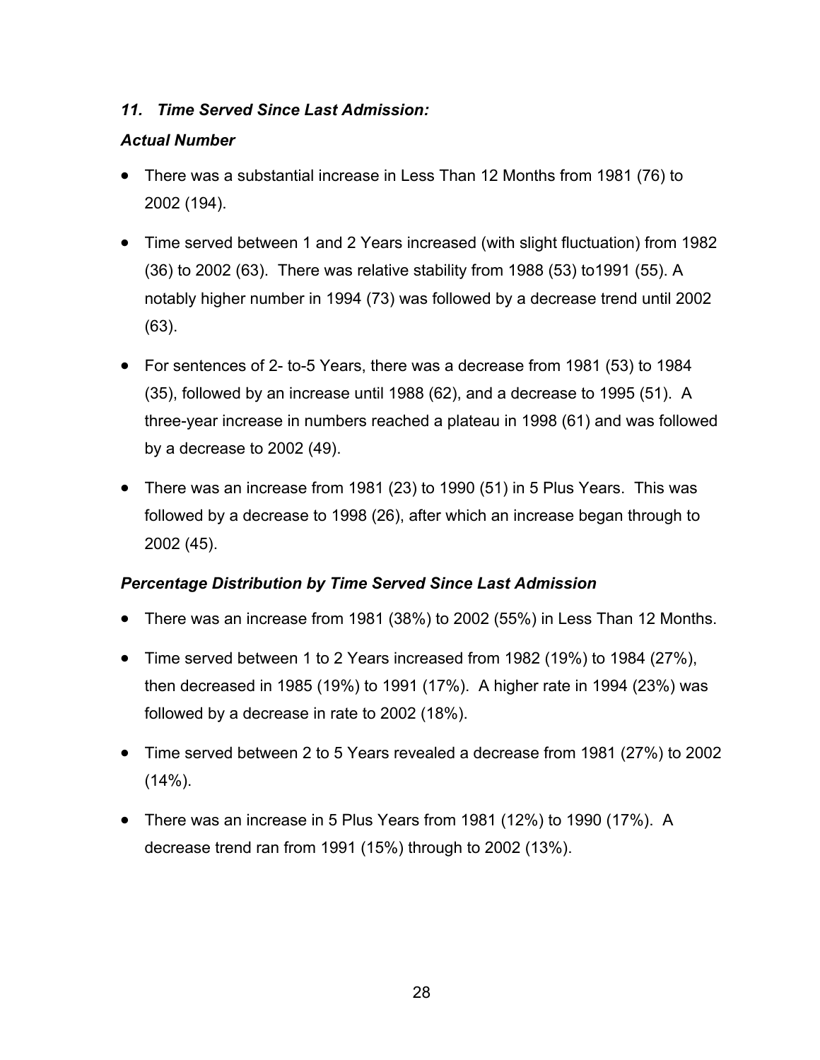### *11. Time Served Since Last Admission:*

### *Actual Number*

- There was a substantial increase in Less Than 12 Months from 1981 (76) to 2002 (194).
- Time served between 1 and 2 Years increased (with slight fluctuation) from 1982 (36) to 2002 (63). There was relative stability from 1988 (53) to1991 (55). A notably higher number in 1994 (73) was followed by a decrease trend until 2002 (63).
- For sentences of 2- to-5 Years, there was a decrease from 1981 (53) to 1984 (35), followed by an increase until 1988 (62), and a decrease to 1995 (51). A three-year increase in numbers reached a plateau in 1998 (61) and was followed by a decrease to 2002 (49).
- There was an increase from 1981 (23) to 1990 (51) in 5 Plus Years. This was followed by a decrease to 1998 (26), after which an increase began through to 2002 (45).

### *Percentage Distribution by Time Served Since Last Admission*

- There was an increase from 1981 (38%) to 2002 (55%) in Less Than 12 Months.
- Time served between 1 to 2 Years increased from 1982 (19%) to 1984 (27%), then decreased in 1985 (19%) to 1991 (17%). A higher rate in 1994 (23%) was followed by a decrease in rate to 2002 (18%).
- Time served between 2 to 5 Years revealed a decrease from 1981 (27%) to 2002 (14%).
- There was an increase in 5 Plus Years from 1981 (12%) to 1990 (17%). A decrease trend ran from 1991 (15%) through to 2002 (13%).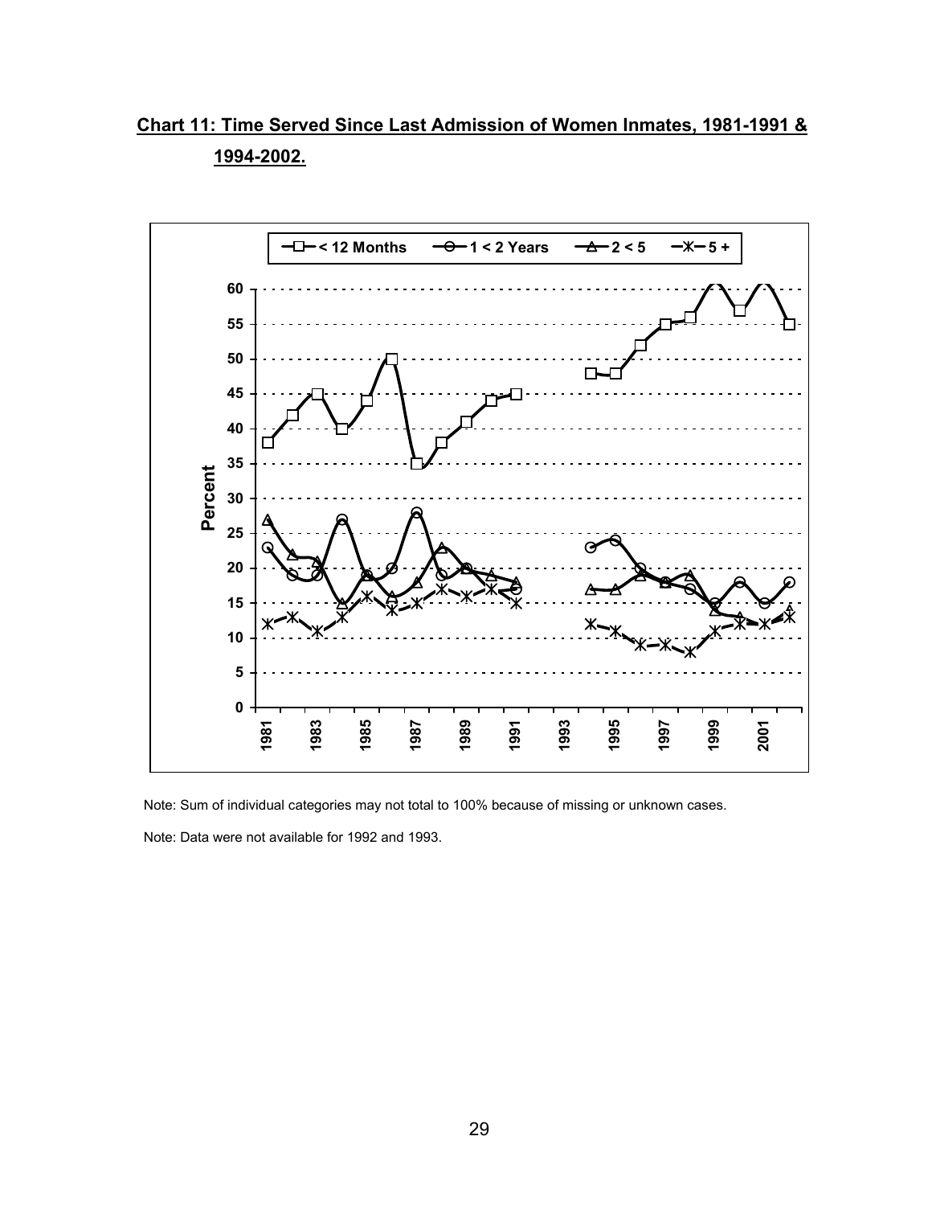## Chart 11: Time Served Since Last Admission of Women Inmates, 1981-1991 & 1994-2002.

Note: Sum of individual categories may not total to 100% because of missing or unknown cases.

Note: Data were not available for 1992 and 1993.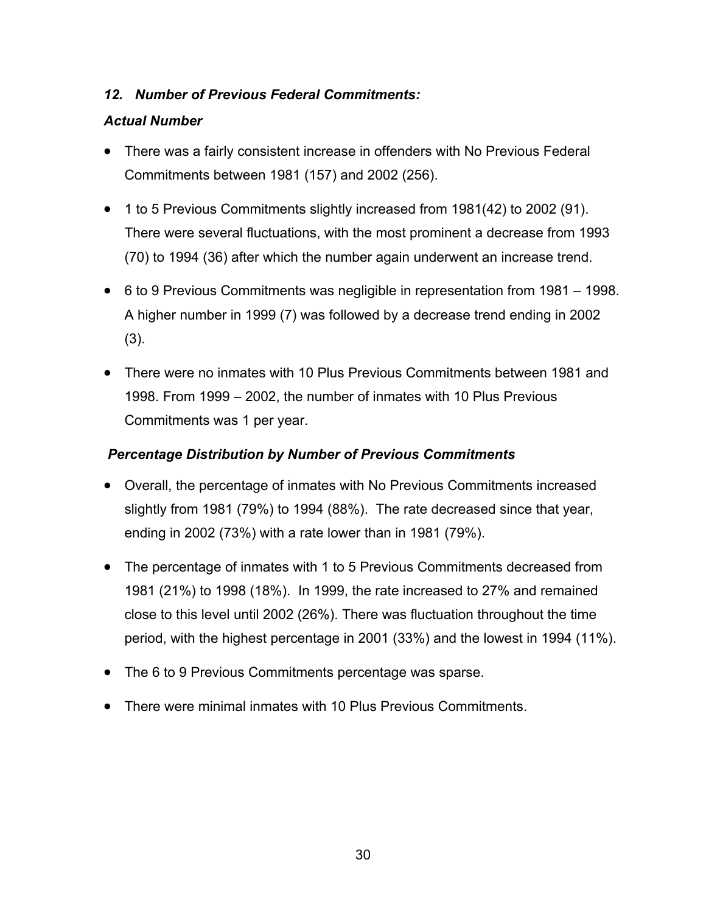### *12. Number of Previous Federal Commitments:*

#### *Actual Number*

- There was a fairly consistent increase in offenders with No Previous Federal Commitments between 1981 (157) and 2002 (256).
- 1 to 5 Previous Commitments slightly increased from 1981(42) to 2002 (91). There were several fluctuations, with the most prominent a decrease from 1993 (70) to 1994 (36) after which the number again underwent an increase trend.
- 6 to 9 Previous Commitments was negligible in representation from 1981 – 1998. A higher number in 1999 (7) was followed by a decrease trend ending in 2002 (3).
- There were no inmates with 10 Plus Previous Commitments between 1981 and 1998. From 1999 – 2002, the number of inmates with 10 Plus Previous Commitments was 1 per year.

#### *Percentage Distribution by Number of Previous Commitments*

- Overall, the percentage of inmates with No Previous Commitments increased slightly from 1981 (79%) to 1994 (88%). The rate decreased since that year, ending in 2002 (73%) with a rate lower than in 1981 (79%).
- The percentage of inmates with 1 to 5 Previous Commitments decreased from 1981 (21%) to 1998 (18%). In 1999, the rate increased to 27% and remained close to this level until 2002 (26%). There was fluctuation throughout the time period, with the highest percentage in 2001 (33%) and the lowest in 1994 (11%).
- The 6 to 9 Previous Commitments percentage was sparse.
- There were minimal inmates with 10 Plus Previous Commitments.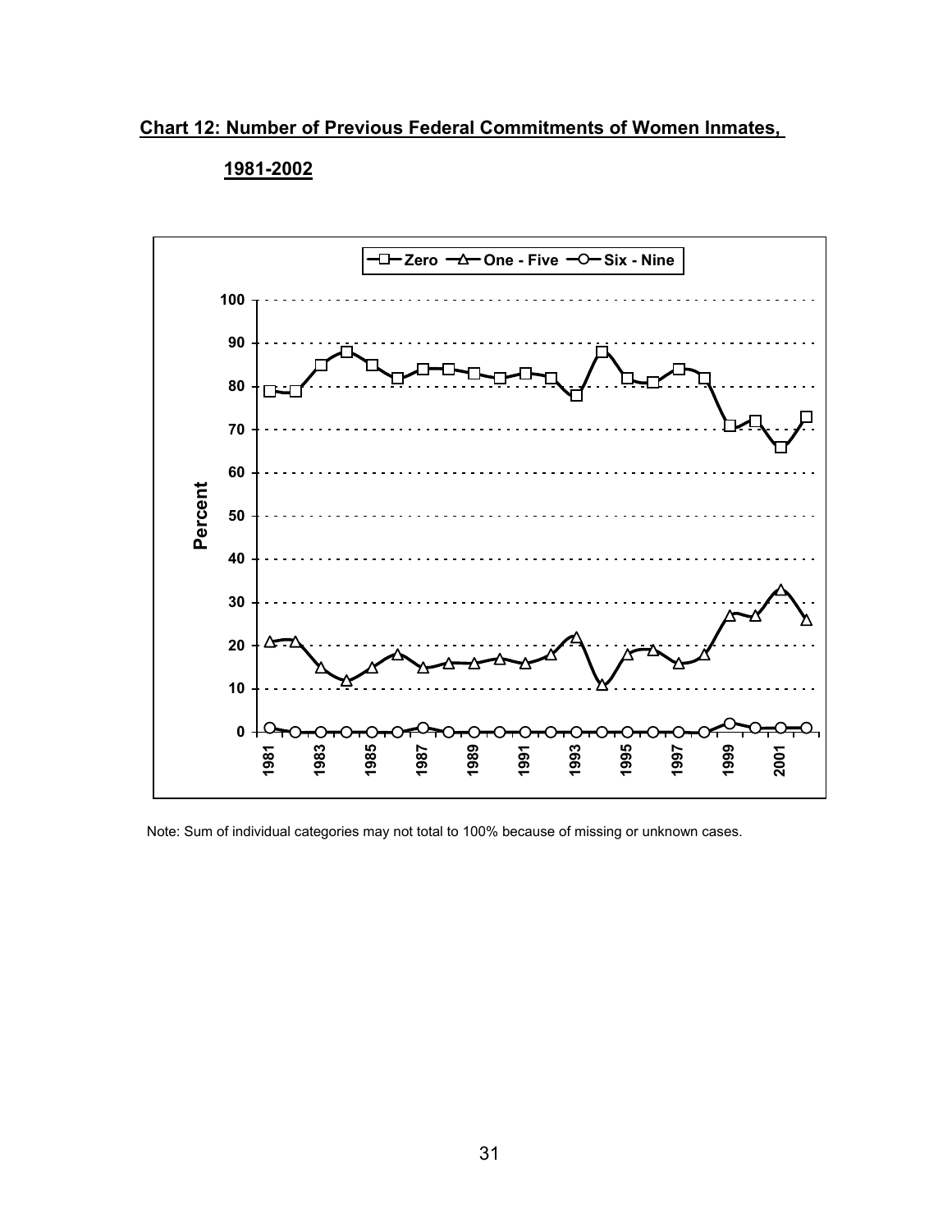**Chart 12: Number of Previous Federal Commitments of Women Inmates, 1981-2002**

Note: Sum of individual categories may not total to 100% because of missing or unknown cases.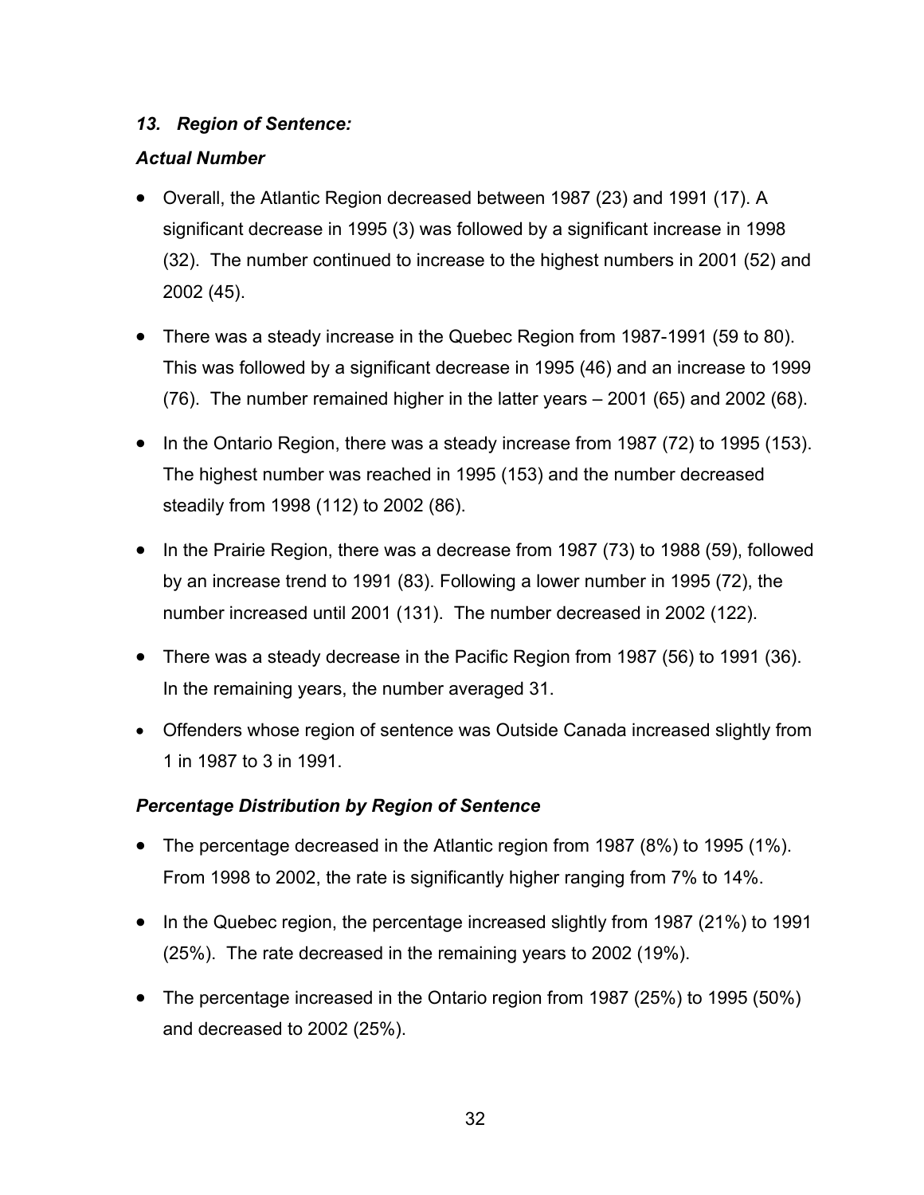### *13. Region of Sentence:*

***Actual Number***

- Overall, the Atlantic Region decreased between 1987 (23) and 1991 (17). A significant decrease in 1995 (3) was followed by a significant increase in 1998 (32). The number continued to increase to the highest numbers in 2001 (52) and 2002 (45).
- There was a steady increase in the Quebec Region from 1987-1991 (59 to 80). This was followed by a significant decrease in 1995 (46) and an increase to 1999 (76). The number remained higher in the latter years – 2001 (65) and 2002 (68).
- In the Ontario Region, there was a steady increase from 1987 (72) to 1995 (153). The highest number was reached in 1995 (153) and the number decreased steadily from 1998 (112) to 2002 (86).
- In the Prairie Region, there was a decrease from 1987 (73) to 1988 (59), followed by an increase trend to 1991 (83). Following a lower number in 1995 (72), the number increased until 2001 (131). The number decreased in 2002 (122).
- There was a steady decrease in the Pacific Region from 1987 (56) to 1991 (36). In the remaining years, the number averaged 31.
- Offenders whose region of sentence was Outside Canada increased slightly from 1 in 1987 to 3 in 1991.

***Percentage Distribution by Region of Sentence***

- The percentage decreased in the Atlantic region from 1987 (8%) to 1995 (1%). From 1998 to 2002, the rate is significantly higher ranging from 7% to 14%.
- In the Quebec region, the percentage increased slightly from 1987 (21%) to 1991 (25%). The rate decreased in the remaining years to 2002 (19%).
- The percentage increased in the Ontario region from 1987 (25%) to 1995 (50%) and decreased to 2002 (25%).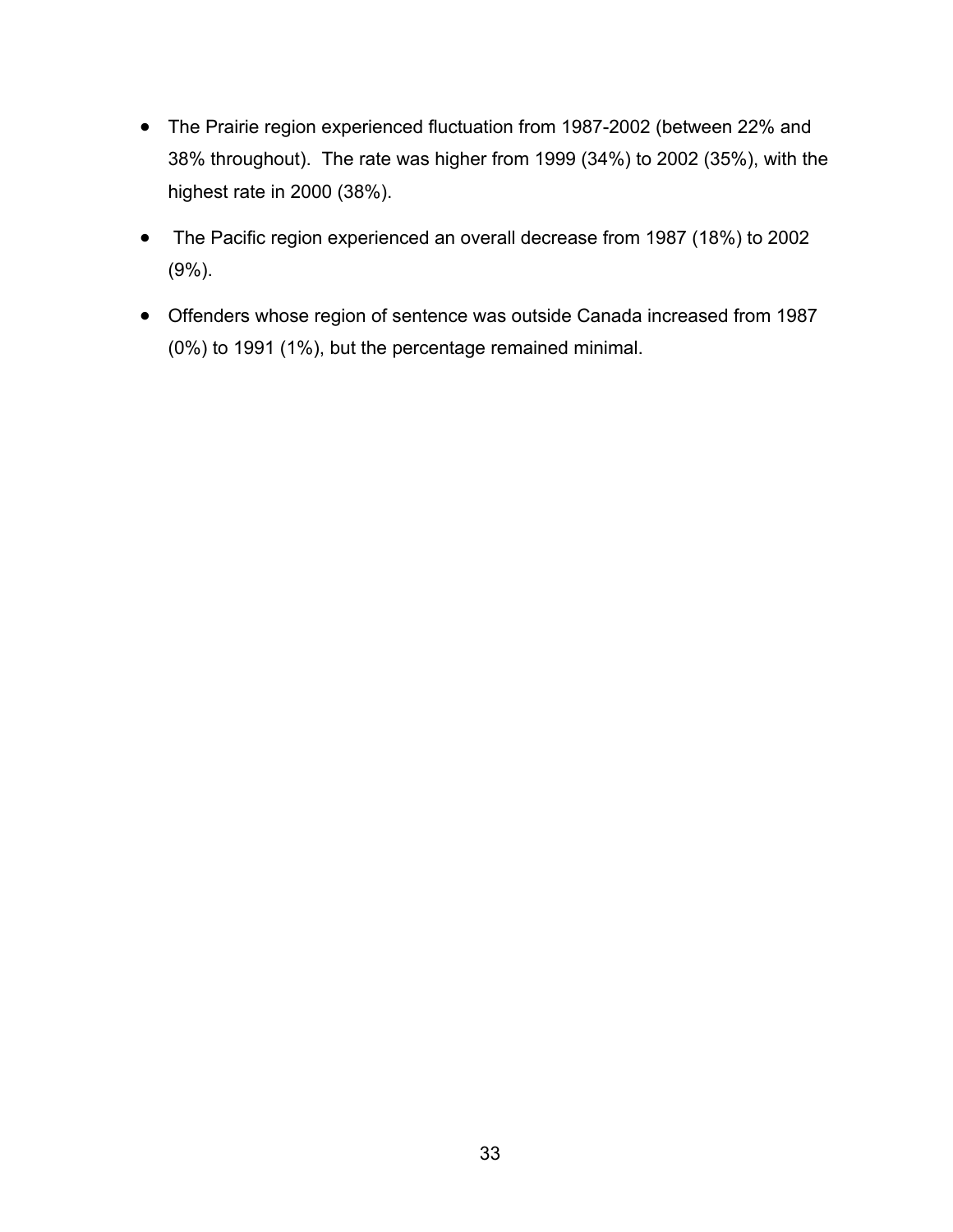- The Prairie region experienced fluctuation from 1987-2002 (between 22% and 38% throughout). The rate was higher from 1999 (34%) to 2002 (35%), with the highest rate in 2000 (38%).
- The Pacific region experienced an overall decrease from 1987 (18%) to 2002 (9%).
- Offenders whose region of sentence was outside Canada increased from 1987 (0%) to 1991 (1%), but the percentage remained minimal.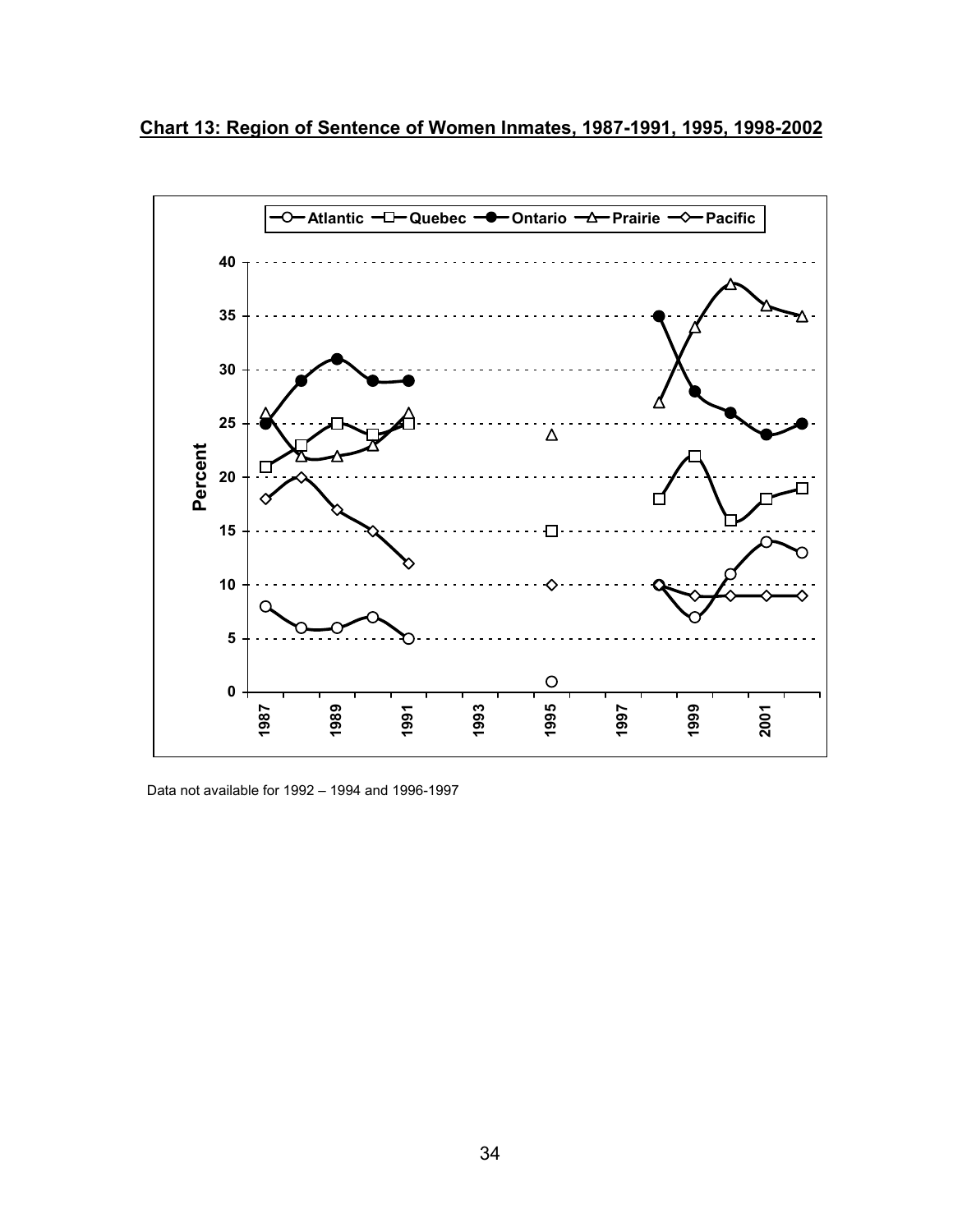**Chart 13: Region of Sentence of Women Inmates, 1987-1991, 1995, 1998-2002**

Data not available for 1992 – 1994 and 1996-1997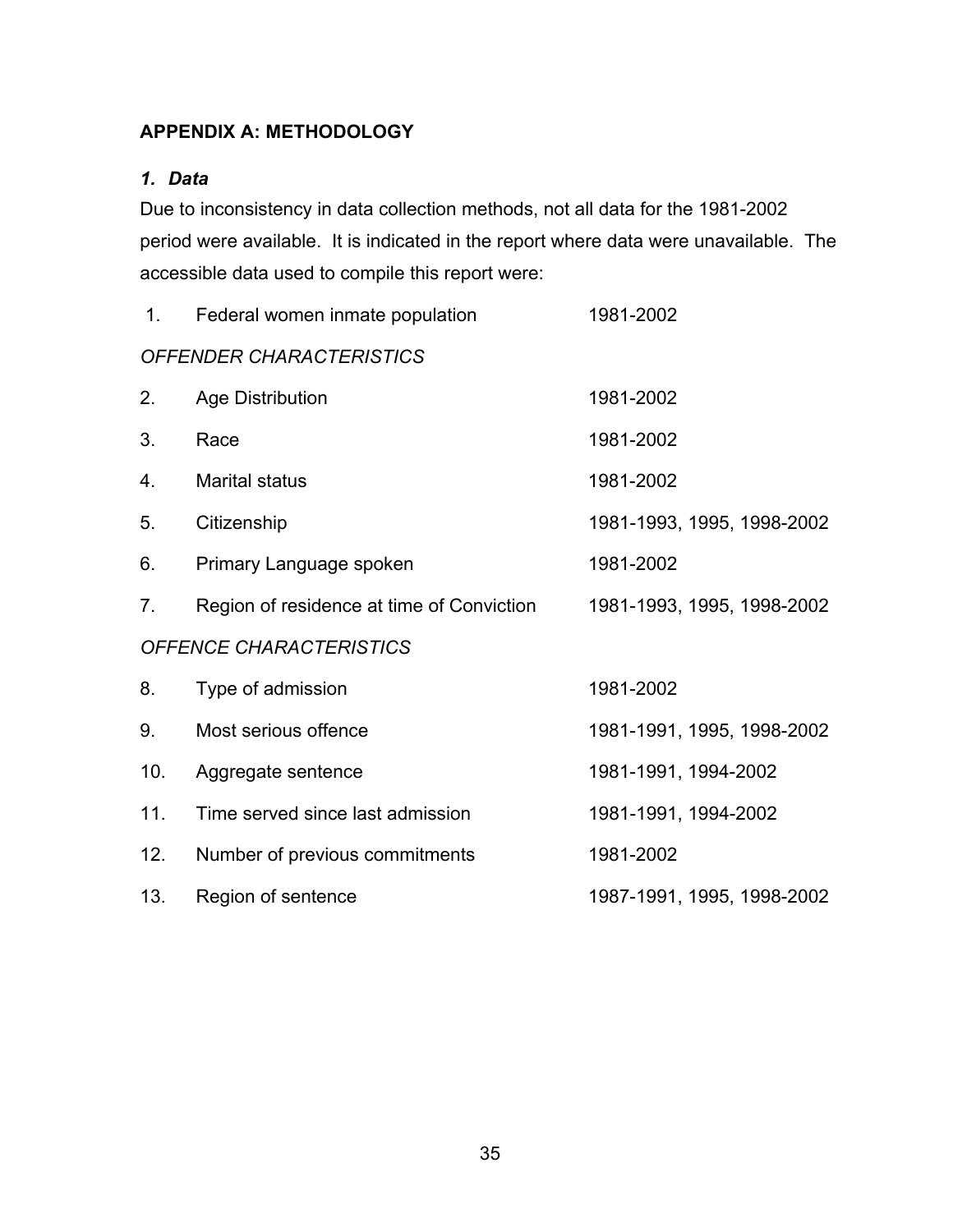## APPENDIX A: METHODOLOGY

### *1. Data*

Due to inconsistency in data collection methods, not all data for the 1981-2002 period were available. It is indicated in the report where data were unavailable. The accessible data used to compile this report were:

| | | |
|---|---|---|
| 1. | Federal women inmate population | 1981-2002 |
| *OFFENDER CHARACTERISTICS* | | |
| 2. | Age Distribution | 1981-2002 |
| 3. | Race | 1981-2002 |
| 4. | Marital status | 1981-2002 |
| 5. | Citizenship | 1981-1993, 1995, 1998-2002 |
| 6. | Primary Language spoken | 1981-2002 |
| 7. | Region of residence at time of Conviction | 1981-1993, 1995, 1998-2002 |
| *OFFENCE CHARACTERISTICS* | | |
| 8. | Type of admission | 1981-2002 |
| 9. | Most serious offence | 1981-1991, 1995, 1998-2002 |
| 10. | Aggregate sentence | 1981-1991, 1994-2002 |
| 11. | Time served since last admission | 1981-1991, 1994-2002 |
| 12. | Number of previous commitments | 1981-2002 |
| 13. | Region of sentence | 1987-1991, 1995, 1998-2002 |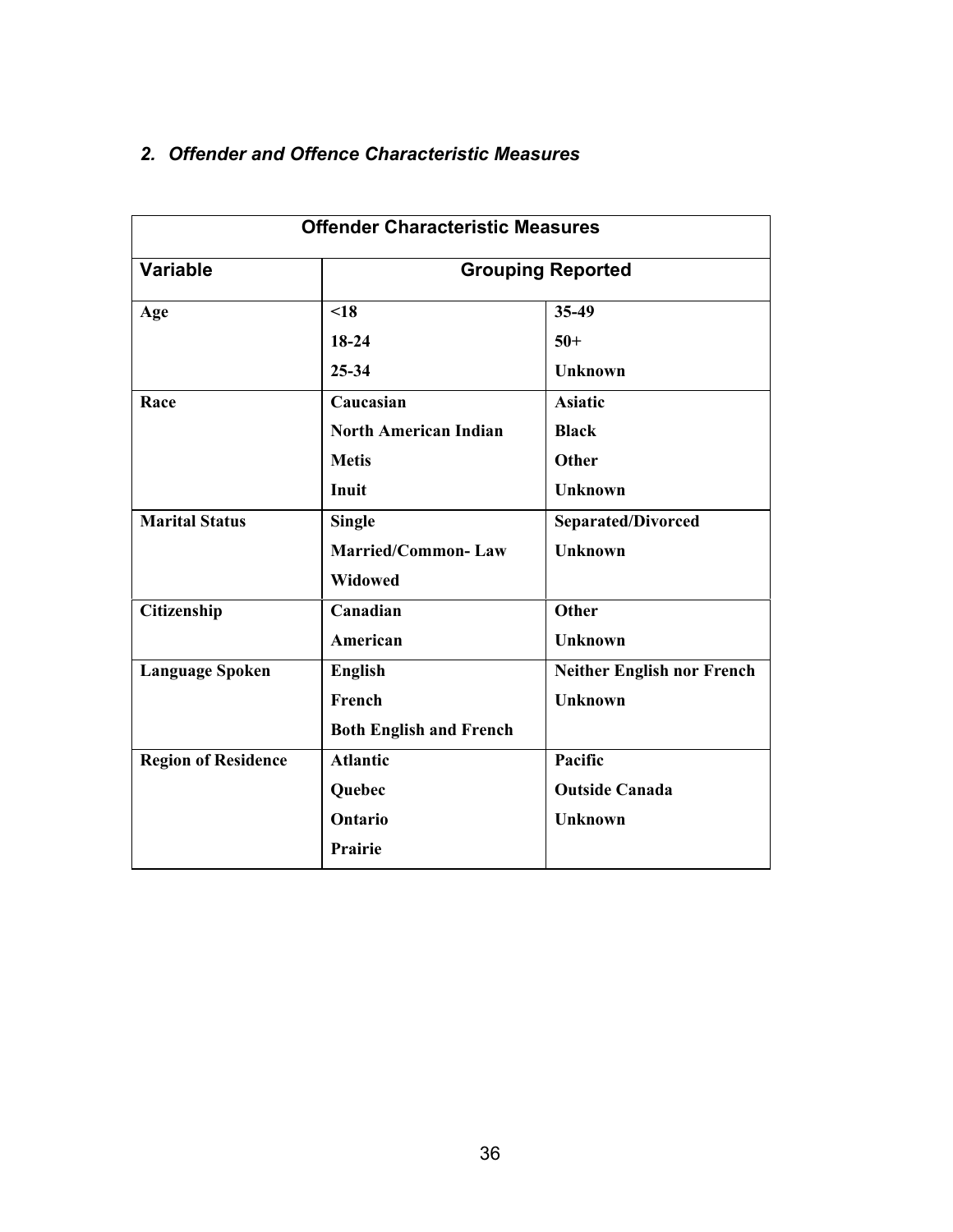### *2. Offender and Offence Characteristic Measures*

| Offender Characteristic Measures | | |
|---|---|---|
| **Variable** | **Grouping Reported** | |
| **Age** | **<18**<br>**18-24**<br>**25-34** | **35-49**<br>**50+**<br>**Unknown** |
| **Race** | **Caucasian**<br>**North American Indian**<br>**Metis**<br>**Inuit** | **Asiatic**<br>**Black**<br>**Other**<br>**Unknown** |
| **Marital Status** | **Single**<br>**Married/Common- Law**<br>**Widowed** | **Separated/Divorced**<br>**Unknown** |
| **Citizenship** | **Canadian**<br>**American** | **Other**<br>**Unknown** |
| **Language Spoken** | **English**<br>**French**<br>**Both English and French** | **Neither English nor French**<br>**Unknown** |
| **Region of Residence** | **Atlantic**<br>**Quebec**<br>**Ontario**<br>**Prairie** | **Pacific**<br>**Outside Canada**<br>**Unknown** |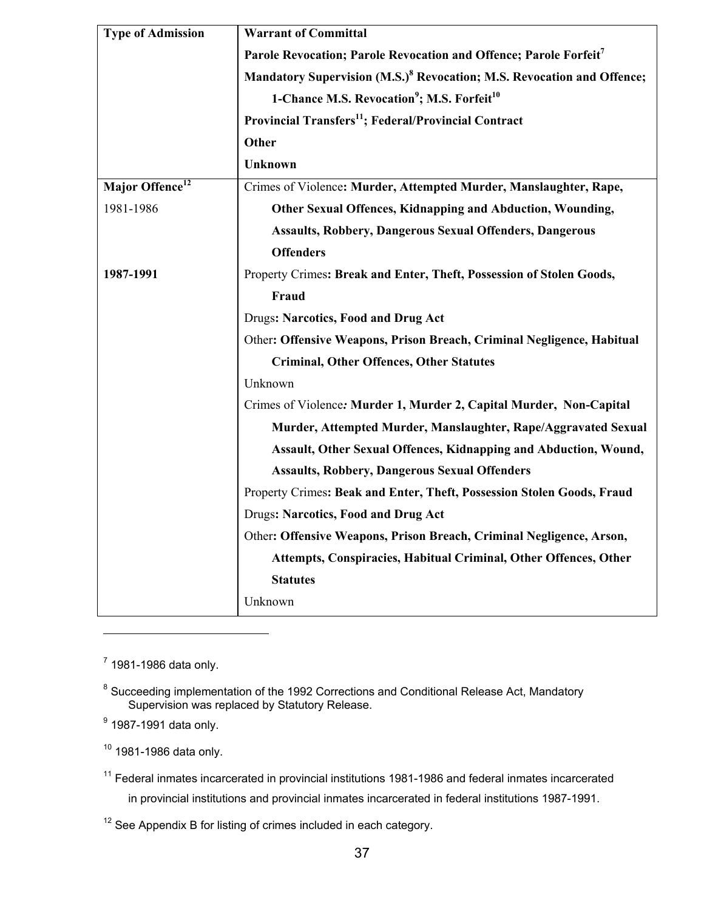| Type of Admission | **Warrant of Committal**<br>**Parole Revocation; Parole Revocation and Offence; Parole Forfeit**[7]<br>**Mandatory Supervision (M.S.)**[8] **Revocation; M.S. Revocation and Offence; 1-Chance M.S. Revocation**[9]**; M.S. Forfeit**[10]<br>**Provincial Transfers**[11]**; Federal/Provincial Contract**<br>**Other**<br>**Unknown** |
|---|---|
| **Major Offence**[12]<br>1981-1986 | Crimes of Violence**: Murder, Attempted Murder, Manslaughter, Rape, Other Sexual Offences, Kidnapping and Abduction, Wounding, Assaults, Robbery, Dangerous Sexual Offenders, Dangerous Offenders**<br>Property Crimes**: Break and Enter, Theft, Possession of Stolen Goods, Fraud**<br>Drugs**: Narcotics, Food and Drug Act**<br>Other**: Offensive Weapons, Prison Breach, Criminal Negligence, Habitual Criminal, Other Offences, Other Statutes**<br>Unknown |
| **1987-1991** | Crimes of Violence*:* **Murder 1, Murder 2, Capital Murder, Non-Capital Murder, Attempted Murder, Manslaughter, Rape/Aggravated Sexual Assault, Other Sexual Offences, Kidnapping and Abduction, Wound, Assaults, Robbery, Dangerous Sexual Offenders**<br>Property Crimes**: Beak and Enter, Theft, Possession Stolen Goods, Fraud**<br>Drugs**: Narcotics, Food and Drug Act**<br>Other**: Offensive Weapons, Prison Breach, Criminal Negligence, Arson, Attempts, Conspiracies, Habitual Criminal, Other Offences, Other Statutes**<br>Unknown |

---

[7] 1981-1986 data only.

[8] Succeeding implementation of the 1992 Corrections and Conditional Release Act, Mandatory Supervision was replaced by Statutory Release.

[9] 1987-1991 data only.

[10] 1981-1986 data only.

[11] Federal inmates incarcerated in provincial institutions 1981-1986 and federal inmates incarcerated in provincial institutions and provincial inmates incarcerated in federal institutions 1987-1991.

[12] See Appendix B for listing of crimes included in each category.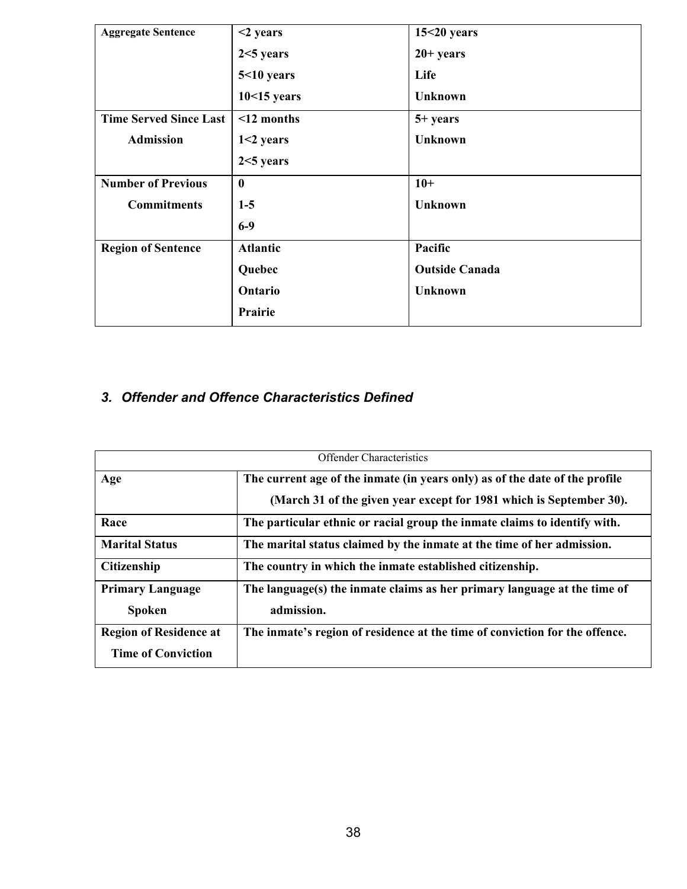| | | |
|---|---|---|
| **Aggregate Sentence** | **<2 years**<br>**2<5 years**<br>**5<10 years**<br>**10<15 years** | **15<20 years**<br>**20+ years**<br>**Life**<br>**Unknown** |
| **Time Served Since Last Admission** | **<12 months**<br>**1<2 years**<br>**2<5 years** | **5+ years**<br>**Unknown** |
| **Number of Previous Commitments** | **0**<br>**1-5**<br>**6-9** | **10+**<br>**Unknown** |
| **Region of Sentence** | **Atlantic**<br>**Quebec**<br>**Ontario**<br>**Prairie** | **Pacific**<br>**Outside Canada**<br>**Unknown** |

### *3. Offender and Offence Characteristics Defined*

| Offender Characteristics | |
|---|---|
| **Age** | **The current age of the inmate (in years only) as of the date of the profile (March 31 of the given year except for 1981 which is September 30).** |
| **Race** | **The particular ethnic or racial group the inmate claims to identify with.** |
| **Marital Status** | **The marital status claimed by the inmate at the time of her admission.** |
| **Citizenship** | **The country in which the inmate established citizenship.** |
| **Primary Language Spoken** | **The language(s) the inmate claims as her primary language at the time of admission.** |
| **Region of Residence at Time of Conviction** | **The inmate's region of residence at the time of conviction for the offence.** |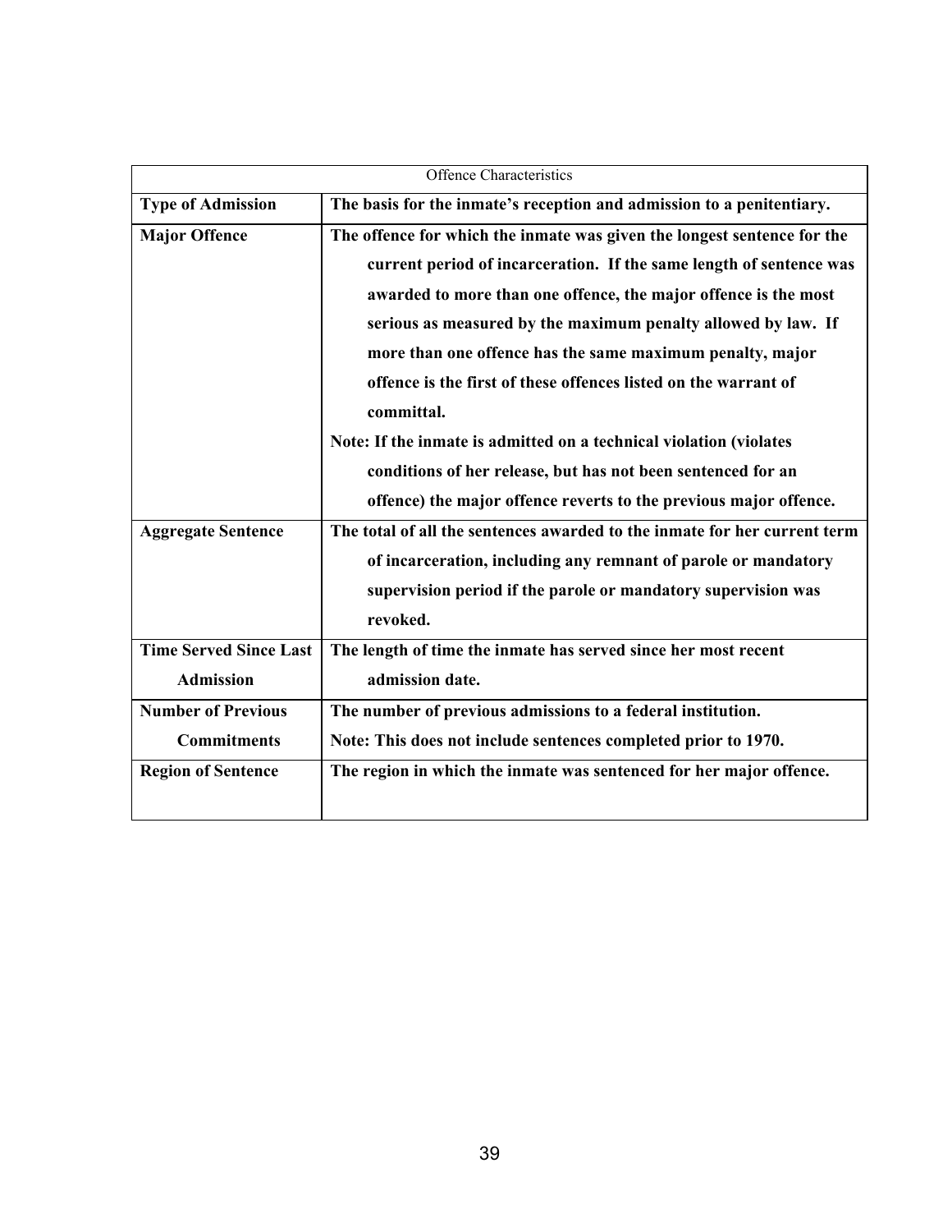| Offence Characteristics | |
|---|---|
| **Type of Admission** | **The basis for the inmate's reception and admission to a penitentiary.** |
| **Major Offence** | **The offence for which the inmate was given the longest sentence for the current period of incarceration. If the same length of sentence was awarded to more than one offence, the major offence is the most serious as measured by the maximum penalty allowed by law. If more than one offence has the same maximum penalty, major offence is the first of these offences listed on the warrant of committal.**<br>**Note: If the inmate is admitted on a technical violation (violates conditions of her release, but has not been sentenced for an offence) the major offence reverts to the previous major offence.** |
| **Aggregate Sentence** | **The total of all the sentences awarded to the inmate for her current term of incarceration, including any remnant of parole or mandatory supervision period if the parole or mandatory supervision was revoked.** |
| **Time Served Since Last Admission** | **The length of time the inmate has served since her most recent admission date.** |
| **Number of Previous Commitments** | **The number of previous admissions to a federal institution.**<br>**Note: This does not include sentences completed prior to 1970.** |
| **Region of Sentence** | **The region in which the inmate was sentenced for her major offence.** |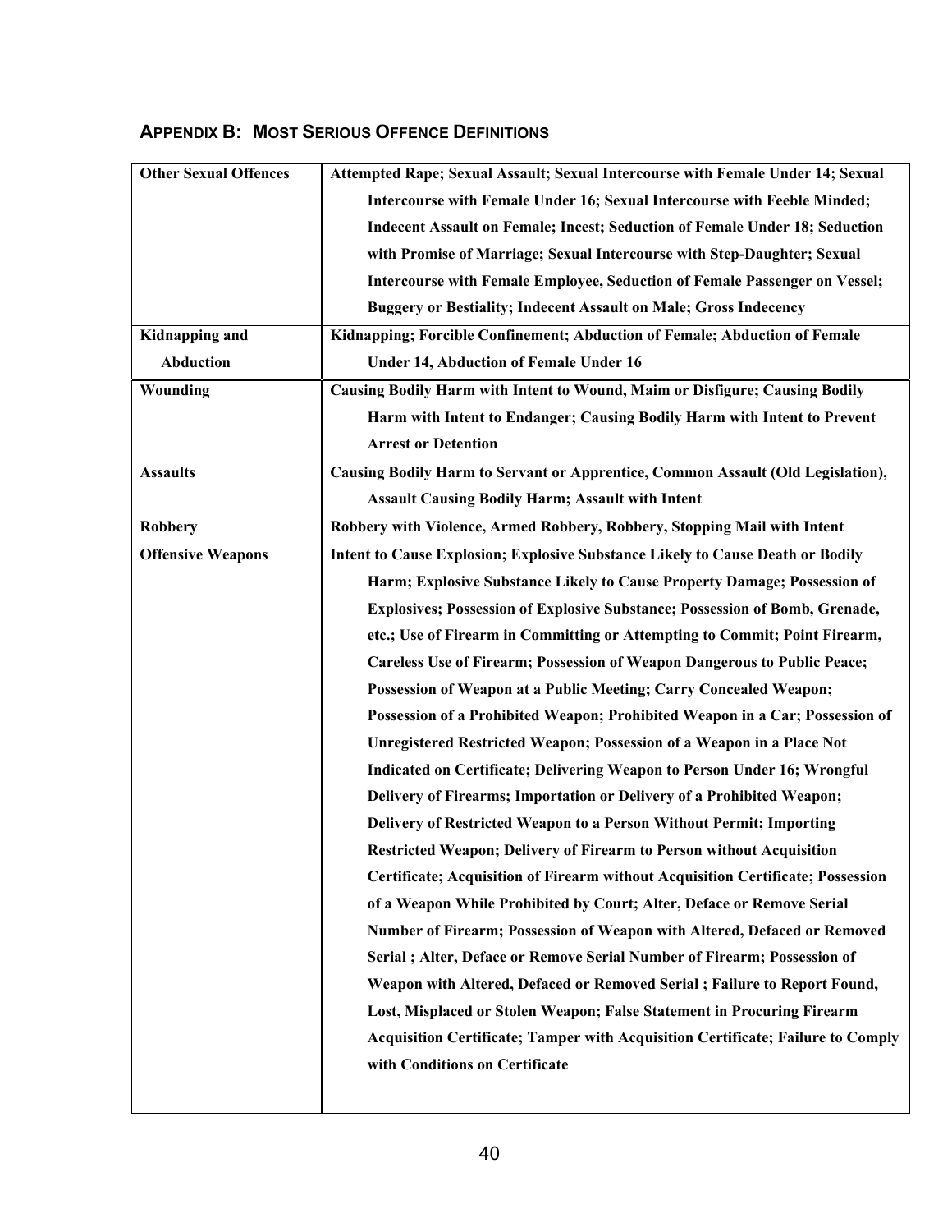## Appendix B: Most Serious Offence Definitions

| | |
|---|---|
| **Other Sexual Offences** | **Attempted Rape; Sexual Assault; Sexual Intercourse with Female Under 14; Sexual Intercourse with Female Under 16; Sexual Intercourse with Feeble Minded; Indecent Assault on Female; Incest; Seduction of Female Under 18; Seduction with Promise of Marriage; Sexual Intercourse with Step-Daughter; Sexual Intercourse with Female Employee, Seduction of Female Passenger on Vessel; Buggery or Bestiality; Indecent Assault on Male; Gross Indecency** |
| **Kidnapping and Abduction** | **Kidnapping; Forcible Confinement; Abduction of Female; Abduction of Female Under 14, Abduction of Female Under 16** |
| **Wounding** | **Causing Bodily Harm with Intent to Wound, Maim or Disfigure; Causing Bodily Harm with Intent to Endanger; Causing Bodily Harm with Intent to Prevent Arrest or Detention** |
| **Assaults** | **Causing Bodily Harm to Servant or Apprentice, Common Assault (Old Legislation), Assault Causing Bodily Harm; Assault with Intent** |
| **Robbery** | **Robbery with Violence, Armed Robbery, Robbery, Stopping Mail with Intent** |
| **Offensive Weapons** | **Intent to Cause Explosion; Explosive Substance Likely to Cause Death or Bodily Harm; Explosive Substance Likely to Cause Property Damage; Possession of Explosives; Possession of Explosive Substance; Possession of Bomb, Grenade, etc.; Use of Firearm in Committing or Attempting to Commit; Point Firearm, Careless Use of Firearm; Possession of Weapon Dangerous to Public Peace; Possession of Weapon at a Public Meeting; Carry Concealed Weapon; Possession of a Prohibited Weapon; Prohibited Weapon in a Car; Possession of Unregistered Restricted Weapon; Possession of a Weapon in a Place Not Indicated on Certificate; Delivering Weapon to Person Under 16; Wrongful Delivery of Firearms; Importation or Delivery of a Prohibited Weapon; Delivery of Restricted Weapon to a Person Without Permit; Importing Restricted Weapon; Delivery of Firearm to Person without Acquisition Certificate; Acquisition of Firearm without Acquisition Certificate; Possession of a Weapon While Prohibited by Court; Alter, Deface or Remove Serial Number of Firearm; Possession of Weapon with Altered, Defaced or Removed Serial ; Alter, Deface or Remove Serial Number of Firearm; Possession of Weapon with Altered, Defaced or Removed Serial ; Failure to Report Found, Lost, Misplaced or Stolen Weapon; False Statement in Procuring Firearm Acquisition Certificate; Tamper with Acquisition Certificate; Failure to Comply with Conditions on Certificate** |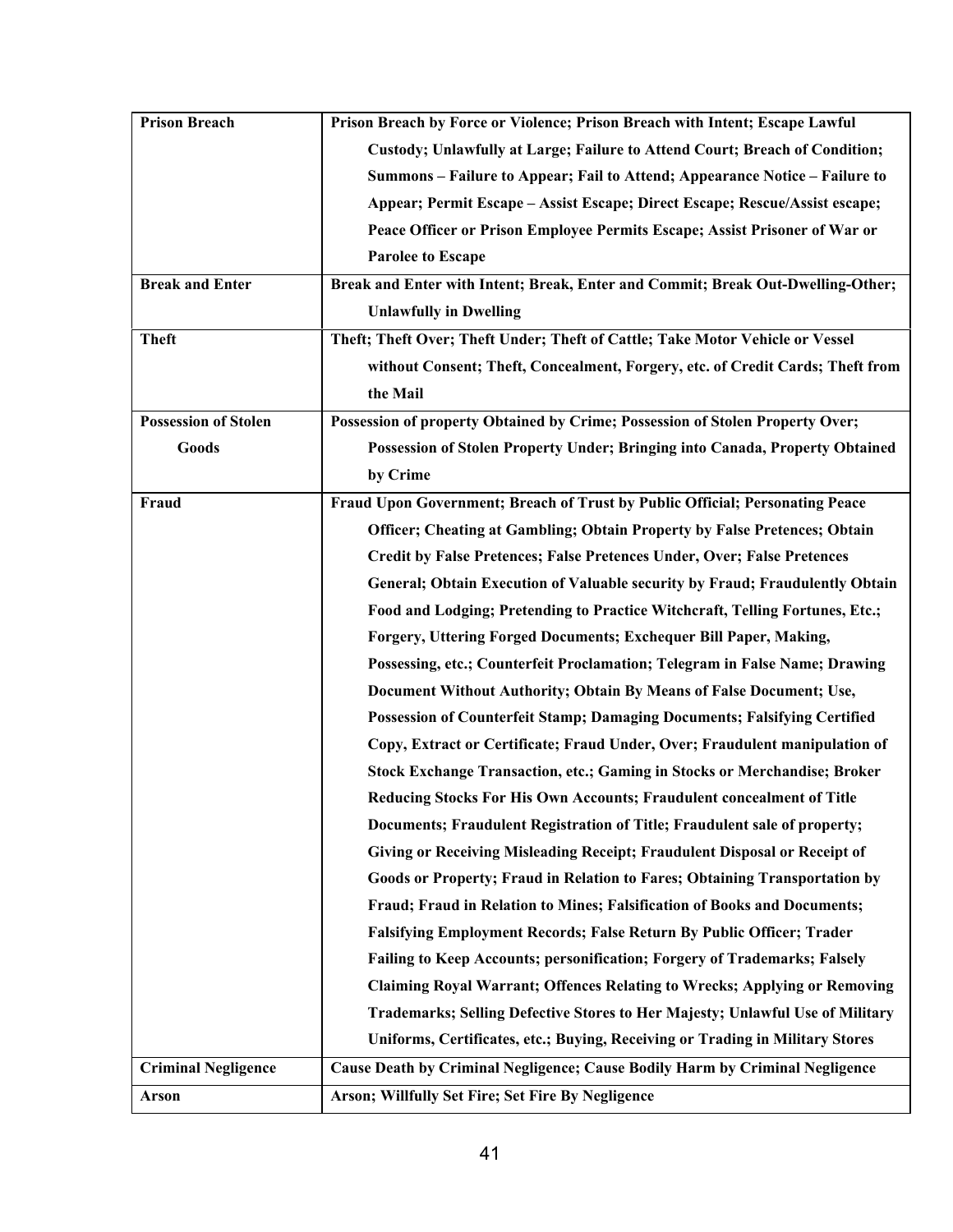| **Prison Breach** | **Prison Breach by Force or Violence; Prison Breach with Intent; Escape Lawful Custody; Unlawfully at Large; Failure to Attend Court; Breach of Condition; Summons – Failure to Appear; Fail to Attend; Appearance Notice – Failure to Appear; Permit Escape – Assist Escape; Direct Escape; Rescue/Assist escape; Peace Officer or Prison Employee Permits Escape; Assist Prisoner of War or Parolee to Escape** |
|---|---|
| **Break and Enter** | **Break and Enter with Intent; Break, Enter and Commit; Break Out-Dwelling-Other; Unlawfully in Dwelling** |
| **Theft** | **Theft; Theft Over; Theft Under; Theft of Cattle; Take Motor Vehicle or Vessel without Consent; Theft, Concealment, Forgery, etc. of Credit Cards; Theft from the Mail** |
| **Possession of Stolen Goods** | **Possession of property Obtained by Crime; Possession of Stolen Property Over; Possession of Stolen Property Under; Bringing into Canada, Property Obtained by Crime** |
| **Fraud** | **Fraud Upon Government; Breach of Trust by Public Official; Personating Peace Officer; Cheating at Gambling; Obtain Property by False Pretences; Obtain Credit by False Pretences; False Pretences Under, Over; False Pretences General; Obtain Execution of Valuable security by Fraud; Fraudulently Obtain Food and Lodging; Pretending to Practice Witchcraft, Telling Fortunes, Etc.; Forgery, Uttering Forged Documents; Exchequer Bill Paper, Making, Possessing, etc.; Counterfeit Proclamation; Telegram in False Name; Drawing Document Without Authority; Obtain By Means of False Document; Use, Possession of Counterfeit Stamp; Damaging Documents; Falsifying Certified Copy, Extract or Certificate; Fraud Under, Over; Fraudulent manipulation of Stock Exchange Transaction, etc.; Gaming in Stocks or Merchandise; Broker Reducing Stocks For His Own Accounts; Fraudulent concealment of Title Documents; Fraudulent Registration of Title; Fraudulent sale of property; Giving or Receiving Misleading Receipt; Fraudulent Disposal or Receipt of Goods or Property; Fraud in Relation to Fares; Obtaining Transportation by Fraud; Fraud in Relation to Mines; Falsification of Books and Documents; Falsifying Employment Records; False Return By Public Officer; Trader Failing to Keep Accounts; personification; Forgery of Trademarks; Falsely Claiming Royal Warrant; Offences Relating to Wrecks; Applying or Removing Trademarks; Selling Defective Stores to Her Majesty; Unlawful Use of Military Uniforms, Certificates, etc.; Buying, Receiving or Trading in Military Stores** |
| **Criminal Negligence** | **Cause Death by Criminal Negligence; Cause Bodily Harm by Criminal Negligence** |
| **Arson** | **Arson; Willfully Set Fire; Set Fire By Negligence** |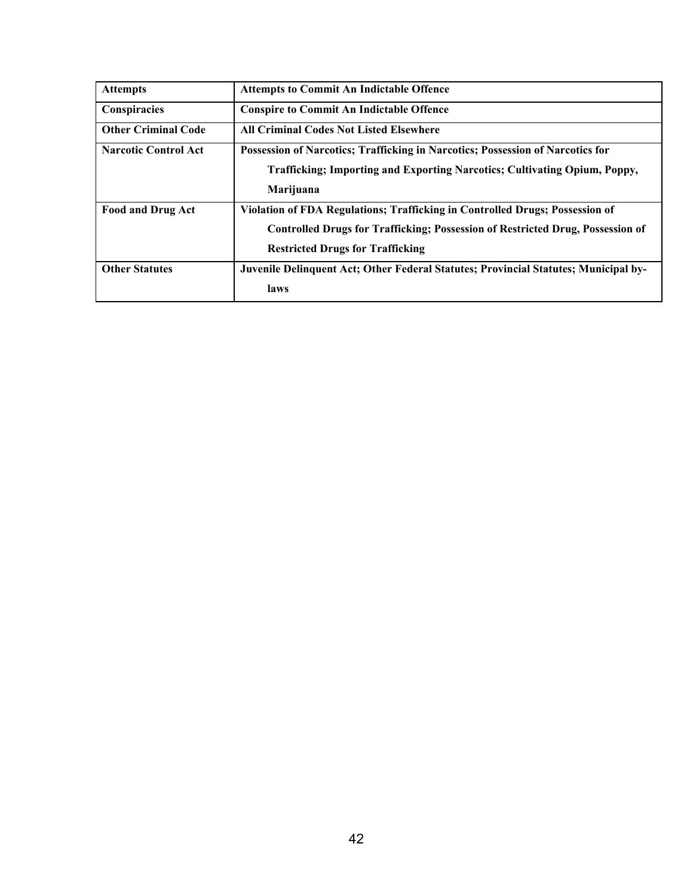| Attempts | Attempts to Commit An Indictable Offence |
| --- | --- |
| Conspiracies | Conspire to Commit An Indictable Offence |
| Other Criminal Code | All Criminal Codes Not Listed Elsewhere |
| Narcotic Control Act | Possession of Narcotics; Trafficking in Narcotics; Possession of Narcotics for Trafficking; Importing and Exporting Narcotics; Cultivating Opium, Poppy, Marijuana |
| Food and Drug Act | Violation of FDA Regulations; Trafficking in Controlled Drugs; Possession of Controlled Drugs for Trafficking; Possession of Restricted Drug, Possession of Restricted Drugs for Trafficking |
| Other Statutes | Juvenile Delinquent Act; Other Federal Statutes; Provincial Statutes; Municipal by-laws |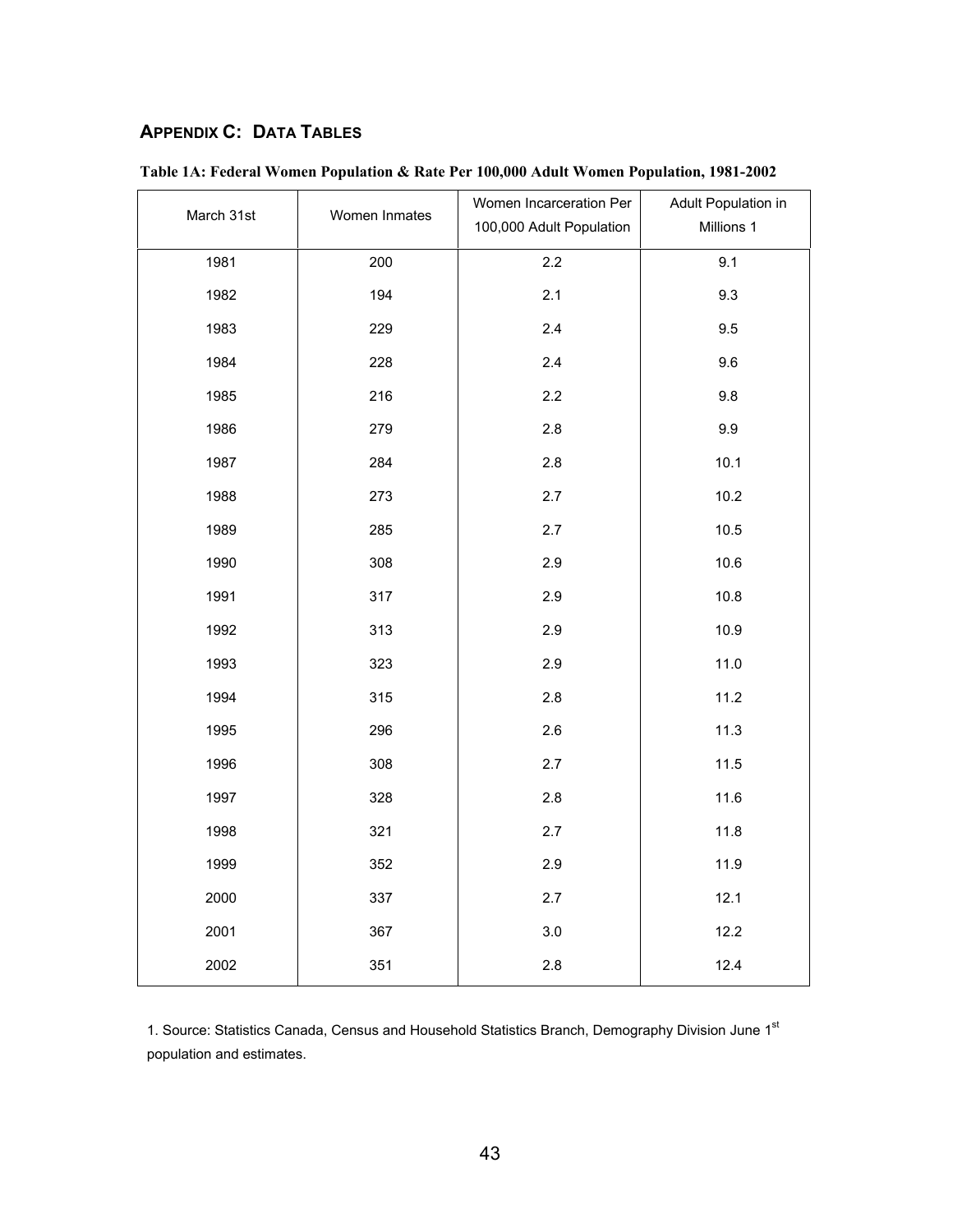## APPENDIX C: DATA TABLES

**Table 1A: Federal Women Population & Rate Per 100,000 Adult Women Population, 1981-2002**

| March 31st | Women Inmates | Women Incarceration Per 100,000 Adult Population | Adult Population in Millions 1 |
|---|---|---|---|
| 1981 | 200 | 2.2 | 9.1 |
| 1982 | 194 | 2.1 | 9.3 |
| 1983 | 229 | 2.4 | 9.5 |
| 1984 | 228 | 2.4 | 9.6 |
| 1985 | 216 | 2.2 | 9.8 |
| 1986 | 279 | 2.8 | 9.9 |
| 1987 | 284 | 2.8 | 10.1 |
| 1988 | 273 | 2.7 | 10.2 |
| 1989 | 285 | 2.7 | 10.5 |
| 1990 | 308 | 2.9 | 10.6 |
| 1991 | 317 | 2.9 | 10.8 |
| 1992 | 313 | 2.9 | 10.9 |
| 1993 | 323 | 2.9 | 11.0 |
| 1994 | 315 | 2.8 | 11.2 |
| 1995 | 296 | 2.6 | 11.3 |
| 1996 | 308 | 2.7 | 11.5 |
| 1997 | 328 | 2.8 | 11.6 |
| 1998 | 321 | 2.7 | 11.8 |
| 1999 | 352 | 2.9 | 11.9 |
| 2000 | 337 | 2.7 | 12.1 |
| 2001 | 367 | 3.0 | 12.2 |
| 2002 | 351 | 2.8 | 12.4 |

1. Source: Statistics Canada, Census and Household Statistics Branch, Demography Division June 1st population and estimates.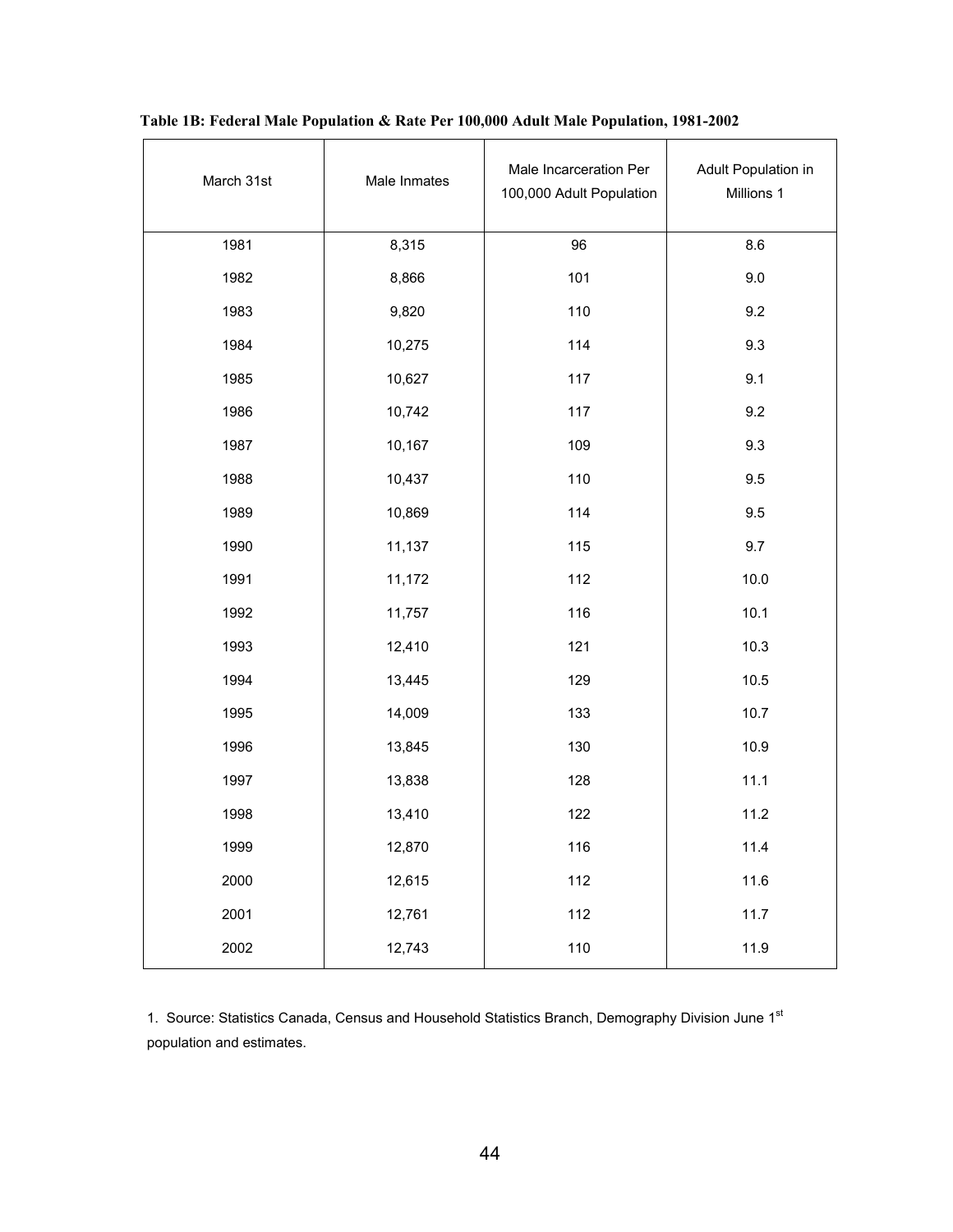**Table 1B: Federal Male Population & Rate Per 100,000 Adult Male Population, 1981-2002**

| March 31st | Male Inmates | Male Incarceration Per 100,000 Adult Population | Adult Population in Millions 1 |
|---|---|---|---|
| 1981 | 8,315 | 96 | 8.6 |
| 1982 | 8,866 | 101 | 9.0 |
| 1983 | 9,820 | 110 | 9.2 |
| 1984 | 10,275 | 114 | 9.3 |
| 1985 | 10,627 | 117 | 9.1 |
| 1986 | 10,742 | 117 | 9.2 |
| 1987 | 10,167 | 109 | 9.3 |
| 1988 | 10,437 | 110 | 9.5 |
| 1989 | 10,869 | 114 | 9.5 |
| 1990 | 11,137 | 115 | 9.7 |
| 1991 | 11,172 | 112 | 10.0 |
| 1992 | 11,757 | 116 | 10.1 |
| 1993 | 12,410 | 121 | 10.3 |
| 1994 | 13,445 | 129 | 10.5 |
| 1995 | 14,009 | 133 | 10.7 |
| 1996 | 13,845 | 130 | 10.9 |
| 1997 | 13,838 | 128 | 11.1 |
| 1998 | 13,410 | 122 | 11.2 |
| 1999 | 12,870 | 116 | 11.4 |
| 2000 | 12,615 | 112 | 11.6 |
| 2001 | 12,761 | 112 | 11.7 |
| 2002 | 12,743 | 110 | 11.9 |

1. Source: Statistics Canada, Census and Household Statistics Branch, Demography Division June 1st population and estimates.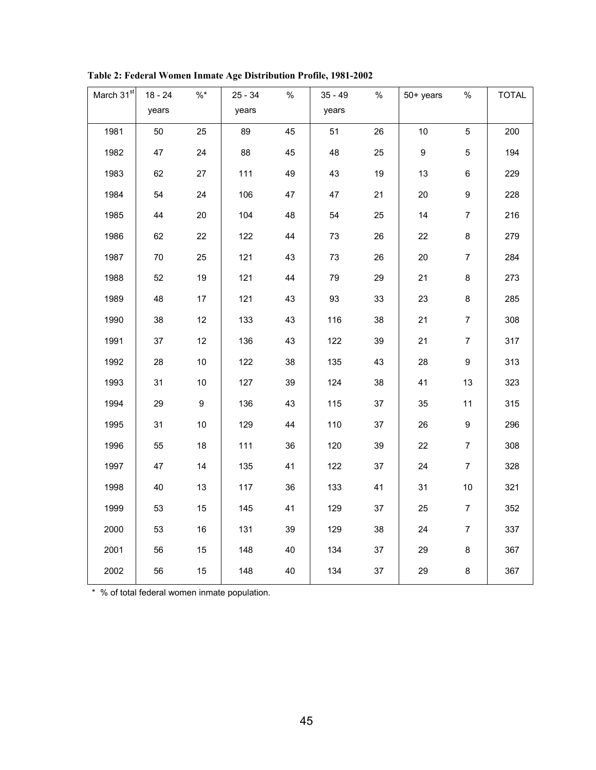**Table 2: Federal Women Inmate Age Distribution Profile, 1981-2002**

| March 31st | 18 - 24 years | %* | 25 - 34 years | % | 35 - 49 years | % | 50+ years | % | TOTAL |
|---|---|---|---|---|---|---|---|---|---|
| 1981 | 50 | 25 | 89 | 45 | 51 | 26 | 10 | 5 | 200 |
| 1982 | 47 | 24 | 88 | 45 | 48 | 25 | 9 | 5 | 194 |
| 1983 | 62 | 27 | 111 | 49 | 43 | 19 | 13 | 6 | 229 |
| 1984 | 54 | 24 | 106 | 47 | 47 | 21 | 20 | 9 | 228 |
| 1985 | 44 | 20 | 104 | 48 | 54 | 25 | 14 | 7 | 216 |
| 1986 | 62 | 22 | 122 | 44 | 73 | 26 | 22 | 8 | 279 |
| 1987 | 70 | 25 | 121 | 43 | 73 | 26 | 20 | 7 | 284 |
| 1988 | 52 | 19 | 121 | 44 | 79 | 29 | 21 | 8 | 273 |
| 1989 | 48 | 17 | 121 | 43 | 93 | 33 | 23 | 8 | 285 |
| 1990 | 38 | 12 | 133 | 43 | 116 | 38 | 21 | 7 | 308 |
| 1991 | 37 | 12 | 136 | 43 | 122 | 39 | 21 | 7 | 317 |
| 1992 | 28 | 10 | 122 | 38 | 135 | 43 | 28 | 9 | 313 |
| 1993 | 31 | 10 | 127 | 39 | 124 | 38 | 41 | 13 | 323 |
| 1994 | 29 | 9 | 136 | 43 | 115 | 37 | 35 | 11 | 315 |
| 1995 | 31 | 10 | 129 | 44 | 110 | 37 | 26 | 9 | 296 |
| 1996 | 55 | 18 | 111 | 36 | 120 | 39 | 22 | 7 | 308 |
| 1997 | 47 | 14 | 135 | 41 | 122 | 37 | 24 | 7 | 328 |
| 1998 | 40 | 13 | 117 | 36 | 133 | 41 | 31 | 10 | 321 |
| 1999 | 53 | 15 | 145 | 41 | 129 | 37 | 25 | 7 | 352 |
| 2000 | 53 | 16 | 131 | 39 | 129 | 38 | 24 | 7 | 337 |
| 2001 | 56 | 15 | 148 | 40 | 134 | 37 | 29 | 8 | 367 |
| 2002 | 56 | 15 | 148 | 40 | 134 | 37 | 29 | 8 | 367 |

\* % of total federal women inmate population.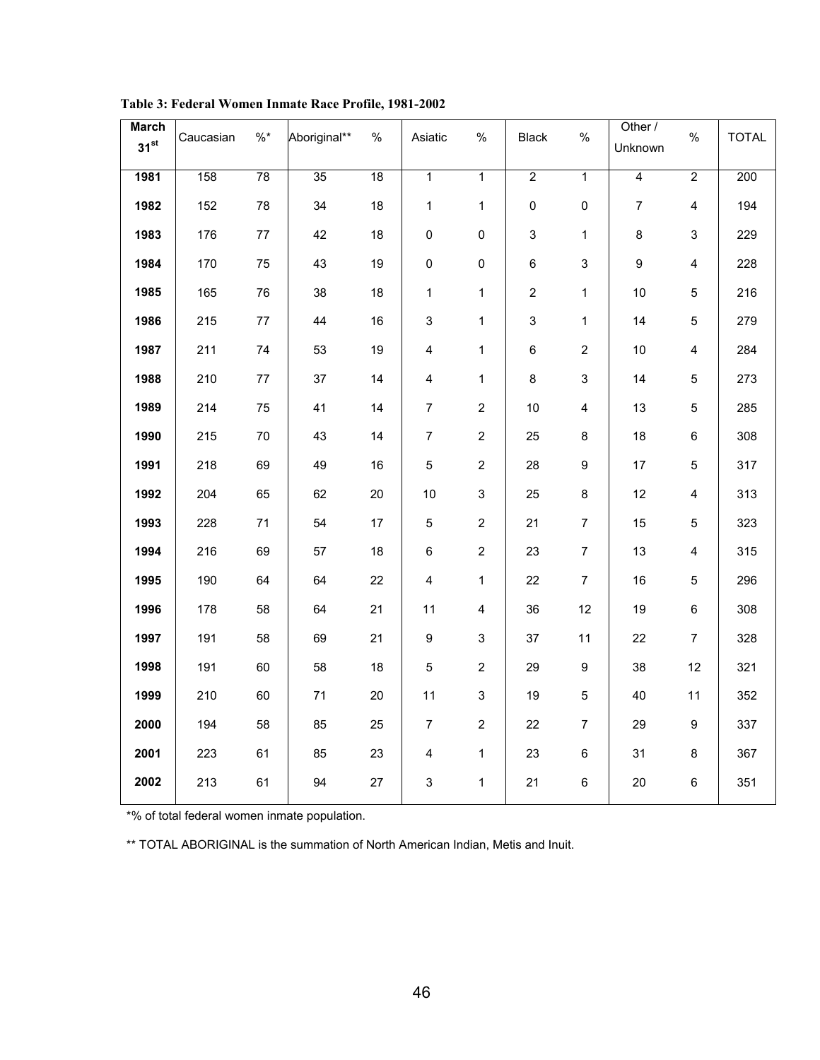**Table 3: Federal Women Inmate Race Profile, 1981-2002**

| March 31st | Caucasian | %* | Aboriginal** | % | Asiatic | % | Black | % | Other / Unknown | % | TOTAL |
|---|---|---|---|---|---|---|---|---|---|---|---|
| 1981 | 158 | 78 | 35 | 18 | 1 | 1 | 2 | 1 | 4 | 2 | 200 |
| 1982 | 152 | 78 | 34 | 18 | 1 | 1 | 0 | 0 | 7 | 4 | 194 |
| 1983 | 176 | 77 | 42 | 18 | 0 | 0 | 3 | 1 | 8 | 3 | 229 |
| 1984 | 170 | 75 | 43 | 19 | 0 | 0 | 6 | 3 | 9 | 4 | 228 |
| 1985 | 165 | 76 | 38 | 18 | 1 | 1 | 2 | 1 | 10 | 5 | 216 |
| 1986 | 215 | 77 | 44 | 16 | 3 | 1 | 3 | 1 | 14 | 5 | 279 |
| 1987 | 211 | 74 | 53 | 19 | 4 | 1 | 6 | 2 | 10 | 4 | 284 |
| 1988 | 210 | 77 | 37 | 14 | 4 | 1 | 8 | 3 | 14 | 5 | 273 |
| 1989 | 214 | 75 | 41 | 14 | 7 | 2 | 10 | 4 | 13 | 5 | 285 |
| 1990 | 215 | 70 | 43 | 14 | 7 | 2 | 25 | 8 | 18 | 6 | 308 |
| 1991 | 218 | 69 | 49 | 16 | 5 | 2 | 28 | 9 | 17 | 5 | 317 |
| 1992 | 204 | 65 | 62 | 20 | 10 | 3 | 25 | 8 | 12 | 4 | 313 |
| 1993 | 228 | 71 | 54 | 17 | 5 | 2 | 21 | 7 | 15 | 5 | 323 |
| 1994 | 216 | 69 | 57 | 18 | 6 | 2 | 23 | 7 | 13 | 4 | 315 |
| 1995 | 190 | 64 | 64 | 22 | 4 | 1 | 22 | 7 | 16 | 5 | 296 |
| 1996 | 178 | 58 | 64 | 21 | 11 | 4 | 36 | 12 | 19 | 6 | 308 |
| 1997 | 191 | 58 | 69 | 21 | 9 | 3 | 37 | 11 | 22 | 7 | 328 |
| 1998 | 191 | 60 | 58 | 18 | 5 | 2 | 29 | 9 | 38 | 12 | 321 |
| 1999 | 210 | 60 | 71 | 20 | 11 | 3 | 19 | 5 | 40 | 11 | 352 |
| 2000 | 194 | 58 | 85 | 25 | 7 | 2 | 22 | 7 | 29 | 9 | 337 |
| 2001 | 223 | 61 | 85 | 23 | 4 | 1 | 23 | 6 | 31 | 8 | 367 |
| 2002 | 213 | 61 | 94 | 27 | 3 | 1 | 21 | 6 | 20 | 6 | 351 |

*% of total federal women inmate population.

** TOTAL ABORIGINAL is the summation of North American Indian, Metis and Inuit.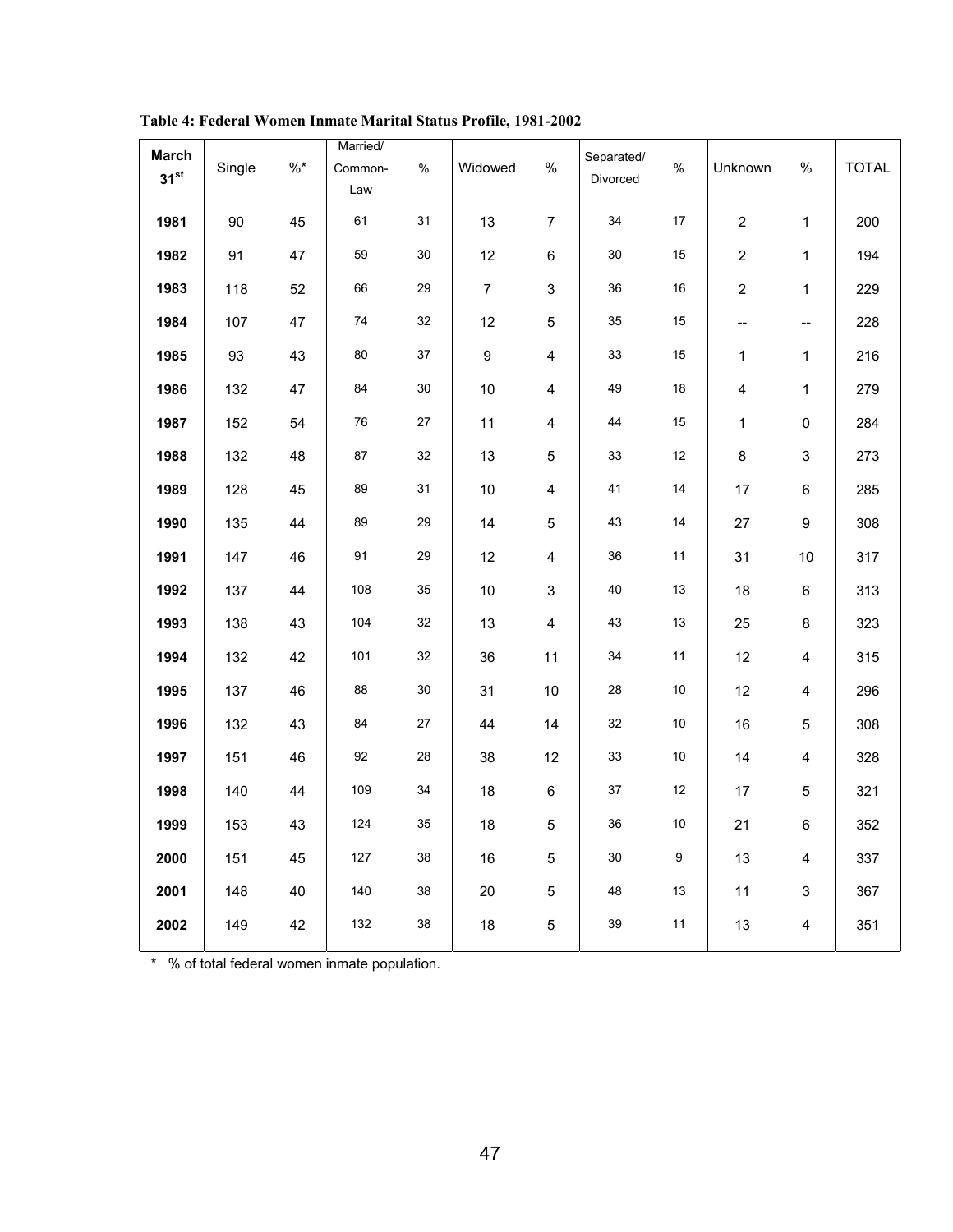**Table 4: Federal Women Inmate Marital Status Profile, 1981-2002**

| March 31st | Single | %* | Married/ Common-Law | % | Widowed | % | Separated/ Divorced | % | Unknown | % | TOTAL |
|---|---|---|---|---|---|---|---|---|---|---|---|
| 1981 | 90 | 45 | 61 | 31 | 13 | 7 | 34 | 17 | 2 | 1 | 200 |
| 1982 | 91 | 47 | 59 | 30 | 12 | 6 | 30 | 15 | 2 | 1 | 194 |
| 1983 | 118 | 52 | 66 | 29 | 7 | 3 | 36 | 16 | 2 | 1 | 229 |
| 1984 | 107 | 47 | 74 | 32 | 12 | 5 | 35 | 15 | -- | -- | 228 |
| 1985 | 93 | 43 | 80 | 37 | 9 | 4 | 33 | 15 | 1 | 1 | 216 |
| 1986 | 132 | 47 | 84 | 30 | 10 | 4 | 49 | 18 | 4 | 1 | 279 |
| 1987 | 152 | 54 | 76 | 27 | 11 | 4 | 44 | 15 | 1 | 0 | 284 |
| 1988 | 132 | 48 | 87 | 32 | 13 | 5 | 33 | 12 | 8 | 3 | 273 |
| 1989 | 128 | 45 | 89 | 31 | 10 | 4 | 41 | 14 | 17 | 6 | 285 |
| 1990 | 135 | 44 | 89 | 29 | 14 | 5 | 43 | 14 | 27 | 9 | 308 |
| 1991 | 147 | 46 | 91 | 29 | 12 | 4 | 36 | 11 | 31 | 10 | 317 |
| 1992 | 137 | 44 | 108 | 35 | 10 | 3 | 40 | 13 | 18 | 6 | 313 |
| 1993 | 138 | 43 | 104 | 32 | 13 | 4 | 43 | 13 | 25 | 8 | 323 |
| 1994 | 132 | 42 | 101 | 32 | 36 | 11 | 34 | 11 | 12 | 4 | 315 |
| 1995 | 137 | 46 | 88 | 30 | 31 | 10 | 28 | 10 | 12 | 4 | 296 |
| 1996 | 132 | 43 | 84 | 27 | 44 | 14 | 32 | 10 | 16 | 5 | 308 |
| 1997 | 151 | 46 | 92 | 28 | 38 | 12 | 33 | 10 | 14 | 4 | 328 |
| 1998 | 140 | 44 | 109 | 34 | 18 | 6 | 37 | 12 | 17 | 5 | 321 |
| 1999 | 153 | 43 | 124 | 35 | 18 | 5 | 36 | 10 | 21 | 6 | 352 |
| 2000 | 151 | 45 | 127 | 38 | 16 | 5 | 30 | 9 | 13 | 4 | 337 |
| 2001 | 148 | 40 | 140 | 38 | 20 | 5 | 48 | 13 | 11 | 3 | 367 |
| 2002 | 149 | 42 | 132 | 38 | 18 | 5 | 39 | 11 | 13 | 4 | 351 |

* % of total federal women inmate population.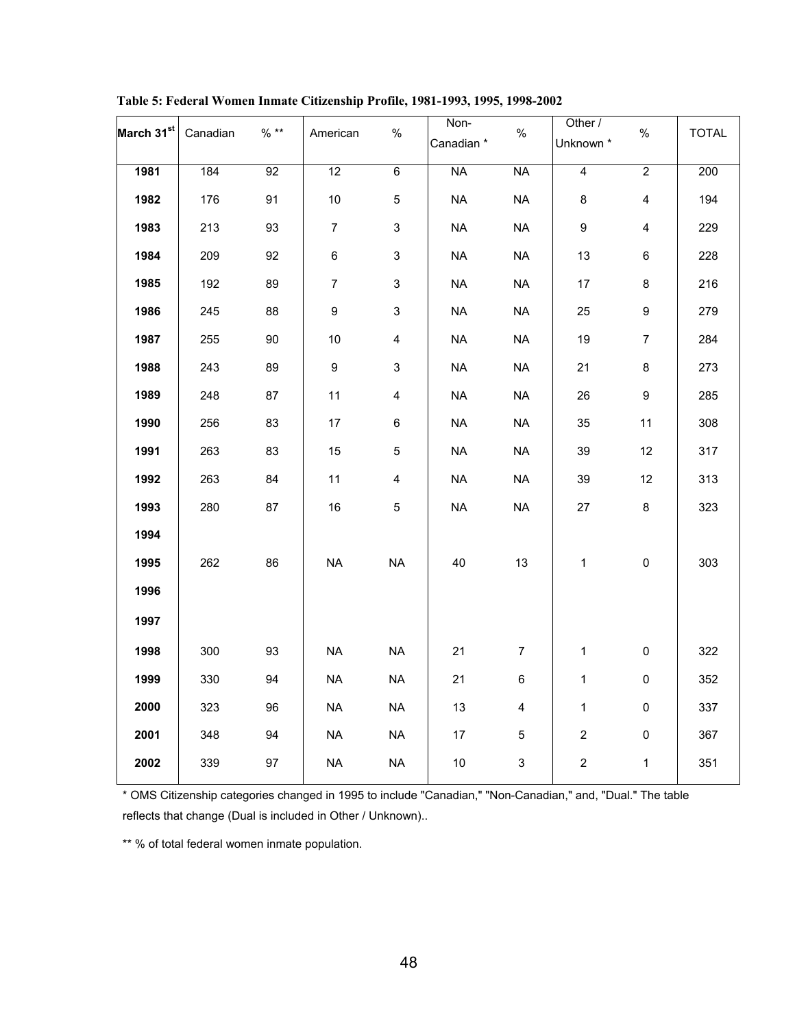**Table 5: Federal Women Inmate Citizenship Profile, 1981-1993, 1995, 1998-2002**

| March 31st | Canadian | % ** | American | % | Non-Canadian * | % | Other / Unknown * | % | TOTAL |
|---|---|---|---|---|---|---|---|---|---|
| **1981** | 184 | 92 | 12 | 6 | NA | NA | 4 | 2 | 200 |
| **1982** | 176 | 91 | 10 | 5 | NA | NA | 8 | 4 | 194 |
| **1983** | 213 | 93 | 7 | 3 | NA | NA | 9 | 4 | 229 |
| **1984** | 209 | 92 | 6 | 3 | NA | NA | 13 | 6 | 228 |
| **1985** | 192 | 89 | 7 | 3 | NA | NA | 17 | 8 | 216 |
| **1986** | 245 | 88 | 9 | 3 | NA | NA | 25 | 9 | 279 |
| **1987** | 255 | 90 | 10 | 4 | NA | NA | 19 | 7 | 284 |
| **1988** | 243 | 89 | 9 | 3 | NA | NA | 21 | 8 | 273 |
| **1989** | 248 | 87 | 11 | 4 | NA | NA | 26 | 9 | 285 |
| **1990** | 256 | 83 | 17 | 6 | NA | NA | 35 | 11 | 308 |
| **1991** | 263 | 83 | 15 | 5 | NA | NA | 39 | 12 | 317 |
| **1992** | 263 | 84 | 11 | 4 | NA | NA | 39 | 12 | 313 |
| **1993** | 280 | 87 | 16 | 5 | NA | NA | 27 | 8 | 323 |
| **1994** | | | | | | | | | |
| **1995** | 262 | 86 | NA | NA | 40 | 13 | 1 | 0 | 303 |
| **1996** | | | | | | | | | |
| **1997** | | | | | | | | | |
| **1998** | 300 | 93 | NA | NA | 21 | 7 | 1 | 0 | 322 |
| **1999** | 330 | 94 | NA | NA | 21 | 6 | 1 | 0 | 352 |
| **2000** | 323 | 96 | NA | NA | 13 | 4 | 1 | 0 | 337 |
| **2001** | 348 | 94 | NA | NA | 17 | 5 | 2 | 0 | 367 |
| **2002** | 339 | 97 | NA | NA | 10 | 3 | 2 | 1 | 351 |

* OMS Citizenship categories changed in 1995 to include "Canadian," "Non-Canadian," and, "Dual." The table reflects that change (Dual is included in Other / Unknown)..

** % of total federal women inmate population.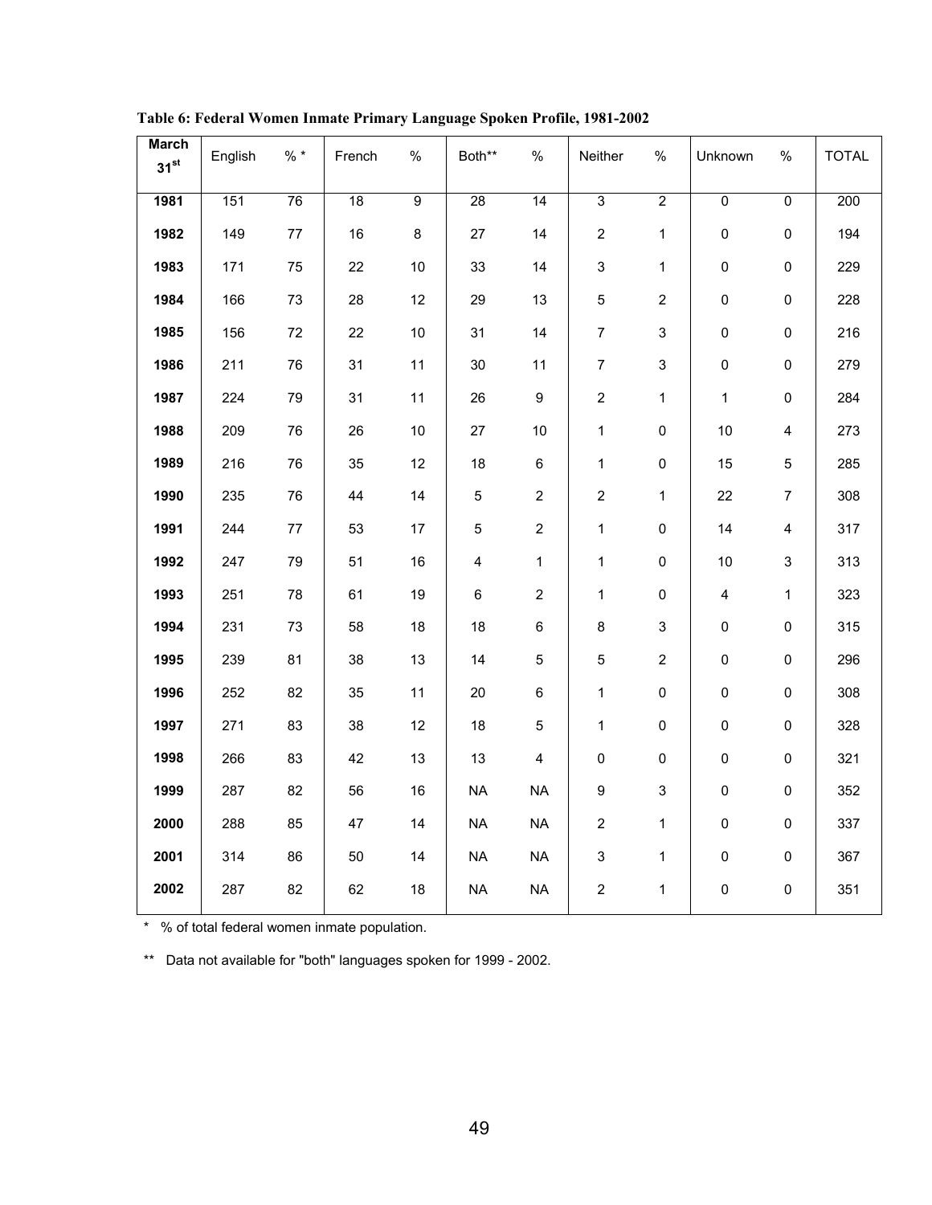**Table 6: Federal Women Inmate Primary Language Spoken Profile, 1981-2002**

| March 31st | English | % * | French | % | Both** | % | Neither | % | Unknown | % | TOTAL |
|---|---|---|---|---|---|---|---|---|---|---|---|
| **1981** | 151 | 76 | 18 | 9 | 28 | 14 | 3 | 2 | 0 | 0 | 200 |
| **1982** | 149 | 77 | 16 | 8 | 27 | 14 | 2 | 1 | 0 | 0 | 194 |
| **1983** | 171 | 75 | 22 | 10 | 33 | 14 | 3 | 1 | 0 | 0 | 229 |
| **1984** | 166 | 73 | 28 | 12 | 29 | 13 | 5 | 2 | 0 | 0 | 228 |
| **1985** | 156 | 72 | 22 | 10 | 31 | 14 | 7 | 3 | 0 | 0 | 216 |
| **1986** | 211 | 76 | 31 | 11 | 30 | 11 | 7 | 3 | 0 | 0 | 279 |
| **1987** | 224 | 79 | 31 | 11 | 26 | 9 | 2 | 1 | 1 | 0 | 284 |
| **1988** | 209 | 76 | 26 | 10 | 27 | 10 | 1 | 0 | 10 | 4 | 273 |
| **1989** | 216 | 76 | 35 | 12 | 18 | 6 | 1 | 0 | 15 | 5 | 285 |
| **1990** | 235 | 76 | 44 | 14 | 5 | 2 | 2 | 1 | 22 | 7 | 308 |
| **1991** | 244 | 77 | 53 | 17 | 5 | 2 | 1 | 0 | 14 | 4 | 317 |
| **1992** | 247 | 79 | 51 | 16 | 4 | 1 | 1 | 0 | 10 | 3 | 313 |
| **1993** | 251 | 78 | 61 | 19 | 6 | 2 | 1 | 0 | 4 | 1 | 323 |
| **1994** | 231 | 73 | 58 | 18 | 18 | 6 | 8 | 3 | 0 | 0 | 315 |
| **1995** | 239 | 81 | 38 | 13 | 14 | 5 | 5 | 2 | 0 | 0 | 296 |
| **1996** | 252 | 82 | 35 | 11 | 20 | 6 | 1 | 0 | 0 | 0 | 308 |
| **1997** | 271 | 83 | 38 | 12 | 18 | 5 | 1 | 0 | 0 | 0 | 328 |
| **1998** | 266 | 83 | 42 | 13 | 13 | 4 | 0 | 0 | 0 | 0 | 321 |
| **1999** | 287 | 82 | 56 | 16 | NA | NA | 9 | 3 | 0 | 0 | 352 |
| **2000** | 288 | 85 | 47 | 14 | NA | NA | 2 | 1 | 0 | 0 | 337 |
| **2001** | 314 | 86 | 50 | 14 | NA | NA | 3 | 1 | 0 | 0 | 367 |
| **2002** | 287 | 82 | 62 | 18 | NA | NA | 2 | 1 | 0 | 0 | 351 |

\* % of total federal women inmate population.

\*\* Data not available for "both" languages spoken for 1999 - 2002.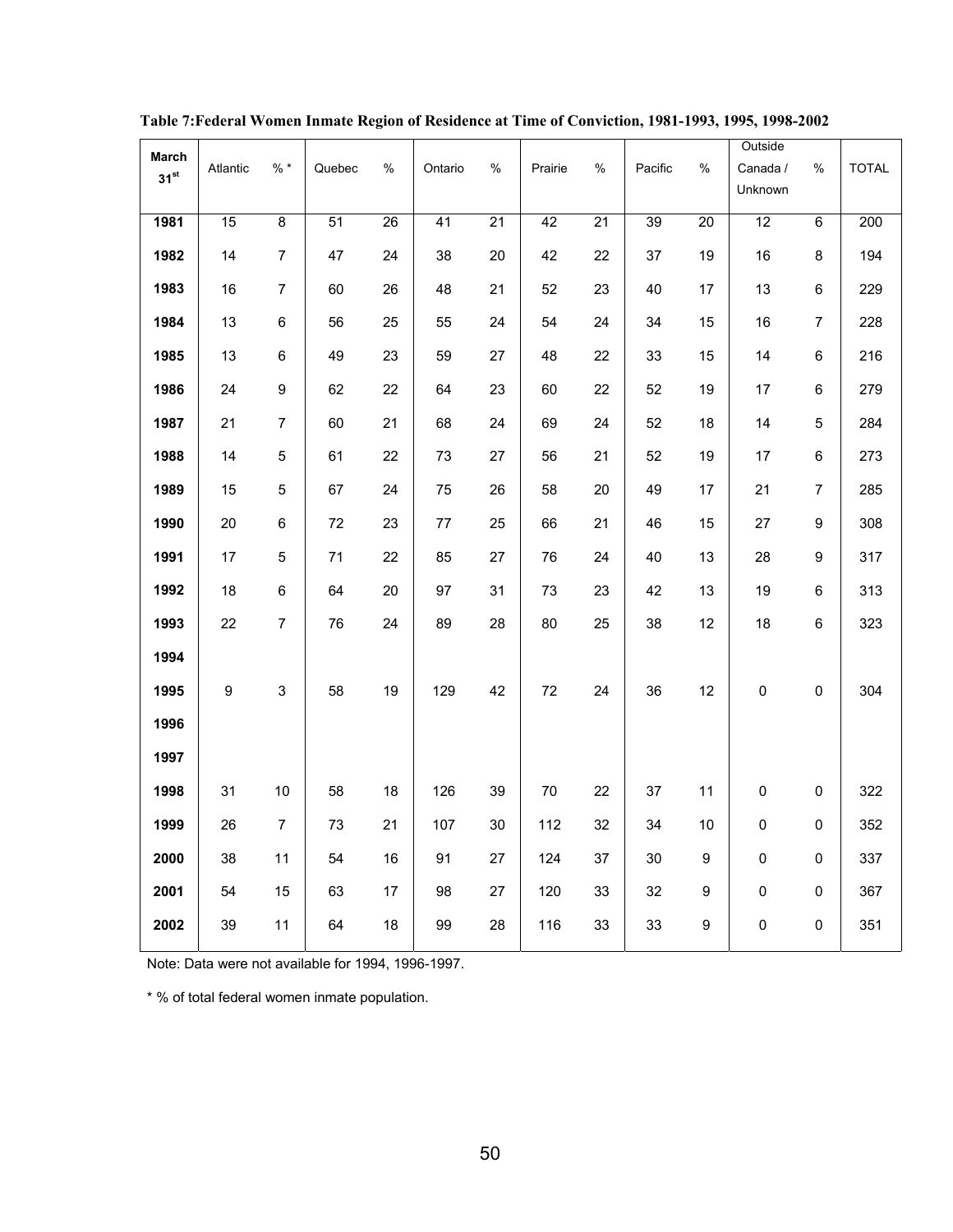**Table 7:Federal Women Inmate Region of Residence at Time of Conviction, 1981-1993, 1995, 1998-2002**

| March 31st | Atlantic | % * | Quebec | % | Ontario | % | Prairie | % | Pacific | % | Outside Canada / Unknown | % | TOTAL |
|---|---|---|---|---|---|---|---|---|---|---|---|---|---|
| 1981 | 15 | 8 | 51 | 26 | 41 | 21 | 42 | 21 | 39 | 20 | 12 | 6 | 200 |
| 1982 | 14 | 7 | 47 | 24 | 38 | 20 | 42 | 22 | 37 | 19 | 16 | 8 | 194 |
| 1983 | 16 | 7 | 60 | 26 | 48 | 21 | 52 | 23 | 40 | 17 | 13 | 6 | 229 |
| 1984 | 13 | 6 | 56 | 25 | 55 | 24 | 54 | 24 | 34 | 15 | 16 | 7 | 228 |
| 1985 | 13 | 6 | 49 | 23 | 59 | 27 | 48 | 22 | 33 | 15 | 14 | 6 | 216 |
| 1986 | 24 | 9 | 62 | 22 | 64 | 23 | 60 | 22 | 52 | 19 | 17 | 6 | 279 |
| 1987 | 21 | 7 | 60 | 21 | 68 | 24 | 69 | 24 | 52 | 18 | 14 | 5 | 284 |
| 1988 | 14 | 5 | 61 | 22 | 73 | 27 | 56 | 21 | 52 | 19 | 17 | 6 | 273 |
| 1989 | 15 | 5 | 67 | 24 | 75 | 26 | 58 | 20 | 49 | 17 | 21 | 7 | 285 |
| 1990 | 20 | 6 | 72 | 23 | 77 | 25 | 66 | 21 | 46 | 15 | 27 | 9 | 308 |
| 1991 | 17 | 5 | 71 | 22 | 85 | 27 | 76 | 24 | 40 | 13 | 28 | 9 | 317 |
| 1992 | 18 | 6 | 64 | 20 | 97 | 31 | 73 | 23 | 42 | 13 | 19 | 6 | 313 |
| 1993 | 22 | 7 | 76 | 24 | 89 | 28 | 80 | 25 | 38 | 12 | 18 | 6 | 323 |
| 1994 | | | | | | | | | | | | | |
| 1995 | 9 | 3 | 58 | 19 | 129 | 42 | 72 | 24 | 36 | 12 | 0 | 0 | 304 |
| 1996 | | | | | | | | | | | | | |
| 1997 | | | | | | | | | | | | | |
| 1998 | 31 | 10 | 58 | 18 | 126 | 39 | 70 | 22 | 37 | 11 | 0 | 0 | 322 |
| 1999 | 26 | 7 | 73 | 21 | 107 | 30 | 112 | 32 | 34 | 10 | 0 | 0 | 352 |
| 2000 | 38 | 11 | 54 | 16 | 91 | 27 | 124 | 37 | 30 | 9 | 0 | 0 | 337 |
| 2001 | 54 | 15 | 63 | 17 | 98 | 27 | 120 | 33 | 32 | 9 | 0 | 0 | 367 |
| 2002 | 39 | 11 | 64 | 18 | 99 | 28 | 116 | 33 | 33 | 9 | 0 | 0 | 351 |

Note: Data were not available for 1994, 1996-1997.

* % of total federal women inmate population.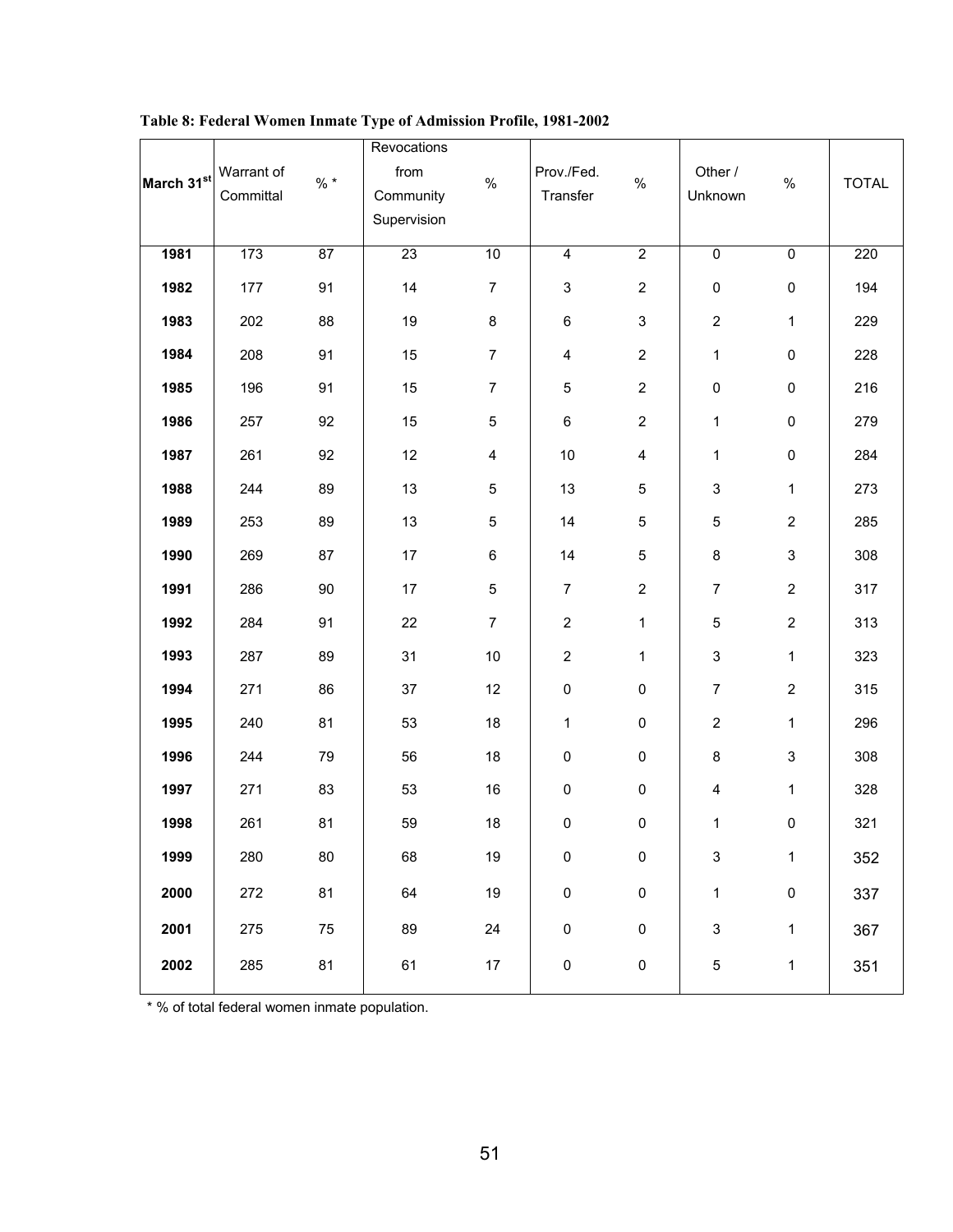**Table 8: Federal Women Inmate Type of Admission Profile, 1981-2002**

| March 31st | Warrant of Committal | % * | Revocations from Community Supervision | % | Prov./Fed. Transfer | % | Other / Unknown | % | TOTAL |
|---|---|---|---|---|---|---|---|---|---|
| **1981** | 173 | 87 | 23 | 10 | 4 | 2 | 0 | 0 | 220 |
| **1982** | 177 | 91 | 14 | 7 | 3 | 2 | 0 | 0 | 194 |
| **1983** | 202 | 88 | 19 | 8 | 6 | 3 | 2 | 1 | 229 |
| **1984** | 208 | 91 | 15 | 7 | 4 | 2 | 1 | 0 | 228 |
| **1985** | 196 | 91 | 15 | 7 | 5 | 2 | 0 | 0 | 216 |
| **1986** | 257 | 92 | 15 | 5 | 6 | 2 | 1 | 0 | 279 |
| **1987** | 261 | 92 | 12 | 4 | 10 | 4 | 1 | 0 | 284 |
| **1988** | 244 | 89 | 13 | 5 | 13 | 5 | 3 | 1 | 273 |
| **1989** | 253 | 89 | 13 | 5 | 14 | 5 | 5 | 2 | 285 |
| **1990** | 269 | 87 | 17 | 6 | 14 | 5 | 8 | 3 | 308 |
| **1991** | 286 | 90 | 17 | 5 | 7 | 2 | 7 | 2 | 317 |
| **1992** | 284 | 91 | 22 | 7 | 2 | 1 | 5 | 2 | 313 |
| **1993** | 287 | 89 | 31 | 10 | 2 | 1 | 3 | 1 | 323 |
| **1994** | 271 | 86 | 37 | 12 | 0 | 0 | 7 | 2 | 315 |
| **1995** | 240 | 81 | 53 | 18 | 1 | 0 | 2 | 1 | 296 |
| **1996** | 244 | 79 | 56 | 18 | 0 | 0 | 8 | 3 | 308 |
| **1997** | 271 | 83 | 53 | 16 | 0 | 0 | 4 | 1 | 328 |
| **1998** | 261 | 81 | 59 | 18 | 0 | 0 | 1 | 0 | 321 |
| **1999** | 280 | 80 | 68 | 19 | 0 | 0 | 3 | 1 | 352 |
| **2000** | 272 | 81 | 64 | 19 | 0 | 0 | 1 | 0 | 337 |
| **2001** | 275 | 75 | 89 | 24 | 0 | 0 | 3 | 1 | 367 |
| **2002** | 285 | 81 | 61 | 17 | 0 | 0 | 5 | 1 | 351 |

* % of total federal women inmate population.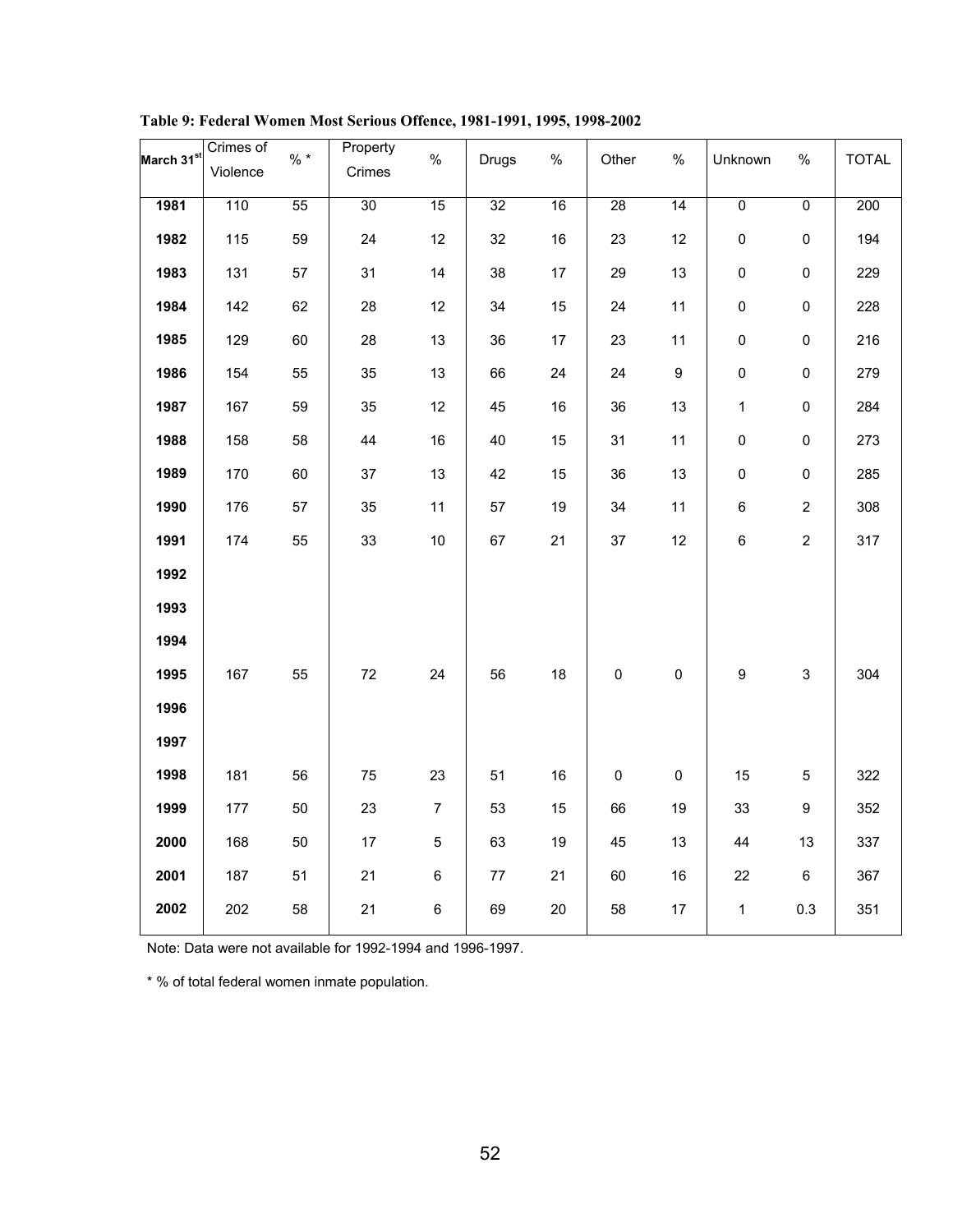**Table 9: Federal Women Most Serious Offence, 1981-1991, 1995, 1998-2002**

| March 31st | Crimes of Violence | % * | Property Crimes | % | Drugs | % | Other | % | Unknown | % | TOTAL |
|---|---|---|---|---|---|---|---|---|---|---|---|
| 1981 | 110 | 55 | 30 | 15 | 32 | 16 | 28 | 14 | 0 | 0 | 200 |
| 1982 | 115 | 59 | 24 | 12 | 32 | 16 | 23 | 12 | 0 | 0 | 194 |
| 1983 | 131 | 57 | 31 | 14 | 38 | 17 | 29 | 13 | 0 | 0 | 229 |
| 1984 | 142 | 62 | 28 | 12 | 34 | 15 | 24 | 11 | 0 | 0 | 228 |
| 1985 | 129 | 60 | 28 | 13 | 36 | 17 | 23 | 11 | 0 | 0 | 216 |
| 1986 | 154 | 55 | 35 | 13 | 66 | 24 | 24 | 9 | 0 | 0 | 279 |
| 1987 | 167 | 59 | 35 | 12 | 45 | 16 | 36 | 13 | 1 | 0 | 284 |
| 1988 | 158 | 58 | 44 | 16 | 40 | 15 | 31 | 11 | 0 | 0 | 273 |
| 1989 | 170 | 60 | 37 | 13 | 42 | 15 | 36 | 13 | 0 | 0 | 285 |
| 1990 | 176 | 57 | 35 | 11 | 57 | 19 | 34 | 11 | 6 | 2 | 308 |
| 1991 | 174 | 55 | 33 | 10 | 67 | 21 | 37 | 12 | 6 | 2 | 317 |
| 1992 | | | | | | | | | | | |
| 1993 | | | | | | | | | | | |
| 1994 | | | | | | | | | | | |
| 1995 | 167 | 55 | 72 | 24 | 56 | 18 | 0 | 0 | 9 | 3 | 304 |
| 1996 | | | | | | | | | | | |
| 1997 | | | | | | | | | | | |
| 1998 | 181 | 56 | 75 | 23 | 51 | 16 | 0 | 0 | 15 | 5 | 322 |
| 1999 | 177 | 50 | 23 | 7 | 53 | 15 | 66 | 19 | 33 | 9 | 352 |
| 2000 | 168 | 50 | 17 | 5 | 63 | 19 | 45 | 13 | 44 | 13 | 337 |
| 2001 | 187 | 51 | 21 | 6 | 77 | 21 | 60 | 16 | 22 | 6 | 367 |
| 2002 | 202 | 58 | 21 | 6 | 69 | 20 | 58 | 17 | 1 | 0.3 | 351 |

Note: Data were not available for 1992-1994 and 1996-1997.

* % of total federal women inmate population.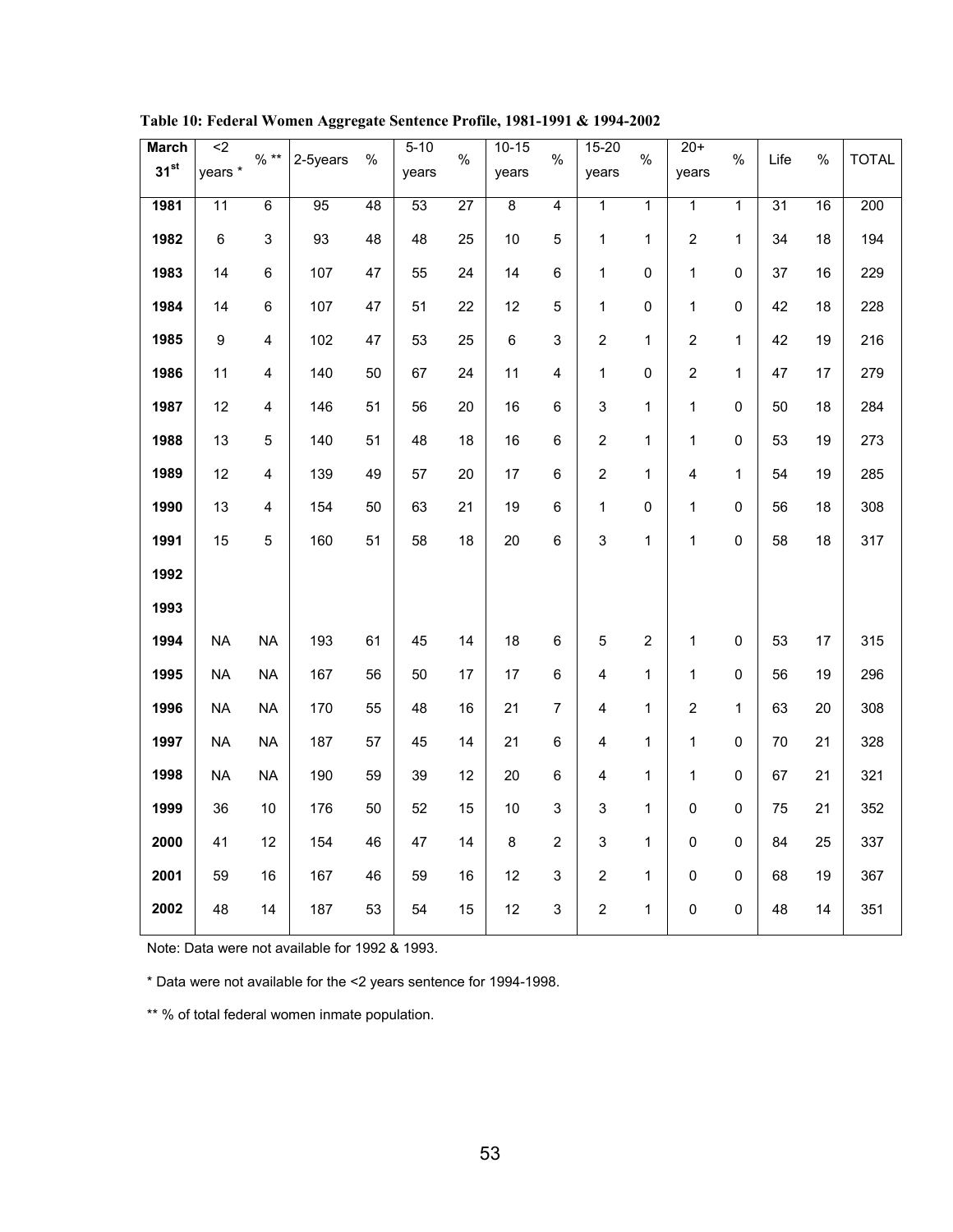**Table 10: Federal Women Aggregate Sentence Profile, 1981-1991 & 1994-2002**

| March 31st | <2 years * | % ** | 2-5years | % | 5-10 years | % | 10-15 years | % | 15-20 years | % | 20+ years | % | Life | % | TOTAL |
|---|---|---|---|---|---|---|---|---|---|---|---|---|---|---|---|
| 1981 | 11 | 6 | 95 | 48 | 53 | 27 | 8 | 4 | 1 | 1 | 1 | 1 | 31 | 16 | 200 |
| 1982 | 6 | 3 | 93 | 48 | 48 | 25 | 10 | 5 | 1 | 1 | 2 | 1 | 34 | 18 | 194 |
| 1983 | 14 | 6 | 107 | 47 | 55 | 24 | 14 | 6 | 1 | 0 | 1 | 0 | 37 | 16 | 229 |
| 1984 | 14 | 6 | 107 | 47 | 51 | 22 | 12 | 5 | 1 | 0 | 1 | 0 | 42 | 18 | 228 |
| 1985 | 9 | 4 | 102 | 47 | 53 | 25 | 6 | 3 | 2 | 1 | 2 | 1 | 42 | 19 | 216 |
| 1986 | 11 | 4 | 140 | 50 | 67 | 24 | 11 | 4 | 1 | 0 | 2 | 1 | 47 | 17 | 279 |
| 1987 | 12 | 4 | 146 | 51 | 56 | 20 | 16 | 6 | 3 | 1 | 1 | 0 | 50 | 18 | 284 |
| 1988 | 13 | 5 | 140 | 51 | 48 | 18 | 16 | 6 | 2 | 1 | 1 | 0 | 53 | 19 | 273 |
| 1989 | 12 | 4 | 139 | 49 | 57 | 20 | 17 | 6 | 2 | 1 | 4 | 1 | 54 | 19 | 285 |
| 1990 | 13 | 4 | 154 | 50 | 63 | 21 | 19 | 6 | 1 | 0 | 1 | 0 | 56 | 18 | 308 |
| 1991 | 15 | 5 | 160 | 51 | 58 | 18 | 20 | 6 | 3 | 1 | 1 | 0 | 58 | 18 | 317 |
| 1992 | | | | | | | | | | | | | | | |
| 1993 | | | | | | | | | | | | | | | |
| 1994 | NA | NA | 193 | 61 | 45 | 14 | 18 | 6 | 5 | 2 | 1 | 0 | 53 | 17 | 315 |
| 1995 | NA | NA | 167 | 56 | 50 | 17 | 17 | 6 | 4 | 1 | 1 | 0 | 56 | 19 | 296 |
| 1996 | NA | NA | 170 | 55 | 48 | 16 | 21 | 7 | 4 | 1 | 2 | 1 | 63 | 20 | 308 |
| 1997 | NA | NA | 187 | 57 | 45 | 14 | 21 | 6 | 4 | 1 | 1 | 0 | 70 | 21 | 328 |
| 1998 | NA | NA | 190 | 59 | 39 | 12 | 20 | 6 | 4 | 1 | 1 | 0 | 67 | 21 | 321 |
| 1999 | 36 | 10 | 176 | 50 | 52 | 15 | 10 | 3 | 3 | 1 | 0 | 0 | 75 | 21 | 352 |
| 2000 | 41 | 12 | 154 | 46 | 47 | 14 | 8 | 2 | 3 | 1 | 0 | 0 | 84 | 25 | 337 |
| 2001 | 59 | 16 | 167 | 46 | 59 | 16 | 12 | 3 | 2 | 1 | 0 | 0 | 68 | 19 | 367 |
| 2002 | 48 | 14 | 187 | 53 | 54 | 15 | 12 | 3 | 2 | 1 | 0 | 0 | 48 | 14 | 351 |

Note: Data were not available for 1992 & 1993.

* Data were not available for the <2 years sentence for 1994-1998.

** % of total federal women inmate population.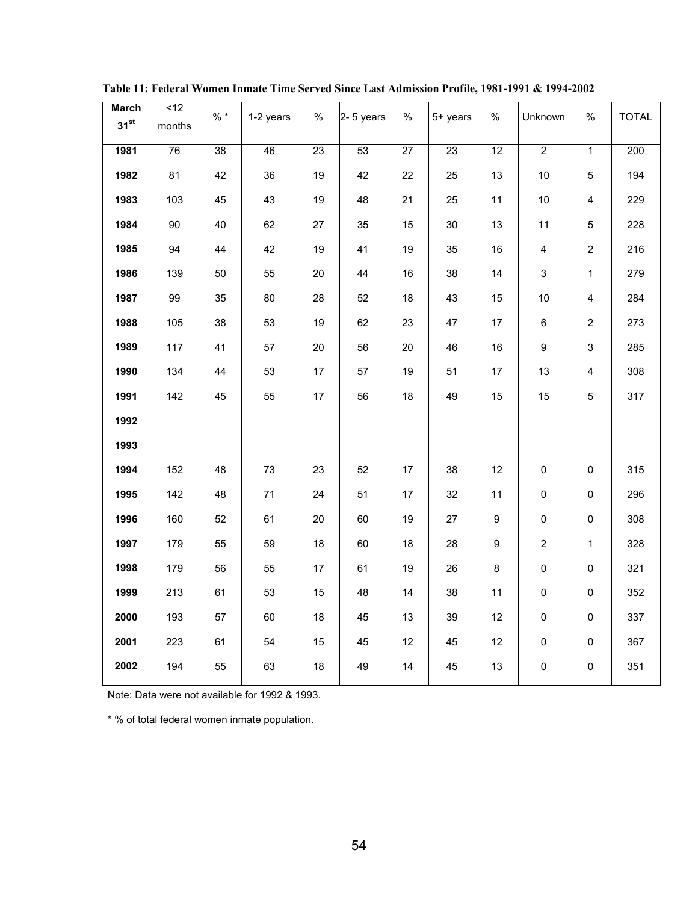**Table 11: Federal Women Inmate Time Served Since Last Admission Profile, 1981-1991 & 1994-2002**

| March 31[st] | <12 months | % * | 1-2 years | % | 2- 5 years | % | 5+ years | % | Unknown | % | TOTAL |
|---|---|---|---|---|---|---|---|---|---|---|---|
| 1981 | 76 | 38 | 46 | 23 | 53 | 27 | 23 | 12 | 2 | 1 | 200 |
| 1982 | 81 | 42 | 36 | 19 | 42 | 22 | 25 | 13 | 10 | 5 | 194 |
| 1983 | 103 | 45 | 43 | 19 | 48 | 21 | 25 | 11 | 10 | 4 | 229 |
| 1984 | 90 | 40 | 62 | 27 | 35 | 15 | 30 | 13 | 11 | 5 | 228 |
| 1985 | 94 | 44 | 42 | 19 | 41 | 19 | 35 | 16 | 4 | 2 | 216 |
| 1986 | 139 | 50 | 55 | 20 | 44 | 16 | 38 | 14 | 3 | 1 | 279 |
| 1987 | 99 | 35 | 80 | 28 | 52 | 18 | 43 | 15 | 10 | 4 | 284 |
| 1988 | 105 | 38 | 53 | 19 | 62 | 23 | 47 | 17 | 6 | 2 | 273 |
| 1989 | 117 | 41 | 57 | 20 | 56 | 20 | 46 | 16 | 9 | 3 | 285 |
| 1990 | 134 | 44 | 53 | 17 | 57 | 19 | 51 | 17 | 13 | 4 | 308 |
| 1991 | 142 | 45 | 55 | 17 | 56 | 18 | 49 | 15 | 15 | 5 | 317 |
| 1992 | | | | | | | | | | | |
| 1993 | | | | | | | | | | | |
| 1994 | 152 | 48 | 73 | 23 | 52 | 17 | 38 | 12 | 0 | 0 | 315 |
| 1995 | 142 | 48 | 71 | 24 | 51 | 17 | 32 | 11 | 0 | 0 | 296 |
| 1996 | 160 | 52 | 61 | 20 | 60 | 19 | 27 | 9 | 0 | 0 | 308 |
| 1997 | 179 | 55 | 59 | 18 | 60 | 18 | 28 | 9 | 2 | 1 | 328 |
| 1998 | 179 | 56 | 55 | 17 | 61 | 19 | 26 | 8 | 0 | 0 | 321 |
| 1999 | 213 | 61 | 53 | 15 | 48 | 14 | 38 | 11 | 0 | 0 | 352 |
| 2000 | 193 | 57 | 60 | 18 | 45 | 13 | 39 | 12 | 0 | 0 | 337 |
| 2001 | 223 | 61 | 54 | 15 | 45 | 12 | 45 | 12 | 0 | 0 | 367 |
| 2002 | 194 | 55 | 63 | 18 | 49 | 14 | 45 | 13 | 0 | 0 | 351 |

Note: Data were not available for 1992 & 1993.

* % of total federal women inmate population.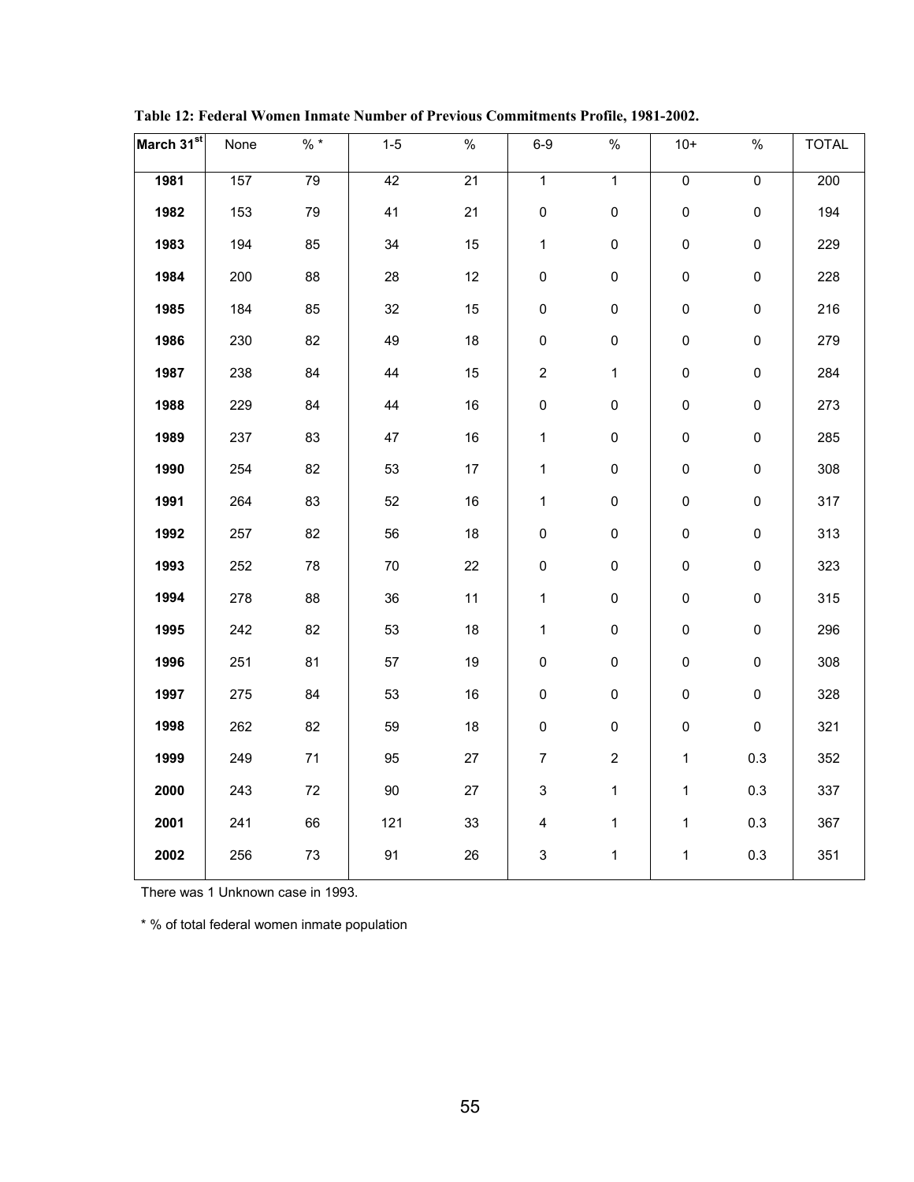**Table 12: Federal Women Inmate Number of Previous Commitments Profile, 1981-2002.**

| March 31st | None | % * | 1-5 | % | 6-9 | % | 10+ | % | TOTAL |
|---|---|---|---|---|---|---|---|---|---|
| **1981** | 157 | 79 | 42 | 21 | 1 | 1 | 0 | 0 | 200 |
| **1982** | 153 | 79 | 41 | 21 | 0 | 0 | 0 | 0 | 194 |
| **1983** | 194 | 85 | 34 | 15 | 1 | 0 | 0 | 0 | 229 |
| **1984** | 200 | 88 | 28 | 12 | 0 | 0 | 0 | 0 | 228 |
| **1985** | 184 | 85 | 32 | 15 | 0 | 0 | 0 | 0 | 216 |
| **1986** | 230 | 82 | 49 | 18 | 0 | 0 | 0 | 0 | 279 |
| **1987** | 238 | 84 | 44 | 15 | 2 | 1 | 0 | 0 | 284 |
| **1988** | 229 | 84 | 44 | 16 | 0 | 0 | 0 | 0 | 273 |
| **1989** | 237 | 83 | 47 | 16 | 1 | 0 | 0 | 0 | 285 |
| **1990** | 254 | 82 | 53 | 17 | 1 | 0 | 0 | 0 | 308 |
| **1991** | 264 | 83 | 52 | 16 | 1 | 0 | 0 | 0 | 317 |
| **1992** | 257 | 82 | 56 | 18 | 0 | 0 | 0 | 0 | 313 |
| **1993** | 252 | 78 | 70 | 22 | 0 | 0 | 0 | 0 | 323 |
| **1994** | 278 | 88 | 36 | 11 | 1 | 0 | 0 | 0 | 315 |
| **1995** | 242 | 82 | 53 | 18 | 1 | 0 | 0 | 0 | 296 |
| **1996** | 251 | 81 | 57 | 19 | 0 | 0 | 0 | 0 | 308 |
| **1997** | 275 | 84 | 53 | 16 | 0 | 0 | 0 | 0 | 328 |
| **1998** | 262 | 82 | 59 | 18 | 0 | 0 | 0 | 0 | 321 |
| **1999** | 249 | 71 | 95 | 27 | 7 | 2 | 1 | 0.3 | 352 |
| **2000** | 243 | 72 | 90 | 27 | 3 | 1 | 1 | 0.3 | 337 |
| **2001** | 241 | 66 | 121 | 33 | 4 | 1 | 1 | 0.3 | 367 |
| **2002** | 256 | 73 | 91 | 26 | 3 | 1 | 1 | 0.3 | 351 |

There was 1 Unknown case in 1993.

* % of total federal women inmate population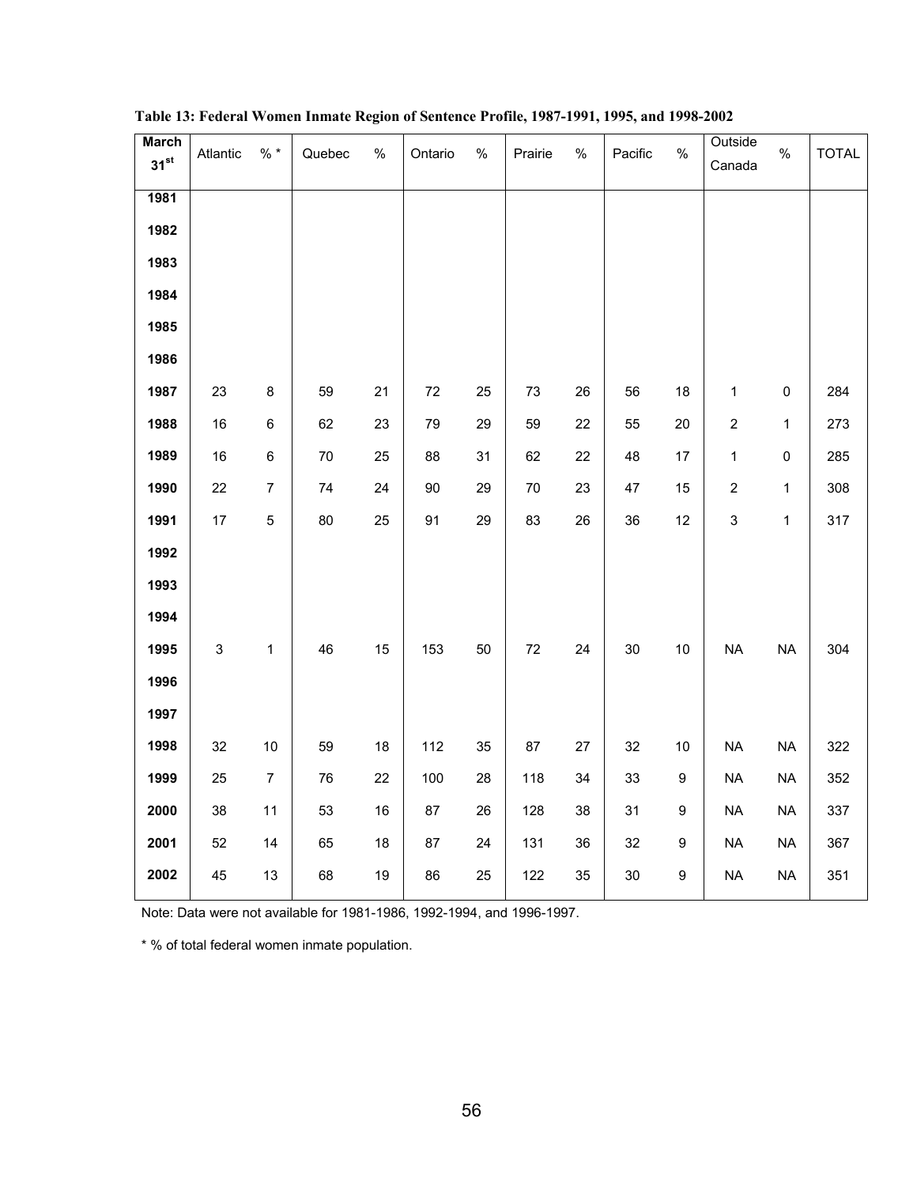**Table 13: Federal Women Inmate Region of Sentence Profile, 1987-1991, 1995, and 1998-2002**

| March 31st | Atlantic | % * | Quebec | % | Ontario | % | Prairie | % | Pacific | % | Outside Canada | % | TOTAL |
|---|---|---|---|---|---|---|---|---|---|---|---|---|---|
| 1981 | | | | | | | | | | | | | |
| 1982 | | | | | | | | | | | | | |
| 1983 | | | | | | | | | | | | | |
| 1984 | | | | | | | | | | | | | |
| 1985 | | | | | | | | | | | | | |
| 1986 | | | | | | | | | | | | | |
| 1987 | 23 | 8 | 59 | 21 | 72 | 25 | 73 | 26 | 56 | 18 | 1 | 0 | 284 |
| 1988 | 16 | 6 | 62 | 23 | 79 | 29 | 59 | 22 | 55 | 20 | 2 | 1 | 273 |
| 1989 | 16 | 6 | 70 | 25 | 88 | 31 | 62 | 22 | 48 | 17 | 1 | 0 | 285 |
| 1990 | 22 | 7 | 74 | 24 | 90 | 29 | 70 | 23 | 47 | 15 | 2 | 1 | 308 |
| 1991 | 17 | 5 | 80 | 25 | 91 | 29 | 83 | 26 | 36 | 12 | 3 | 1 | 317 |
| 1992 | | | | | | | | | | | | | |
| 1993 | | | | | | | | | | | | | |
| 1994 | | | | | | | | | | | | | |
| 1995 | 3 | 1 | 46 | 15 | 153 | 50 | 72 | 24 | 30 | 10 | NA | NA | 304 |
| 1996 | | | | | | | | | | | | | |
| 1997 | | | | | | | | | | | | | |
| 1998 | 32 | 10 | 59 | 18 | 112 | 35 | 87 | 27 | 32 | 10 | NA | NA | 322 |
| 1999 | 25 | 7 | 76 | 22 | 100 | 28 | 118 | 34 | 33 | 9 | NA | NA | 352 |
| 2000 | 38 | 11 | 53 | 16 | 87 | 26 | 128 | 38 | 31 | 9 | NA | NA | 337 |
| 2001 | 52 | 14 | 65 | 18 | 87 | 24 | 131 | 36 | 32 | 9 | NA | NA | 367 |
| 2002 | 45 | 13 | 68 | 19 | 86 | 25 | 122 | 35 | 30 | 9 | NA | NA | 351 |

Note: Data were not available for 1981-1986, 1992-1994, and 1996-1997.

* % of total federal women inmate population.